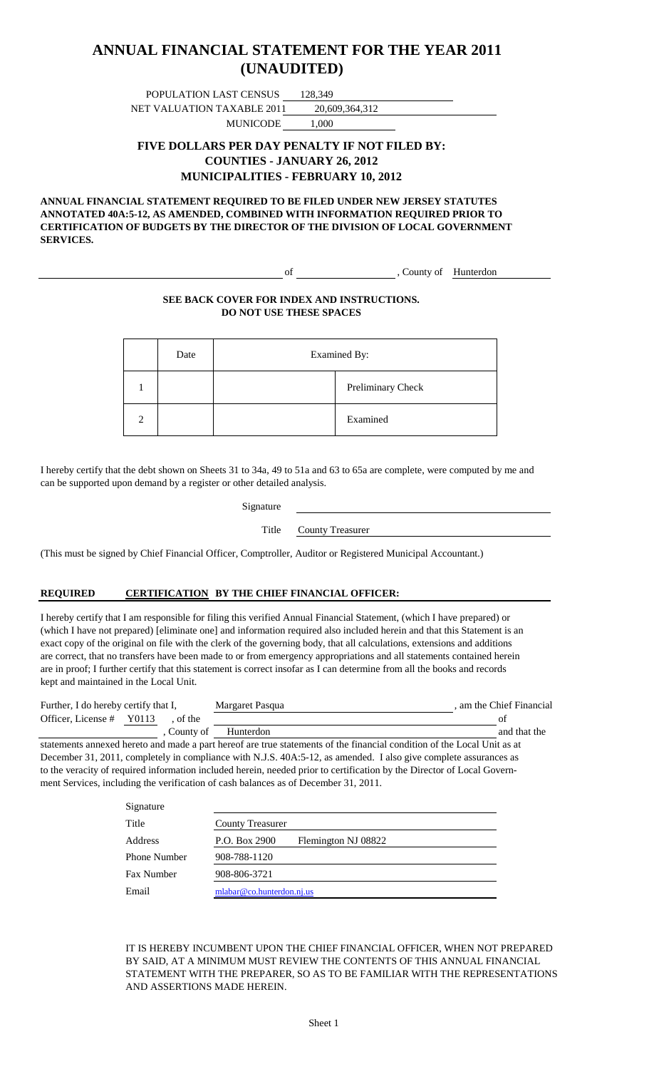# ANNUAL FINANCIAL STATEMENT FOR THE YEAR 2011
# (UNAUDITED)

POPULATION LAST CENSUS 128,349

NET VALUATION TAXABLE 2011 20,609,364,312

MUNICODE 1,000

### FIVE DOLLARS PER DAY PENALTY IF NOT FILED BY:
### COUNTIES - JANUARY 26, 2012
### MUNICIPALITIES - FEBRUARY 10, 2012

**ANNUAL FINANCIAL STATEMENT REQUIRED TO BE FILED UNDER NEW JERSEY STATUTES ANNOTATED 40A:5-12, AS AMENDED, COMBINED WITH INFORMATION REQUIRED PRIOR TO CERTIFICATION OF BUDGETS BY THE DIRECTOR OF THE DIVISION OF LOCAL GOVERNMENT SERVICES.**

_______________ of _______________, County of Hunterdon

**SEE BACK COVER FOR INDEX AND INSTRUCTIONS.**
**DO NOT USE THESE SPACES**

| | Date | Examined By: | |
|---|---|---|---|
| 1 | | | Preliminary Check |
| 2 | | | Examined |

I hereby certify that the debt shown on Sheets 31 to 34a, 49 to 51a and 63 to 65a are complete, were computed by me and can be supported upon demand by a register or other detailed analysis.

Signature _______________

Title County Treasurer

(This must be signed by Chief Financial Officer, Comptroller, Auditor or Registered Municipal Accountant.)

**REQUIRED CERTIFICATION BY THE CHIEF FINANCIAL OFFICER:**

I hereby certify that I am responsible for filing this verified Annual Financial Statement, (which I have prepared) or (which I have not prepared) [eliminate one] and information required also included herein and that this Statement is an exact copy of the original on file with the clerk of the governing body, that all calculations, extensions and additions are correct, that no transfers have been made to or from emergency appropriations and all statements contained herein are in proof; I further certify that this statement is correct insofar as I can determine from all the books and records kept and maintained in the Local Unit.

Further, I do hereby certify that I, Margaret Pasqua, am the Chief Financial Officer, License # Y0113, of the _______________ of _______________, County of Hunterdon and that the statements annexed hereto and made a part hereof are true statements of the financial condition of the Local Unit as at December 31, 2011, completely in compliance with N.J.S. 40A:5-12, as amended. I also give complete assurances as to the veracity of required information included herein, needed prior to certification by the Director of Local Government Services, including the verification of cash balances as of December 31, 2011.

| | |
|---|---|
| Signature | |
| Title | County Treasurer |
| Address | P.O. Box 2900 Flemington NJ 08822 |
| Phone Number | 908-788-1120 |
| Fax Number | 908-806-3721 |
| Email | mlabar@co.hunterdon.nj.us |

IT IS HEREBY INCUMBENT UPON THE CHIEF FINANCIAL OFFICER, WHEN NOT PREPARED BY SAID, AT A MINIMUM MUST REVIEW THE CONTENTS OF THIS ANNUAL FINANCIAL STATEMENT WITH THE PREPARER, SO AS TO BE FAMILIAR WITH THE REPRESENTATIONS AND ASSERTIONS MADE HEREIN.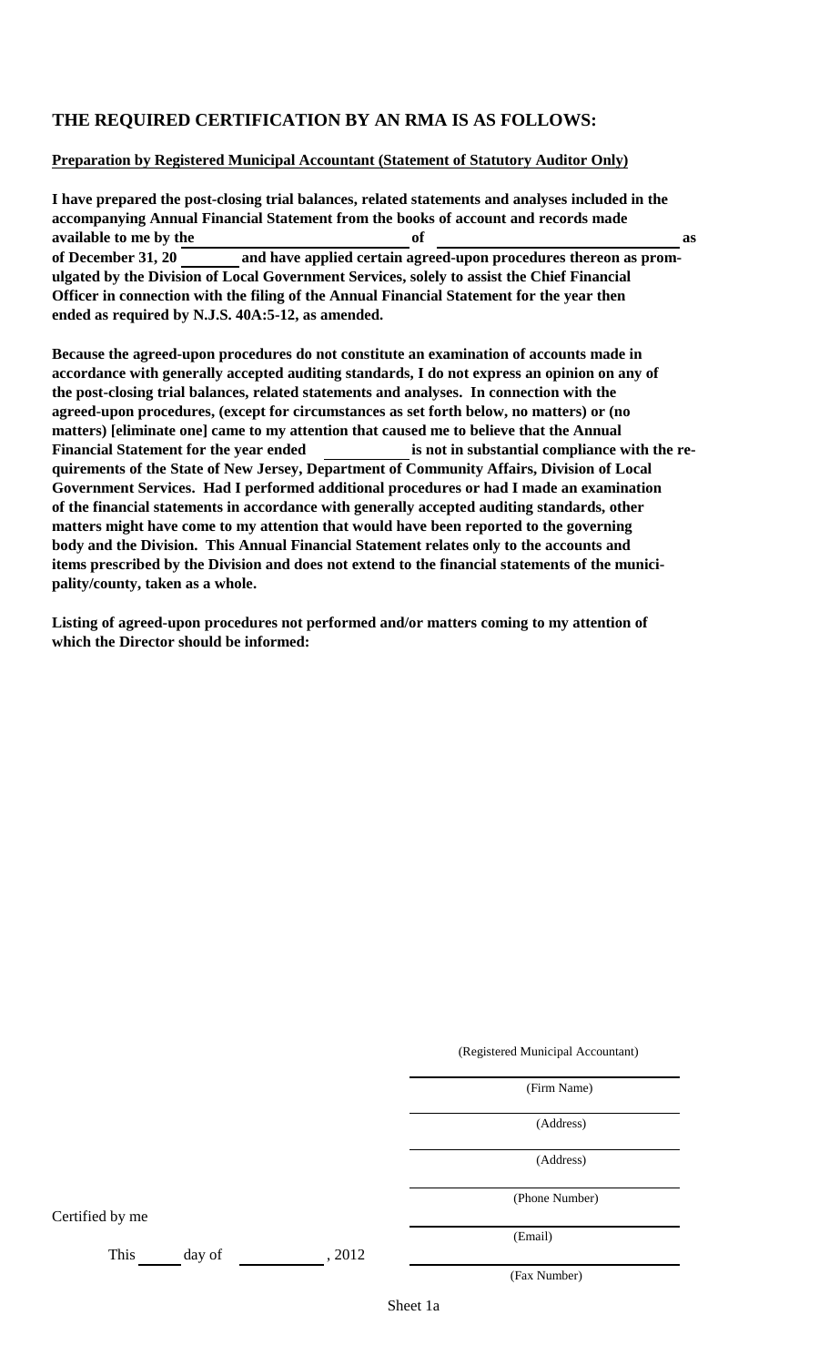## THE REQUIRED CERTIFICATION BY AN RMA IS AS FOLLOWS:

**Preparation by Registered Municipal Accountant (Statement of Statutory Auditor Only)**

**I have prepared the post-closing trial balances, related statements and analyses included in the accompanying Annual Financial Statement from the books of account and records made available to me by the \_\_\_\_\_\_\_\_\_\_\_\_\_\_\_\_\_\_\_\_ of \_\_\_\_\_\_\_\_\_\_\_\_\_\_\_\_\_\_\_\_ as of December 31, 20 \_\_\_\_\_\_ and have applied certain agreed-upon procedures thereon as promulgated by the Division of Local Government Services, solely to assist the Chief Financial Officer in connection with the filing of the Annual Financial Statement for the year then ended as required by N.J.S. 40A:5-12, as amended.**

**Because the agreed-upon procedures do not constitute an examination of accounts made in accordance with generally accepted auditing standards, I do not express an opinion on any of the post-closing trial balances, related statements and analyses. In connection with the agreed-upon procedures, (except for circumstances as set forth below, no matters) or (no matters) [eliminate one] came to my attention that caused me to believe that the Annual Financial Statement for the year ended \_\_\_\_\_\_\_\_\_\_ is not in substantial compliance with the requirements of the State of New Jersey, Department of Community Affairs, Division of Local Government Services. Had I performed additional procedures or had I made an examination of the financial statements in accordance with generally accepted auditing standards, other matters might have come to my attention that would have been reported to the governing body and the Division. This Annual Financial Statement relates only to the accounts and items prescribed by the Division and does not extend to the financial statements of the municipality/county, taken as a whole.**

**Listing of agreed-upon procedures not performed and/or matters coming to my attention of which the Director should be informed:**

(Registered Municipal Accountant)

\_\_\_\_\_\_\_\_\_\_\_\_\_\_\_\_\_\_\_\_
(Firm Name)

\_\_\_\_\_\_\_\_\_\_\_\_\_\_\_\_\_\_\_\_
(Address)

\_\_\_\_\_\_\_\_\_\_\_\_\_\_\_\_\_\_\_\_
(Address)

\_\_\_\_\_\_\_\_\_\_\_\_\_\_\_\_\_\_\_\_
(Phone Number)

\_\_\_\_\_\_\_\_\_\_\_\_\_\_\_\_\_\_\_\_
(Email)

\_\_\_\_\_\_\_\_\_\_\_\_\_\_\_\_\_\_\_\_
(Fax Number)

Certified by me

This \_\_\_\_\_ day of \_\_\_\_\_\_\_\_\_\_, 2012

Sheet 1a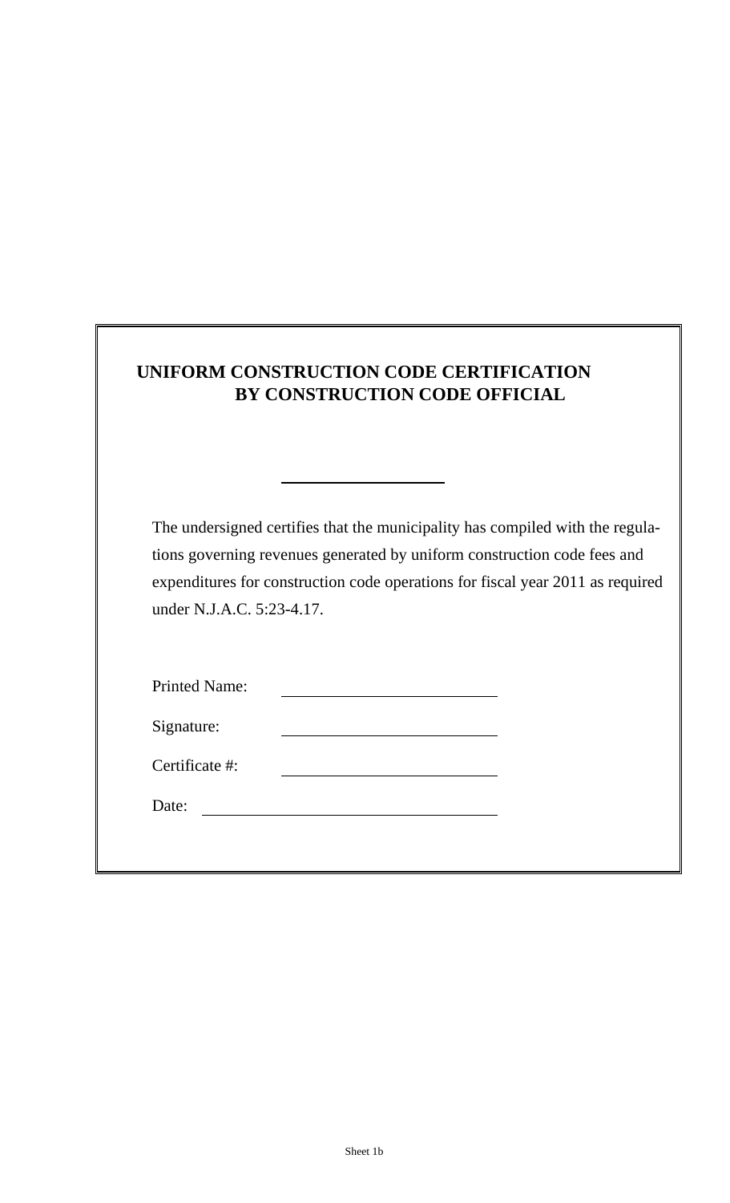# UNIFORM CONSTRUCTION CODE CERTIFICATION BY CONSTRUCTION CODE OFFICIAL

\_\_\_\_\_\_\_\_\_\_\_\_\_\_\_\_\_\_\_\_

The undersigned certifies that the municipality has compiled with the regulations governing revenues generated by uniform construction code fees and expenditures for construction code operations for fiscal year 2011 as required under N.J.A.C. 5:23-4.17.

Printed Name: \_\_\_\_\_\_\_\_\_\_\_\_\_\_\_\_\_\_\_\_\_\_\_\_\_\_

Signature: \_\_\_\_\_\_\_\_\_\_\_\_\_\_\_\_\_\_\_\_\_\_\_\_\_\_

Certificate #: \_\_\_\_\_\_\_\_\_\_\_\_\_\_\_\_\_\_\_\_\_\_\_\_\_\_

Date: \_\_\_\_\_\_\_\_\_\_\_\_\_\_\_\_\_\_\_\_\_\_\_\_\_\_\_\_\_\_\_\_\_\_\_\_

Sheet 1b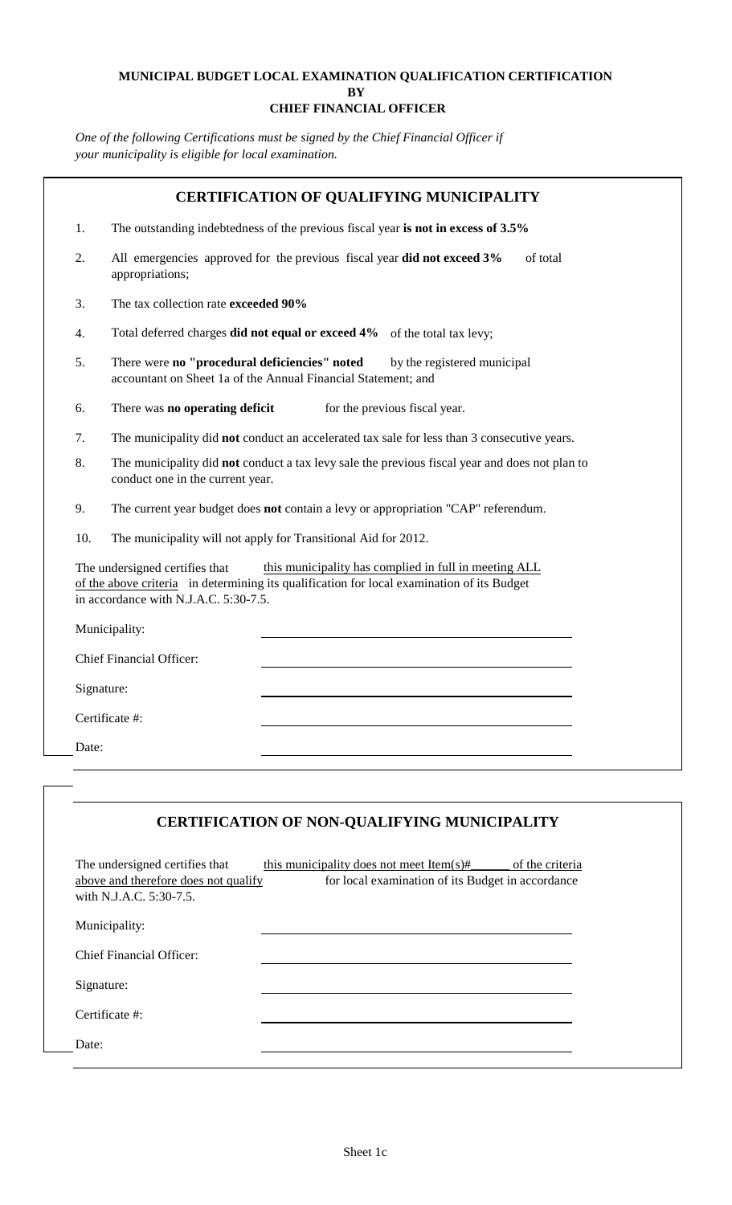**MUNICIPAL BUDGET LOCAL EXAMINATION QUALIFICATION CERTIFICATION**
**BY**
**CHIEF FINANCIAL OFFICER**

*One of the following Certifications must be signed by the Chief Financial Officer if your municipality is eligible for local examination.*

## CERTIFICATION OF QUALIFYING MUNICIPALITY

1. The outstanding indebtedness of the previous fiscal year **is not in excess of 3.5%**
2. All emergencies approved for the previous fiscal year **did not exceed 3%** of total appropriations;
3. The tax collection rate **exceeded 90%**
4. Total deferred charges **did not equal or exceed 4%** of the total tax levy;
5. There were **no "procedural deficiencies" noted** by the registered municipal accountant on Sheet 1a of the Annual Financial Statement; and
6. There was **no operating deficit** for the previous fiscal year.
7. The municipality did **not** conduct an accelerated tax sale for less than 3 consecutive years.
8. The municipality did **not** conduct a tax levy sale the previous fiscal year and does not plan to conduct one in the current year.
9. The current year budget does **not** contain a levy or appropriation "CAP" referendum.
10. The municipality will not apply for Transitional Aid for 2012.

The undersigned certifies that this municipality has complied in full in meeting ALL of the above criteria in determining its qualification for local examination of its Budget in accordance with N.J.A.C. 5:30-7.5.

Municipality: ______________________________

Chief Financial Officer: ______________________________

Signature: ______________________________

Certificate #: ______________________________

Date: ______________________________

## CERTIFICATION OF NON-QUALIFYING MUNICIPALITY

The undersigned certifies that this municipality does not meet Item(s)#______ of the criteria above and therefore does not qualify for local examination of its Budget in accordance with N.J.A.C. 5:30-7.5.

Municipality: ______________________________

Chief Financial Officer: ______________________________

Signature: ______________________________

Certificate #: ______________________________

Date: ______________________________

Sheet 1c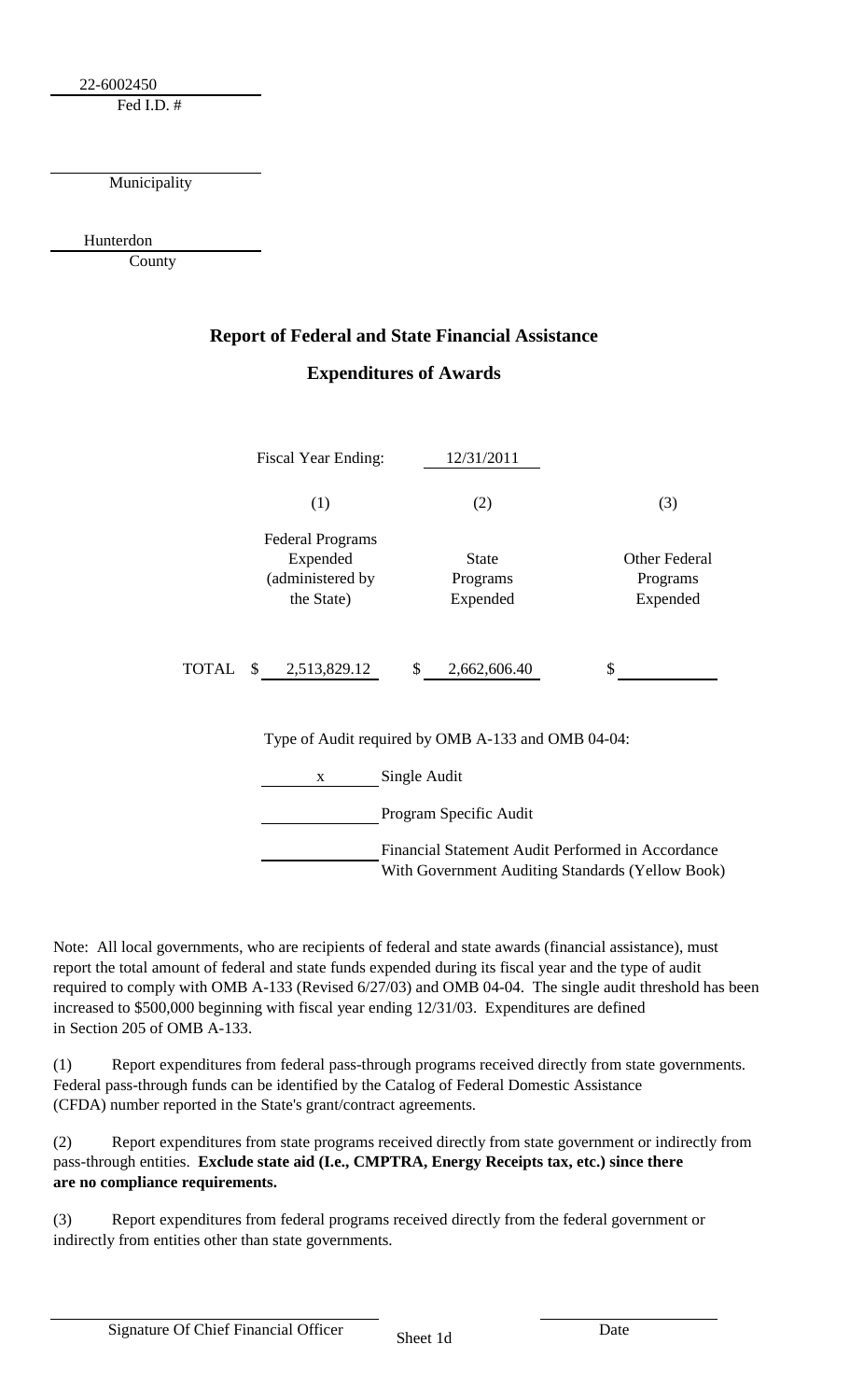22-6002450
Fed I.D. #

Municipality

Hunterdon
County

## Report of Federal and State Financial Assistance

## Expenditures of Awards

Fiscal Year Ending: 12/31/2011

| | (1) | (2) | (3) |
|---|---|---|---|
| | Federal Programs Expended (administered by the State) | State Programs Expended | Other Federal Programs Expended |
| TOTAL | $ 2,513,829.12 | $ 2,662,606.40 | $ |

Type of Audit required by OMB A-133 and OMB 04-04:

x Single Audit

Program Specific Audit

Financial Statement Audit Performed in Accordance With Government Auditing Standards (Yellow Book)

Note: All local governments, who are recipients of federal and state awards (financial assistance), must report the total amount of federal and state funds expended during its fiscal year and the type of audit required to comply with OMB A-133 (Revised 6/27/03) and OMB 04-04. The single audit threshold has been increased to $500,000 beginning with fiscal year ending 12/31/03. Expenditures are defined in Section 205 of OMB A-133.

(1) Report expenditures from federal pass-through programs received directly from state governments. Federal pass-through funds can be identified by the Catalog of Federal Domestic Assistance (CFDA) number reported in the State's grant/contract agreements.

(2) Report expenditures from state programs received directly from state government or indirectly from pass-through entities. **Exclude state aid (I.e., CMPTRA, Energy Receipts tax, etc.) since there are no compliance requirements.**

(3) Report expenditures from federal programs received directly from the federal government or indirectly from entities other than state governments.

Signature Of Chief Financial Officer

Date

Sheet 1d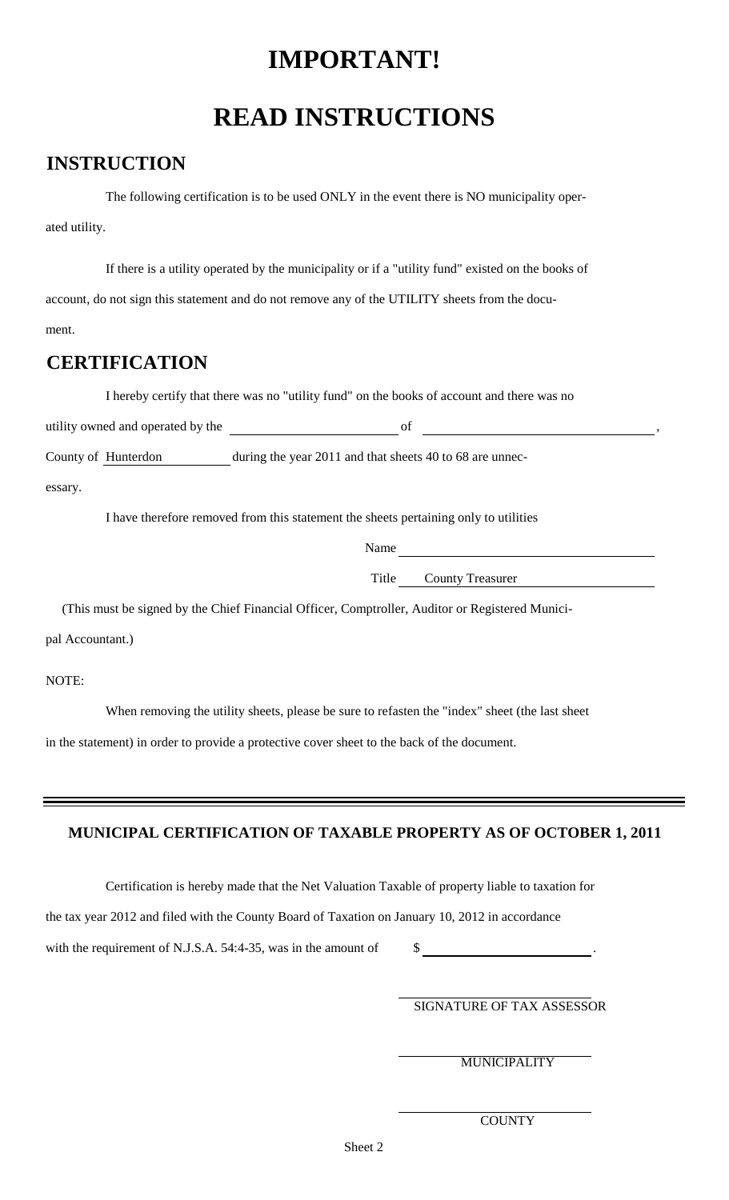# IMPORTANT!

# READ INSTRUCTIONS

## INSTRUCTION

The following certification is to be used ONLY in the event there is NO municipality operated utility.

If there is a utility operated by the municipality or if a "utility fund" existed on the books of account, do not sign this statement and do not remove any of the UTILITY sheets from the document.

## CERTIFICATION

I hereby certify that there was no "utility fund" on the books of account and there was no utility owned and operated by the \_\_\_\_\_\_\_\_\_\_\_\_\_\_\_\_\_\_\_\_ of \_\_\_\_\_\_\_\_\_\_\_\_\_\_\_\_\_\_\_\_\_\_\_\_\_\_,
County of Hunterdon during the year 2011 and that sheets 40 to 68 are unnecessary.

I have therefore removed from this statement the sheets pertaining only to utilities

Name \_\_\_\_\_\_\_\_\_\_\_\_\_\_\_\_\_\_\_\_\_\_\_\_\_\_\_\_\_\_

Title County Treasurer

(This must be signed by the Chief Financial Officer, Comptroller, Auditor or Registered Municipal Accountant.)

NOTE:

When removing the utility sheets, please be sure to refasten the "index" sheet (the last sheet in the statement) in order to provide a protective cover sheet to the back of the document.

---

**MUNICIPAL CERTIFICATION OF TAXABLE PROPERTY AS OF OCTOBER 1, 2011**

Certification is hereby made that the Net Valuation Taxable of property liable to taxation for the tax year 2012 and filed with the County Board of Taxation on January 10, 2012 in accordance with the requirement of N.J.S.A. 54:4-35, was in the amount of $ \_\_\_\_\_\_\_\_\_\_\_\_\_\_\_\_\_\_\_\_.

\_\_\_\_\_\_\_\_\_\_\_\_\_\_\_\_\_\_\_\_\_\_\_\_\_\_\_\_
SIGNATURE OF TAX ASSESSOR

\_\_\_\_\_\_\_\_\_\_\_\_\_\_\_\_\_\_\_\_\_\_\_\_\_\_\_\_
MUNICIPALITY

\_\_\_\_\_\_\_\_\_\_\_\_\_\_\_\_\_\_\_\_\_\_\_\_\_\_\_\_
COUNTY

Sheet 2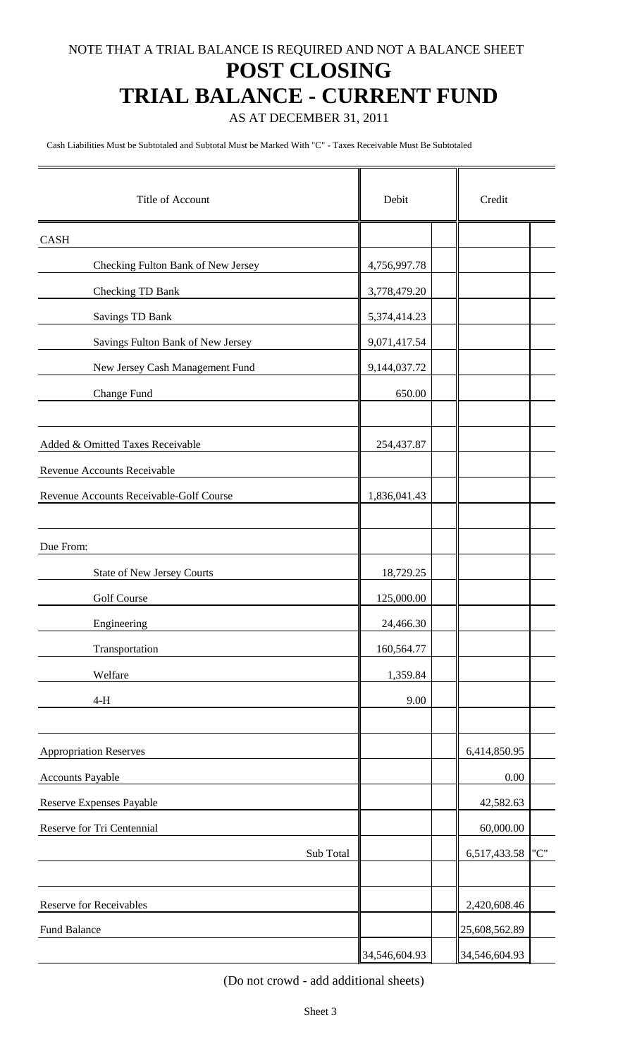NOTE THAT A TRIAL BALANCE IS REQUIRED AND NOT A BALANCE SHEET

# POST CLOSING
# TRIAL BALANCE - CURRENT FUND

AS AT DECEMBER 31, 2011

Cash Liabilities Must be Subtotaled and Subtotal Must be Marked With "C" - Taxes Receivable Must Be Subtotaled

| Title of Account | Debit | | Credit | |
|---|---|---|---|---|
| CASH | | | | |
| Checking Fulton Bank of New Jersey | 4,756,997.78 | | | |
| Checking TD Bank | 3,778,479.20 | | | |
| Savings TD Bank | 5,374,414.23 | | | |
| Savings Fulton Bank of New Jersey | 9,071,417.54 | | | |
| New Jersey Cash Management Fund | 9,144,037.72 | | | |
| Change Fund | 650.00 | | | |
| | | | | |
| Added & Omitted Taxes Receivable | 254,437.87 | | | |
| Revenue Accounts Receivable | | | | |
| Revenue Accounts Receivable-Golf Course | 1,836,041.43 | | | |
| | | | | |
| Due From: | | | | |
| State of New Jersey Courts | 18,729.25 | | | |
| Golf Course | 125,000.00 | | | |
| Engineering | 24,466.30 | | | |
| Transportation | 160,564.77 | | | |
| Welfare | 1,359.84 | | | |
| 4-H | 9.00 | | | |
| | | | | |
| Appropriation Reserves | | | 6,414,850.95 | |
| Accounts Payable | | | 0.00 | |
| Reserve Expenses Payable | | | 42,582.63 | |
| Reserve for Tri Centennial | | | 60,000.00 | |
| Sub Total | | | 6,517,433.58 | "C" |
| | | | | |
| Reserve for Receivables | | | 2,420,608.46 | |
| Fund Balance | | | 25,608,562.89 | |
| | 34,546,604.93 | | 34,546,604.93 | |

(Do not crowd - add additional sheets)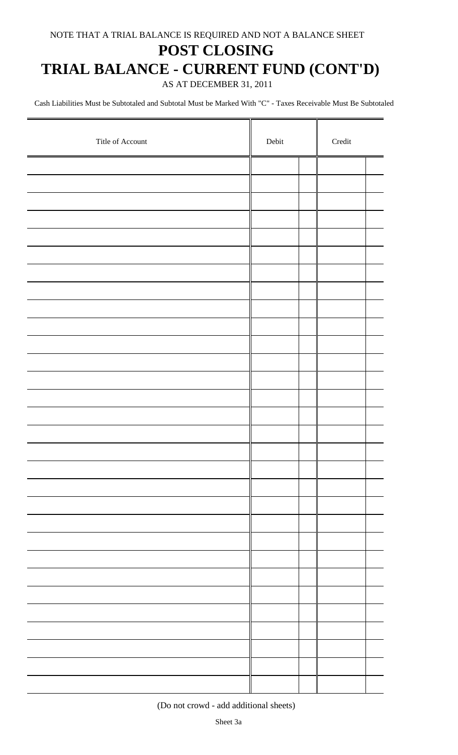NOTE THAT A TRIAL BALANCE IS REQUIRED AND NOT A BALANCE SHEET

# POST CLOSING

# TRIAL BALANCE - CURRENT FUND (CONT'D)

AS AT DECEMBER 31, 2011

Cash Liabilities Must be Subtotaled and Subtotal Must be Marked With "C" - Taxes Receivable Must Be Subtotaled

| Title of Account | Debit | | Credit | |
|---|---|---|---|---|
| | | | | |
| | | | | |
| | | | | |
| | | | | |
| | | | | |
| | | | | |
| | | | | |
| | | | | |
| | | | | |
| | | | | |
| | | | | |
| | | | | |
| | | | | |
| | | | | |
| | | | | |
| | | | | |
| | | | | |
| | | | | |
| | | | | |
| | | | | |
| | | | | |
| | | | | |
| | | | | |
| | | | | |
| | | | | |
| | | | | |
| | | | | |
| | | | | |
| | | | | |
| | | | | |

(Do not crowd - add additional sheets)

Sheet 3a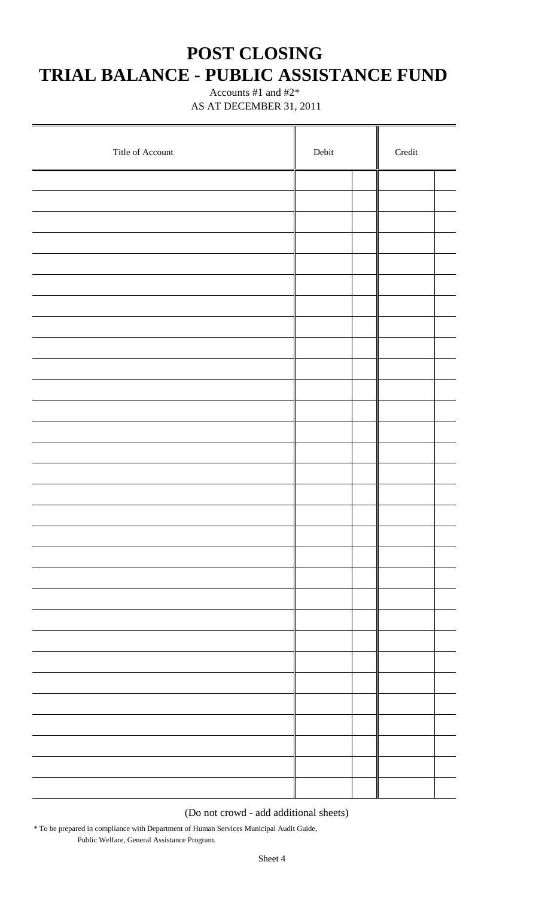# POST CLOSING
# TRIAL BALANCE - PUBLIC ASSISTANCE FUND

Accounts #1 and #2*

AS AT DECEMBER 31, 2011

| Title of Account | Debit | | Credit | |
|---|---|---|---|---|
| | | | | |
| | | | | |
| | | | | |
| | | | | |
| | | | | |
| | | | | |
| | | | | |
| | | | | |
| | | | | |
| | | | | |
| | | | | |
| | | | | |
| | | | | |
| | | | | |
| | | | | |
| | | | | |
| | | | | |
| | | | | |
| | | | | |
| | | | | |
| | | | | |
| | | | | |
| | | | | |
| | | | | |
| | | | | |
| | | | | |
| | | | | |
| | | | | |
| | | | | |
| | | | | |
| | | | | |
| | | | | |

(Do not crowd - add additional sheets)

\* To be prepared in compliance with Department of Human Services Municipal Audit Guide, Public Welfare, General Assistance Program.

Sheet 4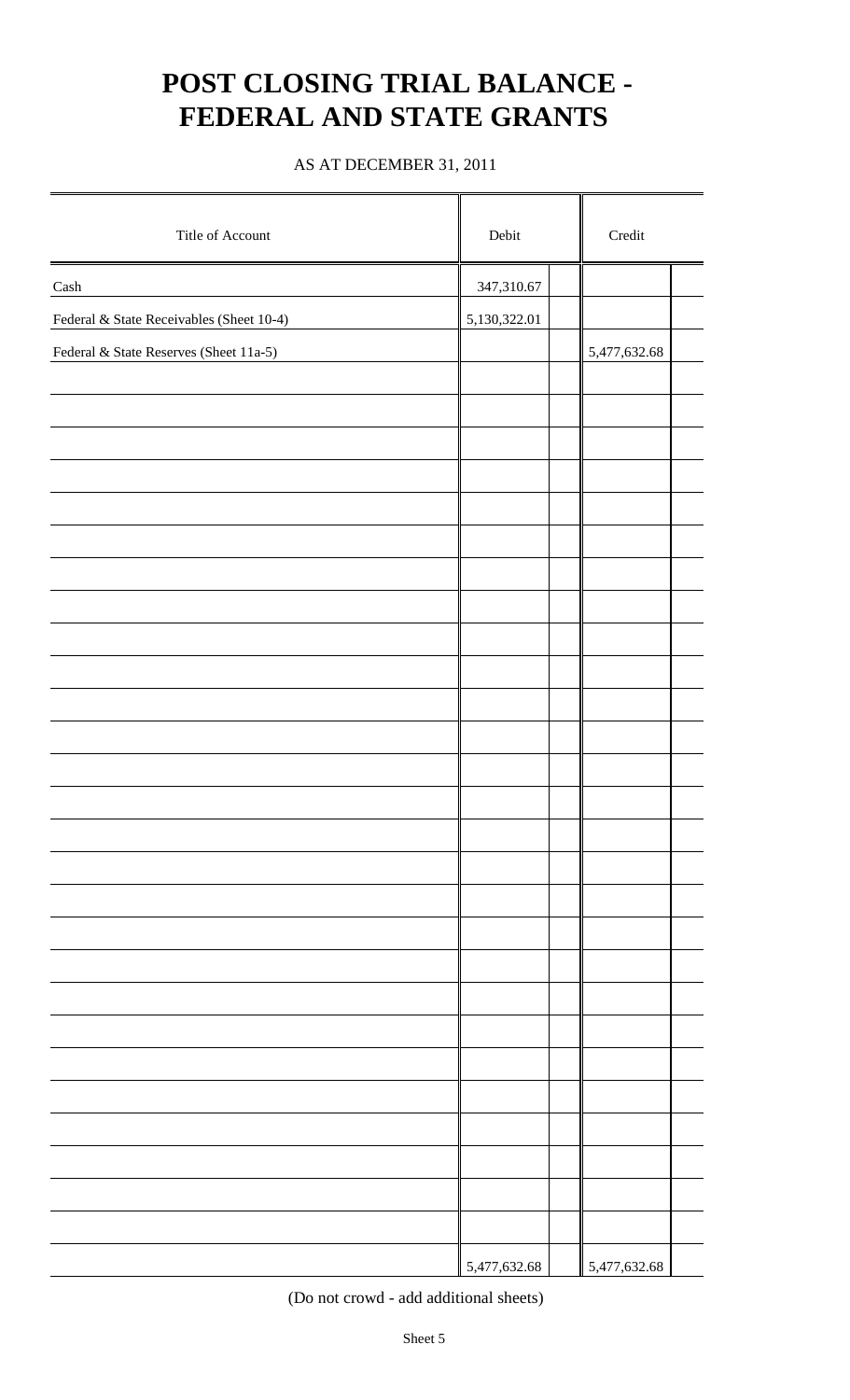# POST CLOSING TRIAL BALANCE - FEDERAL AND STATE GRANTS

AS AT DECEMBER 31, 2011

| Title of Account | Debit | Credit |
|---|---|---|
| Cash | 347,310.67 | |
| Federal & State Receivables (Sheet 10-4) | 5,130,322.01 | |
| Federal & State Reserves (Sheet 11a-5) | | 5,477,632.68 |
| | 5,477,632.68 | 5,477,632.68 |

(Do not crowd - add additional sheets)

Sheet 5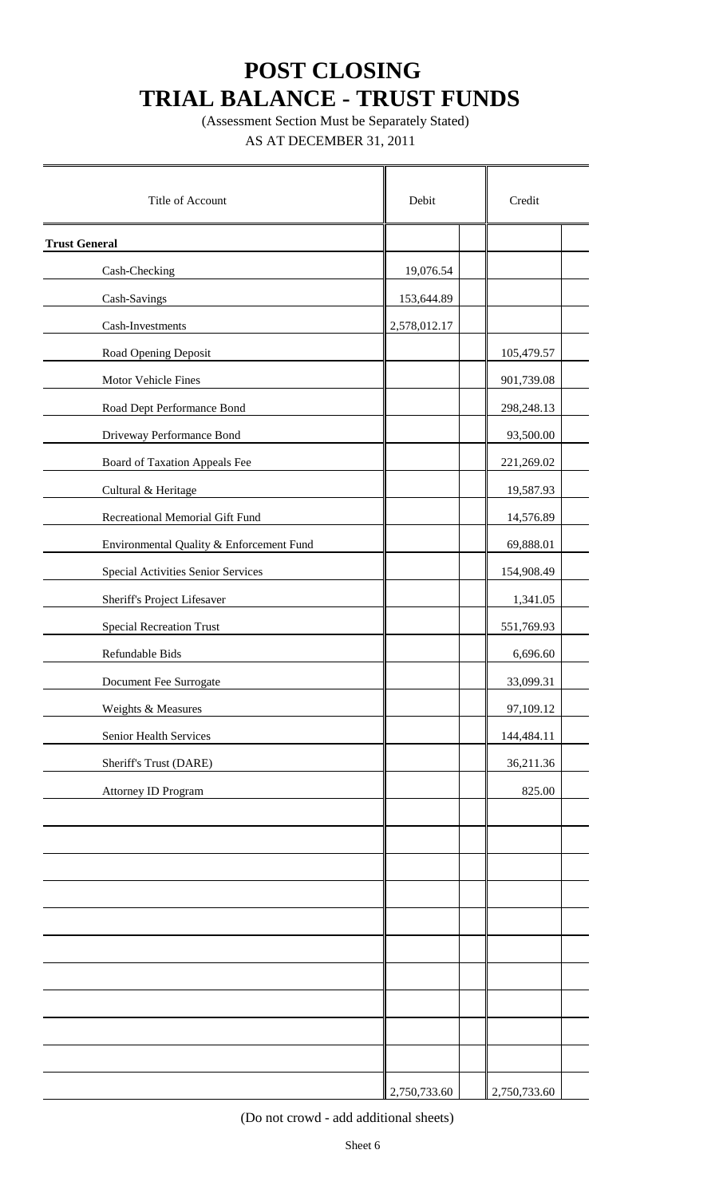# POST CLOSING
# TRIAL BALANCE - TRUST FUNDS

(Assessment Section Must be Separately Stated)

AS AT DECEMBER 31, 2011

| Title of Account | Debit | Credit |
|---|---|---|
| **Trust General** | | |
| Cash-Checking | 19,076.54 | |
| Cash-Savings | 153,644.89 | |
| Cash-Investments | 2,578,012.17 | |
| Road Opening Deposit | | 105,479.57 |
| Motor Vehicle Fines | | 901,739.08 |
| Road Dept Performance Bond | | 298,248.13 |
| Driveway Performance Bond | | 93,500.00 |
| Board of Taxation Appeals Fee | | 221,269.02 |
| Cultural & Heritage | | 19,587.93 |
| Recreational Memorial Gift Fund | | 14,576.89 |
| Environmental Quality & Enforcement Fund | | 69,888.01 |
| Special Activities Senior Services | | 154,908.49 |
| Sheriff's Project Lifesaver | | 1,341.05 |
| Special Recreation Trust | | 551,769.93 |
| Refundable Bids | | 6,696.60 |
| Document Fee Surrogate | | 33,099.31 |
| Weights & Measures | | 97,109.12 |
| Senior Health Services | | 144,484.11 |
| Sheriff's Trust (DARE) | | 36,211.36 |
| Attorney ID Program | | 825.00 |
| | 2,750,733.60 | 2,750,733.60 |

(Do not crowd - add additional sheets)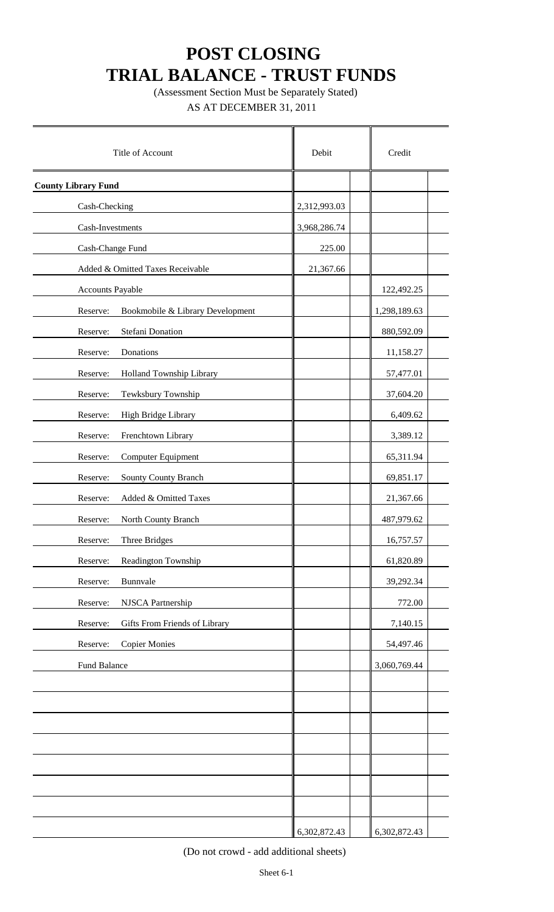# POST CLOSING
# TRIAL BALANCE - TRUST FUNDS

(Assessment Section Must be Separately Stated)

AS AT DECEMBER 31, 2011

| Title of Account | Debit | Credit |
|---|---|---|
| **County Library Fund** | | |
| Cash-Checking | 2,312,993.03 | |
| Cash-Investments | 3,968,286.74 | |
| Cash-Change Fund | 225.00 | |
| Added & Omitted Taxes Receivable | 21,367.66 | |
| Accounts Payable | | 122,492.25 |
| Reserve: Bookmobile & Library Development | | 1,298,189.63 |
| Reserve: Stefani Donation | | 880,592.09 |
| Reserve: Donations | | 11,158.27 |
| Reserve: Holland Township Library | | 57,477.01 |
| Reserve: Tewksbury Township | | 37,604.20 |
| Reserve: High Bridge Library | | 6,409.62 |
| Reserve: Frenchtown Library | | 3,389.12 |
| Reserve: Computer Equipment | | 65,311.94 |
| Reserve: Sounty County Branch | | 69,851.17 |
| Reserve: Added & Omitted Taxes | | 21,367.66 |
| Reserve: North County Branch | | 487,979.62 |
| Reserve: Three Bridges | | 16,757.57 |
| Reserve: Readington Township | | 61,820.89 |
| Reserve: Bunnvale | | 39,292.34 |
| Reserve: NJSCA Partnership | | 772.00 |
| Reserve: Gifts From Friends of Library | | 7,140.15 |
| Reserve: Copier Monies | | 54,497.46 |
| Fund Balance | | 3,060,769.44 |
| | | |
| | 6,302,872.43 | 6,302,872.43 |

(Do not crowd - add additional sheets)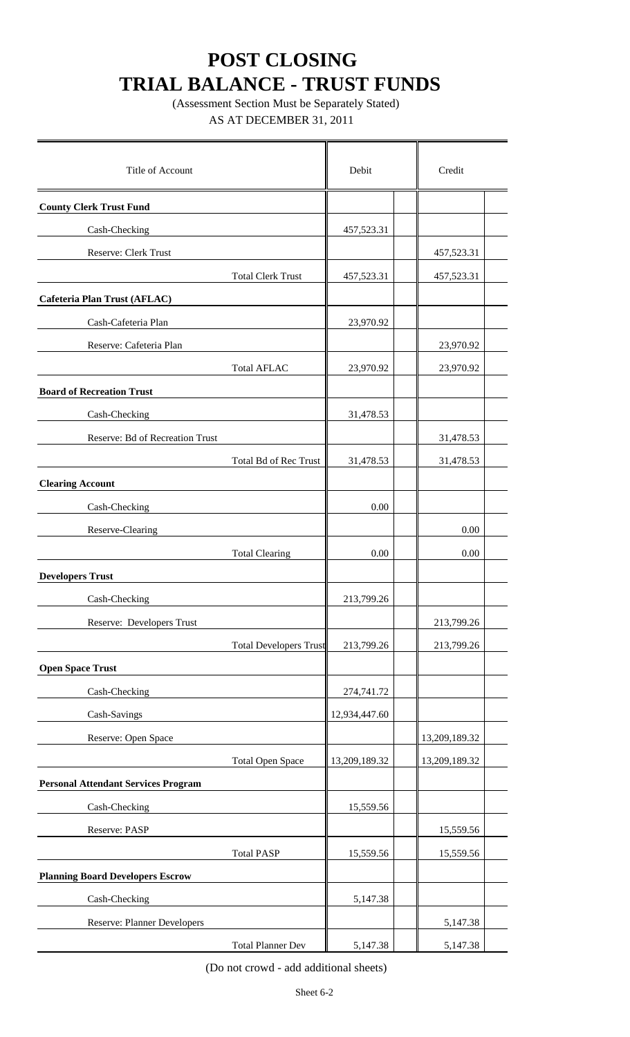# POST CLOSING
# TRIAL BALANCE - TRUST FUNDS

(Assessment Section Must be Separately Stated)

AS AT DECEMBER 31, 2011

| Title of Account | Debit | Credit |
|---|---|---|
| **County Clerk Trust Fund** | | |
| Cash-Checking | 457,523.31 | |
| Reserve: Clerk Trust | | 457,523.31 |
| Total Clerk Trust | 457,523.31 | 457,523.31 |
| **Cafeteria Plan Trust (AFLAC)** | | |
| Cash-Cafeteria Plan | 23,970.92 | |
| Reserve: Cafeteria Plan | | 23,970.92 |
| Total AFLAC | 23,970.92 | 23,970.92 |
| **Board of Recreation Trust** | | |
| Cash-Checking | 31,478.53 | |
| Reserve: Bd of Recreation Trust | | 31,478.53 |
| Total Bd of Rec Trust | 31,478.53 | 31,478.53 |
| **Clearing Account** | | |
| Cash-Checking | 0.00 | |
| Reserve-Clearing | | 0.00 |
| Total Clearing | 0.00 | 0.00 |
| **Developers Trust** | | |
| Cash-Checking | 213,799.26 | |
| Reserve: Developers Trust | | 213,799.26 |
| Total Developers Trust | 213,799.26 | 213,799.26 |
| **Open Space Trust** | | |
| Cash-Checking | 274,741.72 | |
| Cash-Savings | 12,934,447.60 | |
| Reserve: Open Space | | 13,209,189.32 |
| Total Open Space | 13,209,189.32 | 13,209,189.32 |
| **Personal Attendant Services Program** | | |
| Cash-Checking | 15,559.56 | |
| Reserve: PASP | | 15,559.56 |
| Total PASP | 15,559.56 | 15,559.56 |
| **Planning Board Developers Escrow** | | |
| Cash-Checking | 5,147.38 | |
| Reserve: Planner Developers | | 5,147.38 |
| Total Planner Dev | 5,147.38 | 5,147.38 |

(Do not crowd - add additional sheets)

Sheet 6-2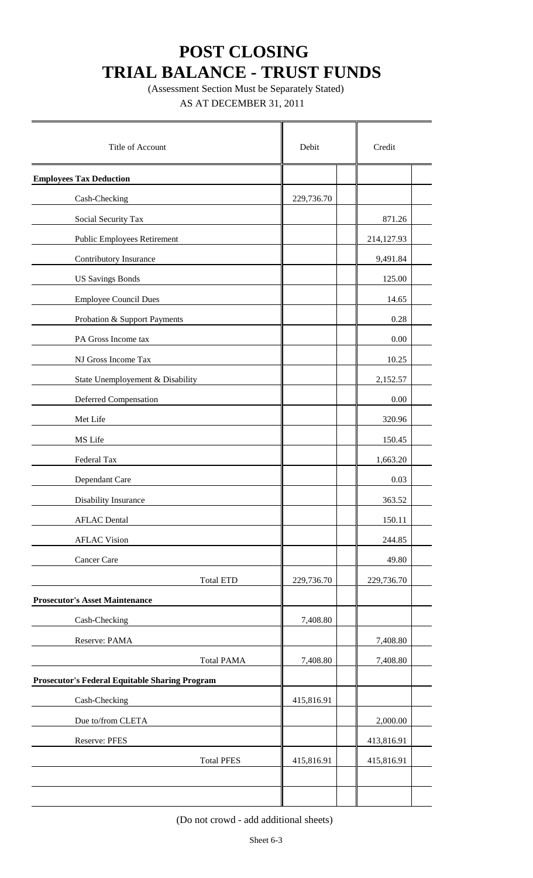# POST CLOSING
# TRIAL BALANCE - TRUST FUNDS

(Assessment Section Must be Separately Stated)

AS AT DECEMBER 31, 2011

| Title of Account | Debit | Credit |
|---|---|---|
| **Employees Tax Deduction** | | |
| Cash-Checking | 229,736.70 | |
| Social Security Tax | | 871.26 |
| Public Employees Retirement | | 214,127.93 |
| Contributory Insurance | | 9,491.84 |
| US Savings Bonds | | 125.00 |
| Employee Council Dues | | 14.65 |
| Probation & Support Payments | | 0.28 |
| PA Gross Income tax | | 0.00 |
| NJ Gross Income Tax | | 10.25 |
| State Unemployement & Disability | | 2,152.57 |
| Deferred Compensation | | 0.00 |
| Met Life | | 320.96 |
| MS Life | | 150.45 |
| Federal Tax | | 1,663.20 |
| Dependant Care | | 0.03 |
| Disability Insurance | | 363.52 |
| AFLAC Dental | | 150.11 |
| AFLAC Vision | | 244.85 |
| Cancer Care | | 49.80 |
| Total ETD | 229,736.70 | 229,736.70 |
| **Prosecutor's Asset Maintenance** | | |
| Cash-Checking | 7,408.80 | |
| Reserve: PAMA | | 7,408.80 |
| Total PAMA | 7,408.80 | 7,408.80 |
| **Prosecutor's Federal Equitable Sharing Program** | | |
| Cash-Checking | 415,816.91 | |
| Due to/from CLETA | | 2,000.00 |
| Reserve: PFES | | 413,816.91 |
| Total PFES | 415,816.91 | 415,816.91 |

(Do not crowd - add additional sheets)

Sheet 6-3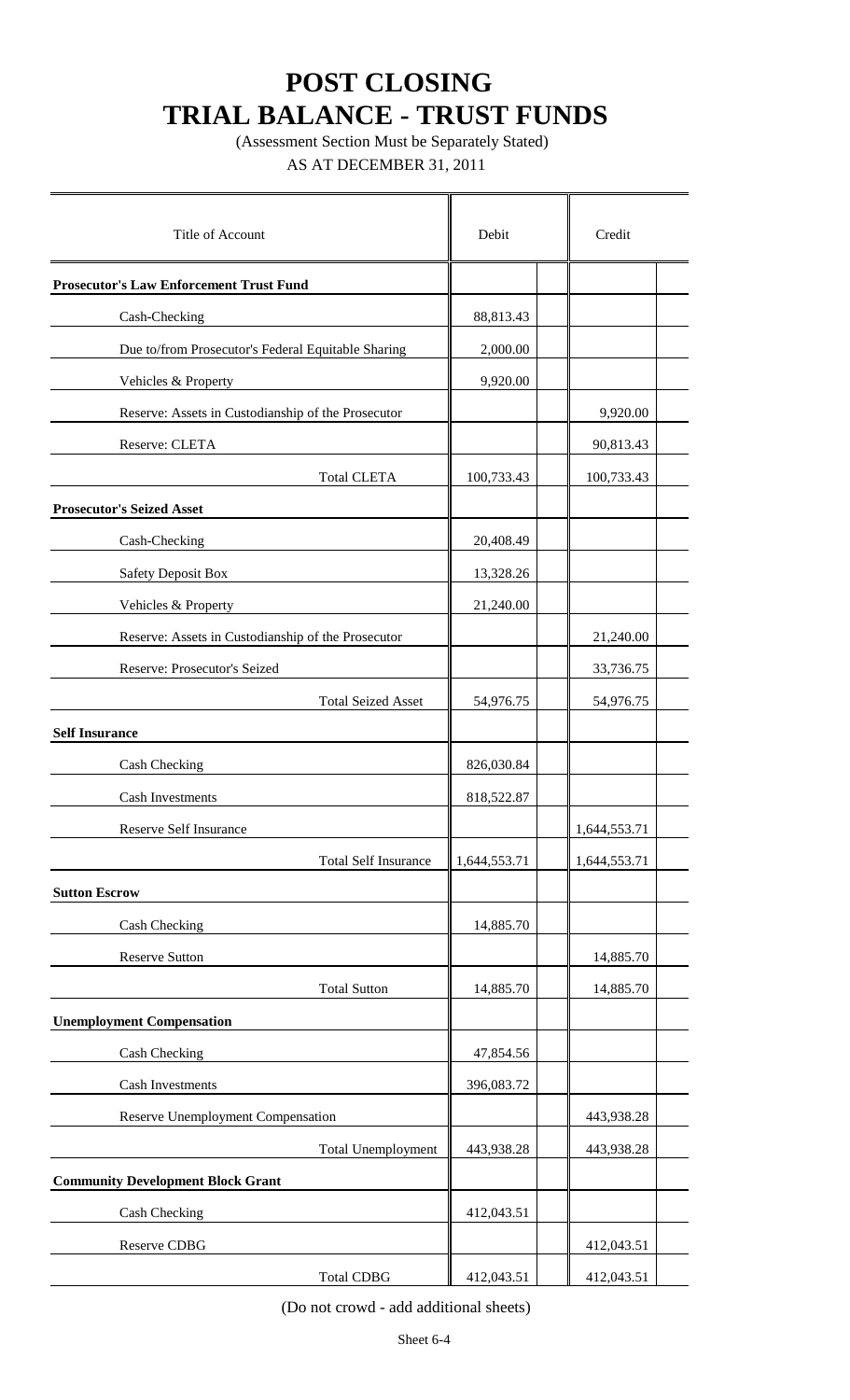# POST CLOSING
# TRIAL BALANCE - TRUST FUNDS

(Assessment Section Must be Separately Stated)

AS AT DECEMBER 31, 2011

| Title of Account | Debit | Credit |
|---|---|---|
| **Prosecutor's Law Enforcement Trust Fund** | | |
| Cash-Checking | 88,813.43 | |
| Due to/from Prosecutor's Federal Equitable Sharing | 2,000.00 | |
| Vehicles & Property | 9,920.00 | |
| Reserve: Assets in Custodianship of the Prosecutor | | 9,920.00 |
| Reserve: CLETA | | 90,813.43 |
| Total CLETA | 100,733.43 | 100,733.43 |
| **Prosecutor's Seized Asset** | | |
| Cash-Checking | 20,408.49 | |
| Safety Deposit Box | 13,328.26 | |
| Vehicles & Property | 21,240.00 | |
| Reserve: Assets in Custodianship of the Prosecutor | | 21,240.00 |
| Reserve: Prosecutor's Seized | | 33,736.75 |
| Total Seized Asset | 54,976.75 | 54,976.75 |
| **Self Insurance** | | |
| Cash Checking | 826,030.84 | |
| Cash Investments | 818,522.87 | |
| Reserve Self Insurance | | 1,644,553.71 |
| Total Self Insurance | 1,644,553.71 | 1,644,553.71 |
| **Sutton Escrow** | | |
| Cash Checking | 14,885.70 | |
| Reserve Sutton | | 14,885.70 |
| Total Sutton | 14,885.70 | 14,885.70 |
| **Unemployment Compensation** | | |
| Cash Checking | 47,854.56 | |
| Cash Investments | 396,083.72 | |
| Reserve Unemployment Compensation | | 443,938.28 |
| Total Unemployment | 443,938.28 | 443,938.28 |
| **Community Development Block Grant** | | |
| Cash Checking | 412,043.51 | |
| Reserve CDBG | | 412,043.51 |
| Total CDBG | 412,043.51 | 412,043.51 |

(Do not crowd - add additional sheets)

Sheet 6-4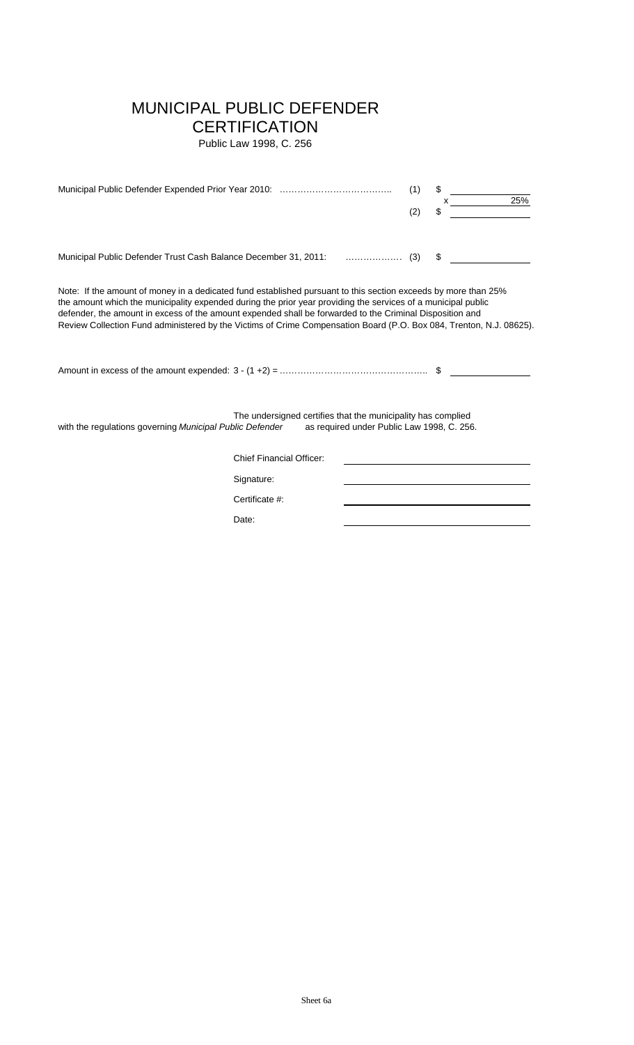# MUNICIPAL PUBLIC DEFENDER CERTIFICATION

Public Law 1998, C. 256

Municipal Public Defender Expended Prior Year 2010: ……………………………….. (1) $ \_\_\_\_\_\_\_\_\_\_

x 25%

(2) $ \_\_\_\_\_\_\_\_\_\_

Municipal Public Defender Trust Cash Balance December 31, 2011: ……………… (3) $ \_\_\_\_\_\_\_\_\_\_

Note: If the amount of money in a dedicated fund established pursuant to this section exceeds by more than 25% the amount which the municipality expended during the prior year providing the services of a municipal public defender, the amount in excess of the amount expended shall be forwarded to the Criminal Disposition and Review Collection Fund administered by the Victims of Crime Compensation Board (P.O. Box 084, Trenton, N.J. 08625).

Amount in excess of the amount expended: 3 - (1 +2) = ………………………………………….. $ \_\_\_\_\_\_\_\_\_\_

The undersigned certifies that the municipality has complied with the regulations governing *Municipal Public Defender* as required under Public Law 1998, C. 256.

Chief Financial Officer: \_\_\_\_\_\_\_\_\_\_

Signature: \_\_\_\_\_\_\_\_\_\_

Certificate #: \_\_\_\_\_\_\_\_\_\_

Date: \_\_\_\_\_\_\_\_\_\_

Sheet 6a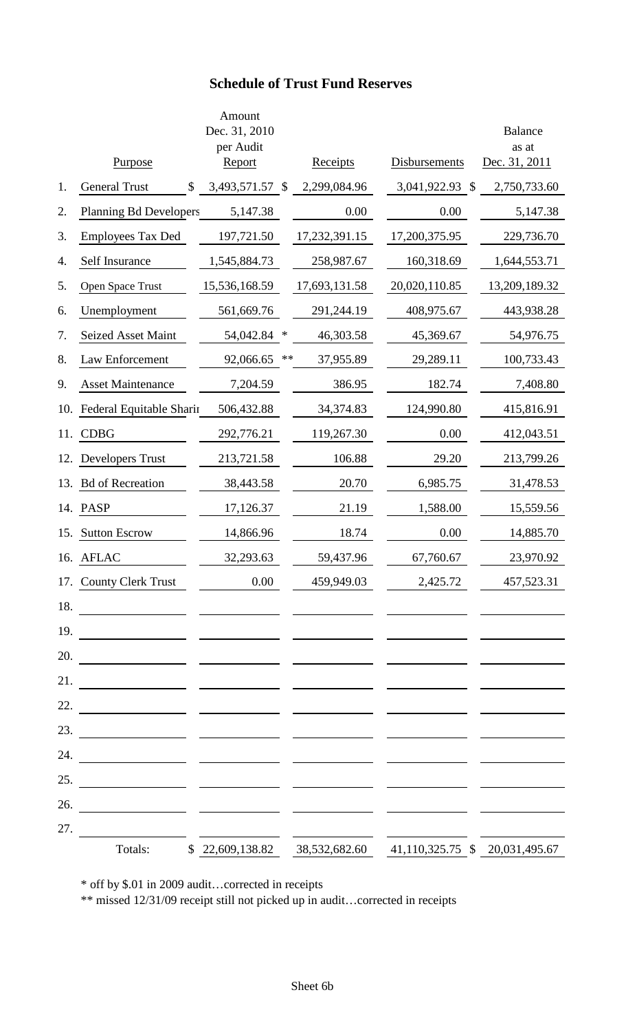## Schedule of Trust Fund Reserves

| | Purpose | Amount Dec. 31, 2010 per Audit Report | Receipts | Disbursements | Balance as at Dec. 31, 2011 |
|---|---|---|---|---|---|
| 1. | General Trust | $ 3,493,571.57 | $ 2,299,084.96 | 3,041,922.93 | $ 2,750,733.60 |
| 2. | Planning Bd Developers | 5,147.38 | 0.00 | 0.00 | 5,147.38 |
| 3. | Employees Tax Ded | 197,721.50 | 17,232,391.15 | 17,200,375.95 | 229,736.70 |
| 4. | Self Insurance | 1,545,884.73 | 258,987.67 | 160,318.69 | 1,644,553.71 |
| 5. | Open Space Trust | 15,536,168.59 | 17,693,131.58 | 20,020,110.85 | 13,209,189.32 |
| 6. | Unemployment | 561,669.76 | 291,244.19 | 408,975.67 | 443,938.28 |
| 7. | Seized Asset Maint | 54,042.84 * | 46,303.58 | 45,369.67 | 54,976.75 |
| 8. | Law Enforcement | 92,066.65 ** | 37,955.89 | 29,289.11 | 100,733.43 |
| 9. | Asset Maintenance | 7,204.59 | 386.95 | 182.74 | 7,408.80 |
| 10. | Federal Equitable Sharir | 506,432.88 | 34,374.83 | 124,990.80 | 415,816.91 |
| 11. | CDBG | 292,776.21 | 119,267.30 | 0.00 | 412,043.51 |
| 12. | Developers Trust | 213,721.58 | 106.88 | 29.20 | 213,799.26 |
| 13. | Bd of Recreation | 38,443.58 | 20.70 | 6,985.75 | 31,478.53 |
| 14. | PASP | 17,126.37 | 21.19 | 1,588.00 | 15,559.56 |
| 15. | Sutton Escrow | 14,866.96 | 18.74 | 0.00 | 14,885.70 |
| 16. | AFLAC | 32,293.63 | 59,437.96 | 67,760.67 | 23,970.92 |
| 17. | County Clerk Trust | 0.00 | 459,949.03 | 2,425.72 | 457,523.31 |
| 18. | | | | | |
| 19. | | | | | |
| 20. | | | | | |
| 21. | | | | | |
| 22. | | | | | |
| 23. | | | | | |
| 24. | | | | | |
| 25. | | | | | |
| 26. | | | | | |
| 27. | | | | | |
| | Totals: | $ 22,609,138.82 | 38,532,682.60 | 41,110,325.75 | $ 20,031,495.67 |

* off by $.01 in 2009 audit…corrected in receipts

** missed 12/31/09 receipt still not picked up in audit…corrected in receipts

Sheet 6b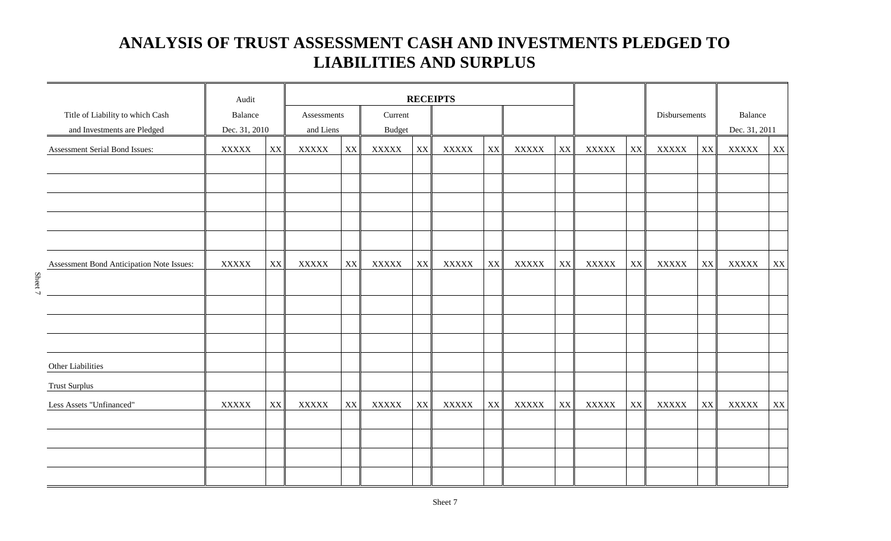# ANALYSIS OF TRUST ASSESSMENT CASH AND INVESTMENTS PLEDGED TO LIABILITIES AND SURPLUS

| Title of Liability to which Cash and Investments are Pledged | Audit Balance Dec. 31, 2010 | | RECEIPTS | | | | | | | | | | | | Disbursements | | Balance Dec. 31, 2011 | |
|---|---|---|---|---|---|---|---|---|---|---|---|---|---|---|---|---|---|---|
| | | | Assessments and Liens | | Current Budget | | | | | | | | | | | | | |
| Assessment Serial Bond Issues: | XXXXX | XX | XXXXX | XX | XXXXX | XX | XXXXX | XX | XXXXX | XX | | | XXXXX | XX | XXXXX | XX | XXXXX | XX |
| | | | | | | | | | | | | | | | | | | |
| | | | | | | | | | | | | | | | | | | |
| | | | | | | | | | | | | | | | | | | |
| | | | | | | | | | | | | | | | | | | |
| | | | | | | | | | | | | | | | | | | |
| Assessment Bond Anticipation Note Issues: | XXXXX | XX | XXXXX | XX | XXXXX | XX | XXXXX | XX | XXXXX | XX | | | XXXXX | XX | XXXXX | XX | XXXXX | XX |
| | | | | | | | | | | | | | | | | | | |
| | | | | | | | | | | | | | | | | | | |
| | | | | | | | | | | | | | | | | | | |
| | | | | | | | | | | | | | | | | | | |
| Other Liabilities | | | | | | | | | | | | | | | | | | |
| Trust Surplus | | | | | | | | | | | | | | | | | | |
| Less Assets "Unfinanced" | XXXXX | XX | XXXXX | XX | XXXXX | XX | XXXXX | XX | XXXXX | XX | | | XXXXX | XX | XXXXX | XX | XXXXX | XX |
| | | | | | | | | | | | | | | | | | | |
| | | | | | | | | | | | | | | | | | | |
| | | | | | | | | | | | | | | | | | | |
| | | | | | | | | | | | | | | | | | | |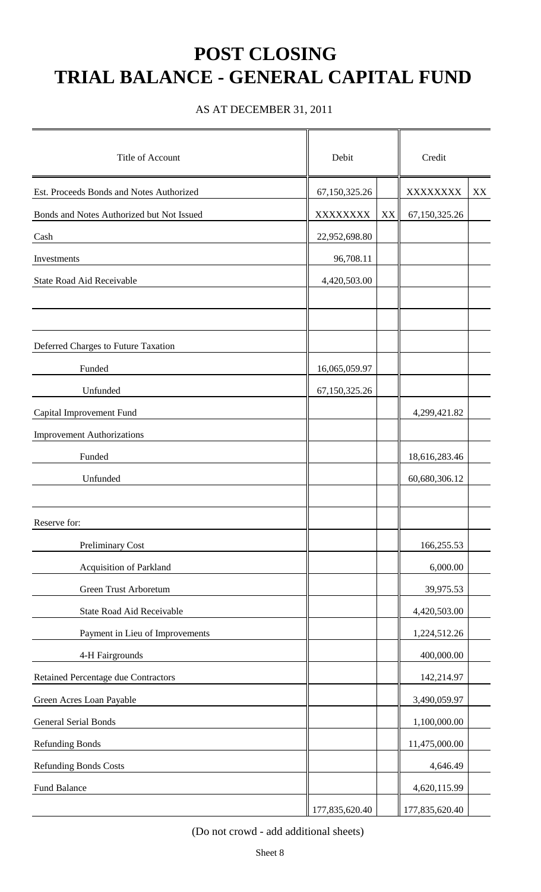# POST CLOSING
# TRIAL BALANCE - GENERAL CAPITAL FUND

AS AT DECEMBER 31, 2011

| Title of Account | Debit | | Credit | |
|---|---|---|---|---|
| Est. Proceeds Bonds and Notes Authorized | 67,150,325.26 | | XXXXXXXX | XX |
| Bonds and Notes Authorized but Not Issued | XXXXXXXX | XX | 67,150,325.26 | |
| Cash | 22,952,698.80 | | | |
| Investments | 96,708.11 | | | |
| State Road Aid Receivable | 4,420,503.00 | | | |
| | | | | |
| | | | | |
| Deferred Charges to Future Taxation | | | | |
| Funded | 16,065,059.97 | | | |
| Unfunded | 67,150,325.26 | | | |
| Capital Improvement Fund | | | 4,299,421.82 | |
| Improvement Authorizations | | | | |
| Funded | | | 18,616,283.46 | |
| Unfunded | | | 60,680,306.12 | |
| | | | | |
| Reserve for: | | | | |
| Preliminary Cost | | | 166,255.53 | |
| Acquisition of Parkland | | | 6,000.00 | |
| Green Trust Arboretum | | | 39,975.53 | |
| State Road Aid Receivable | | | 4,420,503.00 | |
| Payment in Lieu of Improvements | | | 1,224,512.26 | |
| 4-H Fairgrounds | | | 400,000.00 | |
| Retained Percentage due Contractors | | | 142,214.97 | |
| Green Acres Loan Payable | | | 3,490,059.97 | |
| General Serial Bonds | | | 1,100,000.00 | |
| Refunding Bonds | | | 11,475,000.00 | |
| Refunding Bonds Costs | | | 4,646.49 | |
| Fund Balance | | | 4,620,115.99 | |
| | 177,835,620.40 | | 177,835,620.40 | |

(Do not crowd - add additional sheets)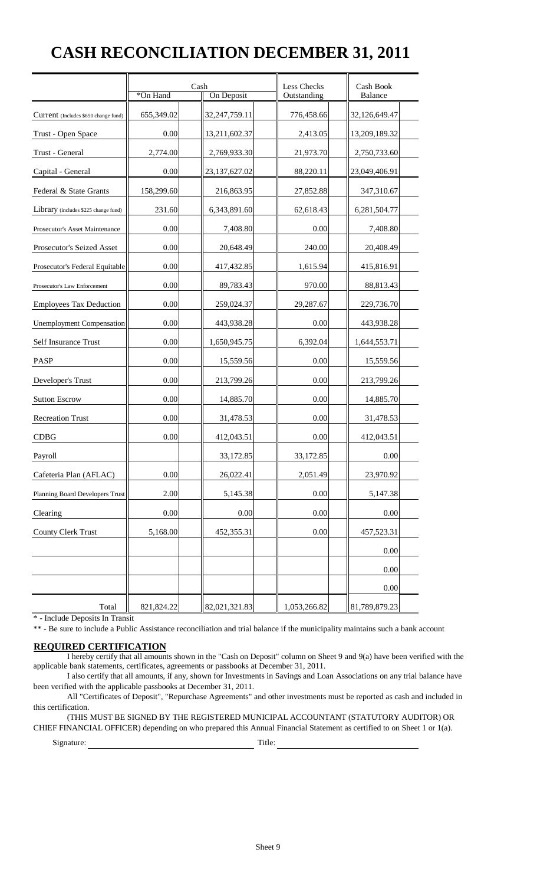# CASH RECONCILIATION DECEMBER 31, 2011

| | Cash | | Less Checks | Cash Book |
|---|---|---|---|---|
| | *On Hand | On Deposit | Outstanding | Balance |
| Current (Includes $650 change fund) | 655,349.02 | 32,247,759.11 | 776,458.66 | 32,126,649.47 |
| Trust - Open Space | 0.00 | 13,211,602.37 | 2,413.05 | 13,209,189.32 |
| Trust - General | 2,774.00 | 2,769,933.30 | 21,973.70 | 2,750,733.60 |
| Capital - General | 0.00 | 23,137,627.02 | 88,220.11 | 23,049,406.91 |
| Federal & State Grants | 158,299.60 | 216,863.95 | 27,852.88 | 347,310.67 |
| Library (includes $225 change fund) | 231.60 | 6,343,891.60 | 62,618.43 | 6,281,504.77 |
| Prosecutor's Asset Maintenance | 0.00 | 7,408.80 | 0.00 | 7,408.80 |
| Prosecutor's Seized Asset | 0.00 | 20,648.49 | 240.00 | 20,408.49 |
| Prosecutor's Federal Equitable | 0.00 | 417,432.85 | 1,615.94 | 415,816.91 |
| Prosecutor's Law Enforcement | 0.00 | 89,783.43 | 970.00 | 88,813.43 |
| Employees Tax Deduction | 0.00 | 259,024.37 | 29,287.67 | 229,736.70 |
| Unemployment Compensation | 0.00 | 443,938.28 | 0.00 | 443,938.28 |
| Self Insurance Trust | 0.00 | 1,650,945.75 | 6,392.04 | 1,644,553.71 |
| PASP | 0.00 | 15,559.56 | 0.00 | 15,559.56 |
| Developer's Trust | 0.00 | 213,799.26 | 0.00 | 213,799.26 |
| Sutton Escrow | 0.00 | 14,885.70 | 0.00 | 14,885.70 |
| Recreation Trust | 0.00 | 31,478.53 | 0.00 | 31,478.53 |
| CDBG | 0.00 | 412,043.51 | 0.00 | 412,043.51 |
| Payroll | | 33,172.85 | 33,172.85 | 0.00 |
| Cafeteria Plan (AFLAC) | 0.00 | 26,022.41 | 2,051.49 | 23,970.92 |
| Planning Board Developers Trust | 2.00 | 5,145.38 | 0.00 | 5,147.38 |
| Clearing | 0.00 | 0.00 | 0.00 | 0.00 |
| County Clerk Trust | 5,168.00 | 452,355.31 | 0.00 | 457,523.31 |
| | | | | 0.00 |
| | | | | 0.00 |
| | | | | 0.00 |
| Total | 821,824.22 | 82,021,321.83 | 1,053,266.82 | 81,789,879.23 |

* - Include Deposits In Transit

** - Be sure to include a Public Assistance reconciliation and trial balance if the municipality maintains such a bank account

**REQUIRED CERTIFICATION**

I hereby certify that all amounts shown in the "Cash on Deposit" column on Sheet 9 and 9(a) have been verified with the applicable bank statements, certificates, agreements or passbooks at December 31, 2011.

I also certify that all amounts, if any, shown for Investments in Savings and Loan Associations on any trial balance have been verified with the applicable passbooks at December 31, 2011.

All "Certificates of Deposit", "Repurchase Agreements" and other investments must be reported as cash and included in this certification.

(THIS MUST BE SIGNED BY THE REGISTERED MUNICIPAL ACCOUNTANT (STATUTORY AUDITOR) OR CHIEF FINANCIAL OFFICER) depending on who prepared this Annual Financial Statement as certified to on Sheet 1 or 1(a).

Signature: ______________________ Title: ______________________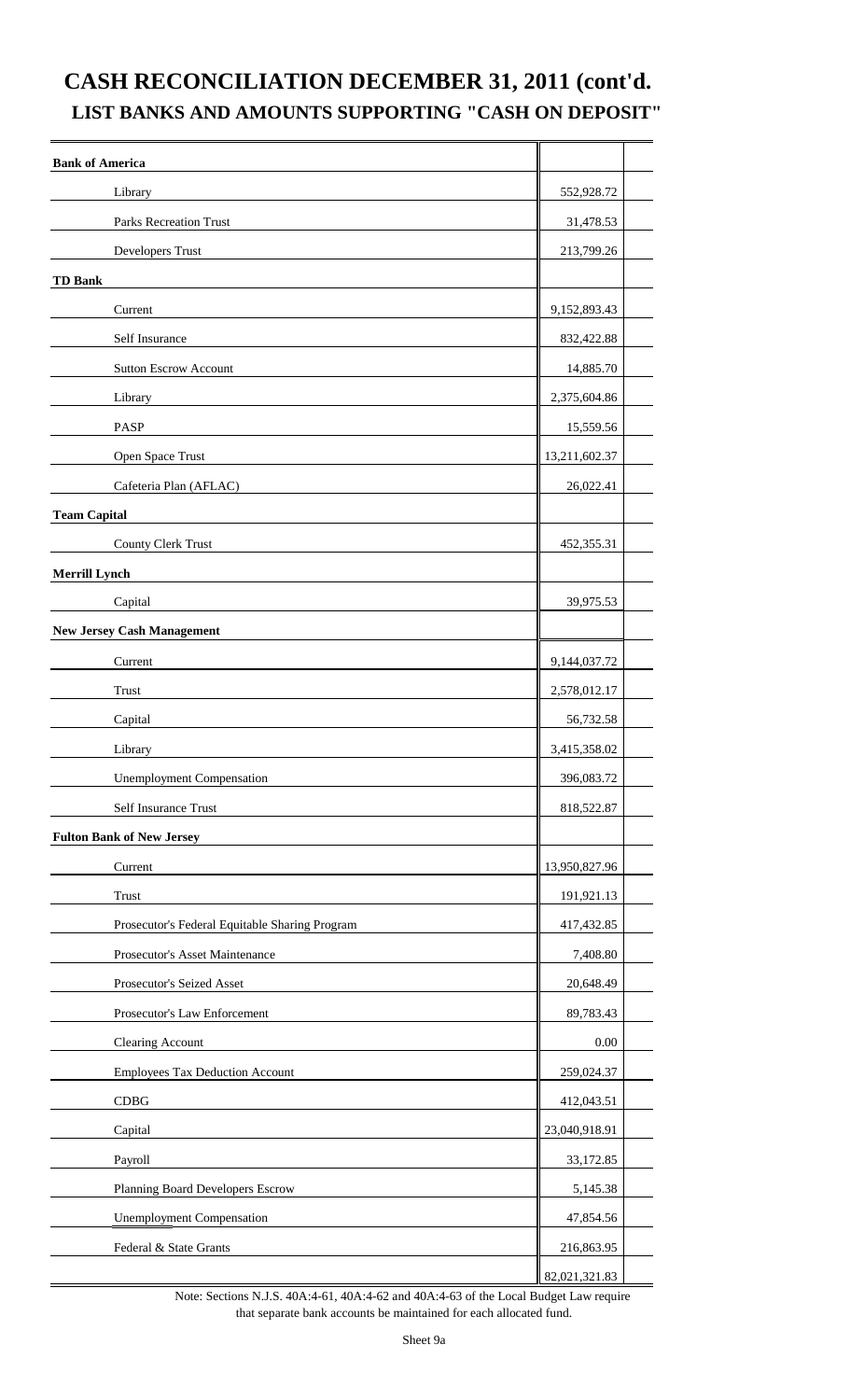# CASH RECONCILIATION DECEMBER 31, 2011 (cont'd.

## LIST BANKS AND AMOUNTS SUPPORTING "CASH ON DEPOSIT"

| | |
|---|---|
| **Bank of America** | |
| Library | 552,928.72 |
| Parks Recreation Trust | 31,478.53 |
| Developers Trust | 213,799.26 |
| **TD Bank** | |
| Current | 9,152,893.43 |
| Self Insurance | 832,422.88 |
| Sutton Escrow Account | 14,885.70 |
| Library | 2,375,604.86 |
| PASP | 15,559.56 |
| Open Space Trust | 13,211,602.37 |
| Cafeteria Plan (AFLAC) | 26,022.41 |
| **Team Capital** | |
| County Clerk Trust | 452,355.31 |
| **Merrill Lynch** | |
| Capital | 39,975.53 |
| **New Jersey Cash Management** | |
| Current | 9,144,037.72 |
| Trust | 2,578,012.17 |
| Capital | 56,732.58 |
| Library | 3,415,358.02 |
| Unemployment Compensation | 396,083.72 |
| Self Insurance Trust | 818,522.87 |
| **Fulton Bank of New Jersey** | |
| Current | 13,950,827.96 |
| Trust | 191,921.13 |
| Prosecutor's Federal Equitable Sharing Program | 417,432.85 |
| Prosecutor's Asset Maintenance | 7,408.80 |
| Prosecutor's Seized Asset | 20,648.49 |
| Prosecutor's Law Enforcement | 89,783.43 |
| Clearing Account | 0.00 |
| Employees Tax Deduction Account | 259,024.37 |
| CDBG | 412,043.51 |
| Capital | 23,040,918.91 |
| Payroll | 33,172.85 |
| Planning Board Developers Escrow | 5,145.38 |
| Unemployment Compensation | 47,854.56 |
| Federal & State Grants | 216,863.95 |
| | 82,021,321.83 |

Note: Sections N.J.S. 40A:4-61, 40A:4-62 and 40A:4-63 of the Local Budget Law require that separate bank accounts be maintained for each allocated fund.

Sheet 9a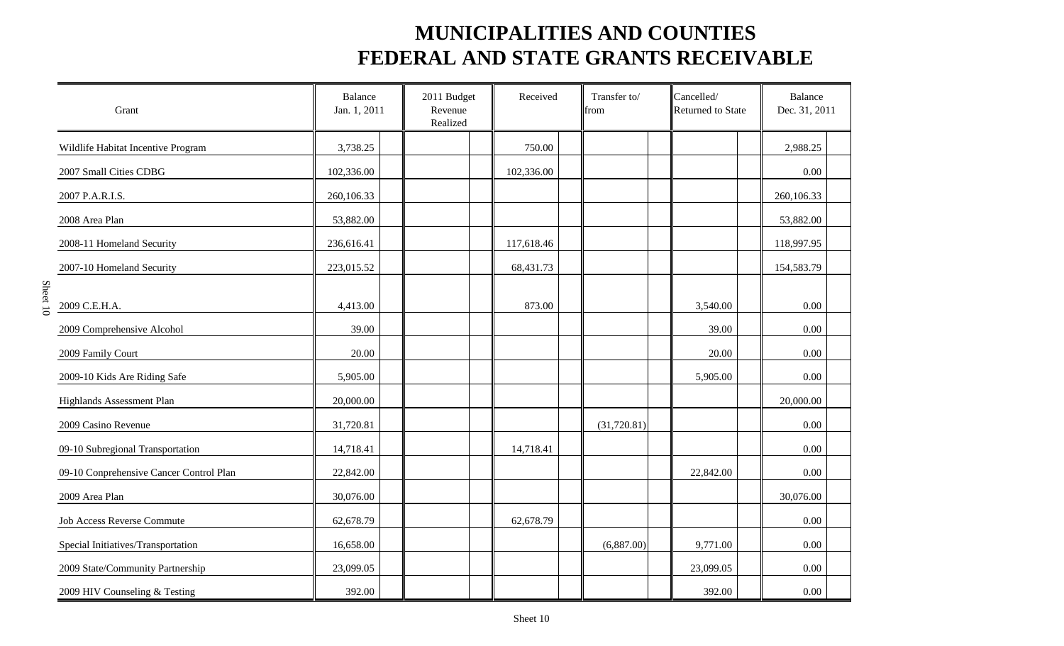# MUNICIPALITIES AND COUNTIES
# FEDERAL AND STATE GRANTS RECEIVABLE

| Grant | Balance Jan. 1, 2011 | 2011 Budget Revenue Realized | Received | Transfer to/ from | Cancelled/ Returned to State | Balance Dec. 31, 2011 |
|---|---|---|---|---|---|---|
| Wildlife Habitat Incentive Program | 3,738.25 | | 750.00 | | | 2,988.25 |
| 2007 Small Cities CDBG | 102,336.00 | | 102,336.00 | | | 0.00 |
| 2007 P.A.R.I.S. | 260,106.33 | | | | | 260,106.33 |
| 2008 Area Plan | 53,882.00 | | | | | 53,882.00 |
| 2008-11 Homeland Security | 236,616.41 | | 117,618.46 | | | 118,997.95 |
| 2007-10 Homeland Security | 223,015.52 | | 68,431.73 | | | 154,583.79 |
| 2009 C.E.H.A. | 4,413.00 | | 873.00 | | 3,540.00 | 0.00 |
| 2009 Comprehensive Alcohol | 39.00 | | | | 39.00 | 0.00 |
| 2009 Family Court | 20.00 | | | | 20.00 | 0.00 |
| 2009-10 Kids Are Riding Safe | 5,905.00 | | | | 5,905.00 | 0.00 |
| Highlands Assessment Plan | 20,000.00 | | | | | 20,000.00 |
| 2009 Casino Revenue | 31,720.81 | | | (31,720.81) | | 0.00 |
| 09-10 Subregional Transportation | 14,718.41 | | 14,718.41 | | | 0.00 |
| 09-10 Conprehensive Cancer Control Plan | 22,842.00 | | | | 22,842.00 | 0.00 |
| 2009 Area Plan | 30,076.00 | | | | | 30,076.00 |
| Job Access Reverse Commute | 62,678.79 | | 62,678.79 | | | 0.00 |
| Special Initiatives/Transportation | 16,658.00 | | | (6,887.00) | 9,771.00 | 0.00 |
| 2009 State/Community Partnership | 23,099.05 | | | | 23,099.05 | 0.00 |
| 2009 HIV Counseling & Testing | 392.00 | | | | 392.00 | 0.00 |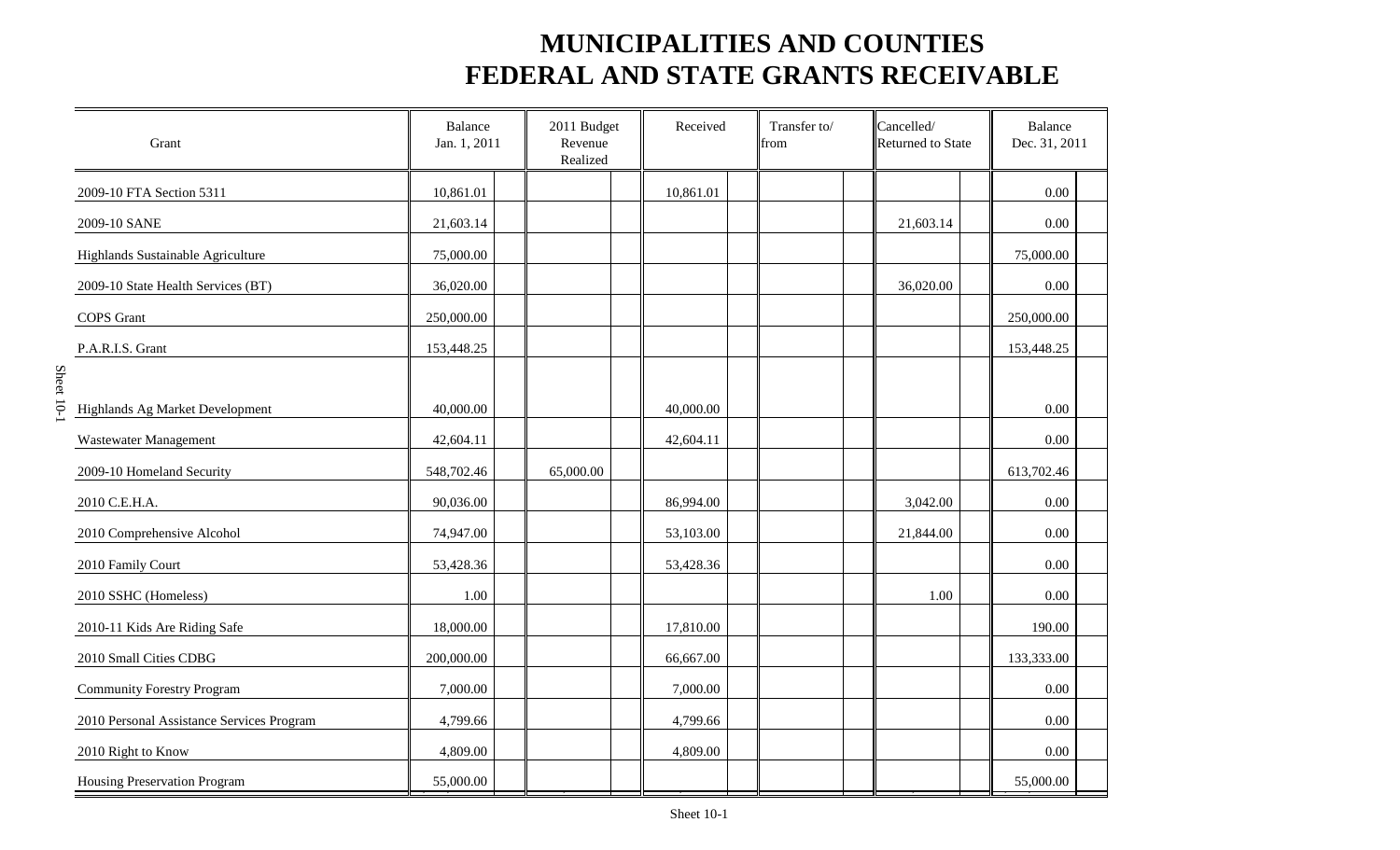# MUNICIPALITIES AND COUNTIES
# FEDERAL AND STATE GRANTS RECEIVABLE

| Grant | Balance Jan. 1, 2011 | 2011 Budget Revenue Realized | Received | Transfer to/ from | Cancelled/ Returned to State | Balance Dec. 31, 2011 |
|---|---|---|---|---|---|---|
| 2009-10 FTA Section 5311 | 10,861.01 | | 10,861.01 | | | 0.00 |
| 2009-10 SANE | 21,603.14 | | | | 21,603.14 | 0.00 |
| Highlands Sustainable Agriculture | 75,000.00 | | | | | 75,000.00 |
| 2009-10 State Health Services (BT) | 36,020.00 | | | | 36,020.00 | 0.00 |
| COPS Grant | 250,000.00 | | | | | 250,000.00 |
| P.A.R.I.S. Grant | 153,448.25 | | | | | 153,448.25 |
| Highlands Ag Market Development | 40,000.00 | | 40,000.00 | | | 0.00 |
| Wastewater Management | 42,604.11 | | 42,604.11 | | | 0.00 |
| 2009-10 Homeland Security | 548,702.46 | 65,000.00 | | | | 613,702.46 |
| 2010 C.E.H.A. | 90,036.00 | | 86,994.00 | | 3,042.00 | 0.00 |
| 2010 Comprehensive Alcohol | 74,947.00 | | 53,103.00 | | 21,844.00 | 0.00 |
| 2010 Family Court | 53,428.36 | | 53,428.36 | | | 0.00 |
| 2010 SSHC (Homeless) | 1.00 | | | | 1.00 | 0.00 |
| 2010-11 Kids Are Riding Safe | 18,000.00 | | 17,810.00 | | | 190.00 |
| 2010 Small Cities CDBG | 200,000.00 | | 66,667.00 | | | 133,333.00 |
| Community Forestry Program | 7,000.00 | | 7,000.00 | | | 0.00 |
| 2010 Personal Assistance Services Program | 4,799.66 | | 4,799.66 | | | 0.00 |
| 2010 Right to Know | 4,809.00 | | 4,809.00 | | | 0.00 |
| Housing Preservation Program | 55,000.00 | | | | | 55,000.00 |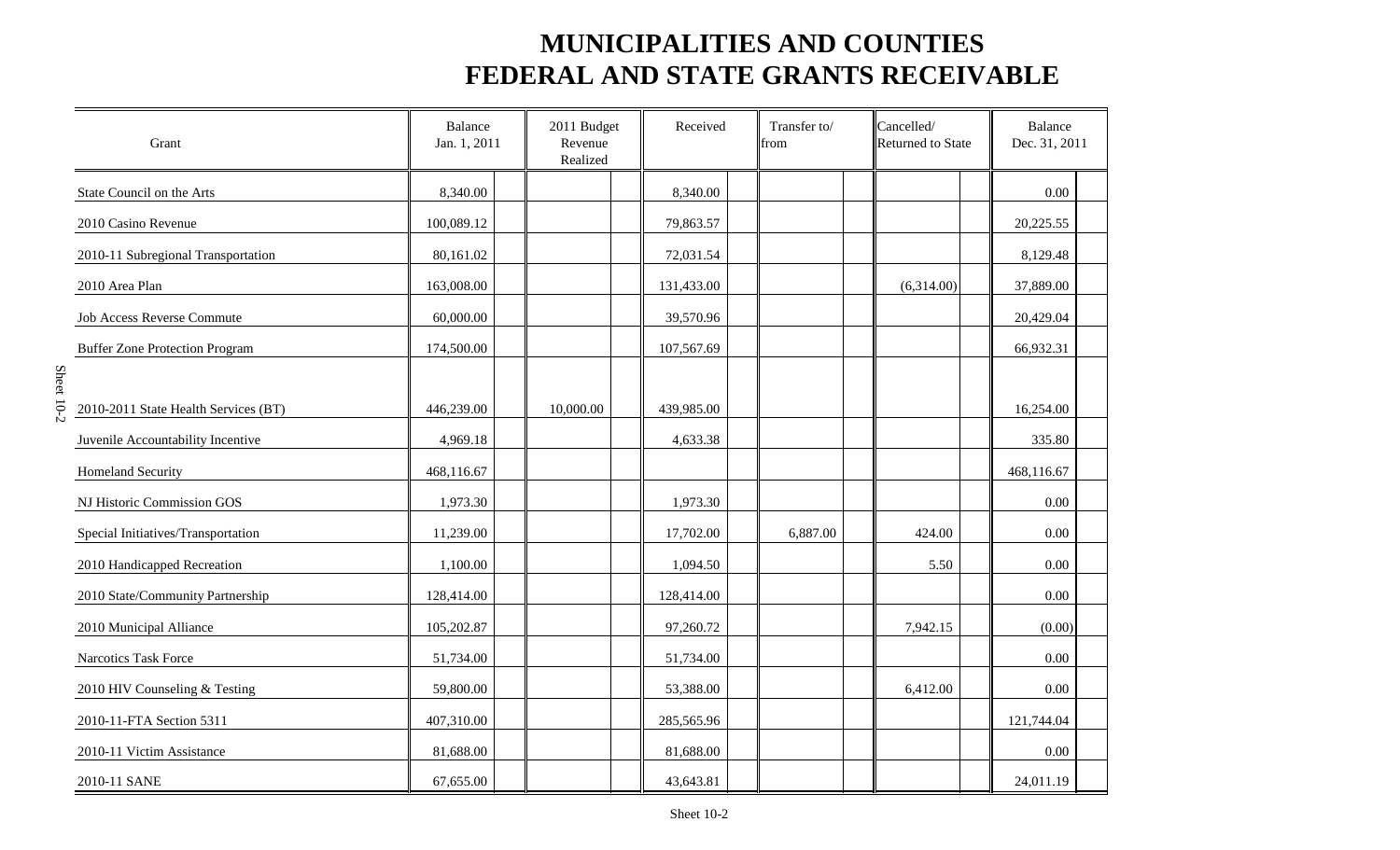# MUNICIPALITIES AND COUNTIES
# FEDERAL AND STATE GRANTS RECEIVABLE

| Grant | Balance Jan. 1, 2011 | 2011 Budget Revenue Realized | Received | Transfer to/ from | Cancelled/ Returned to State | Balance Dec. 31, 2011 |
|---|---|---|---|---|---|---|
| State Council on the Arts | 8,340.00 | | 8,340.00 | | | 0.00 |
| 2010 Casino Revenue | 100,089.12 | | 79,863.57 | | | 20,225.55 |
| 2010-11 Subregional Transportation | 80,161.02 | | 72,031.54 | | | 8,129.48 |
| 2010 Area Plan | 163,008.00 | | 131,433.00 | | (6,314.00) | 37,889.00 |
| Job Access Reverse Commute | 60,000.00 | | 39,570.96 | | | 20,429.04 |
| Buffer Zone Protection Program | 174,500.00 | | 107,567.69 | | | 66,932.31 |
| 2010-2011 State Health Services (BT) | 446,239.00 | 10,000.00 | 439,985.00 | | | 16,254.00 |
| Juvenile Accountability Incentive | 4,969.18 | | 4,633.38 | | | 335.80 |
| Homeland Security | 468,116.67 | | | | | 468,116.67 |
| NJ Historic Commission GOS | 1,973.30 | | 1,973.30 | | | 0.00 |
| Special Initiatives/Transportation | 11,239.00 | | 17,702.00 | 6,887.00 | 424.00 | 0.00 |
| 2010 Handicapped Recreation | 1,100.00 | | 1,094.50 | | 5.50 | 0.00 |
| 2010 State/Community Partnership | 128,414.00 | | 128,414.00 | | | 0.00 |
| 2010 Municipal Alliance | 105,202.87 | | 97,260.72 | | 7,942.15 | (0.00) |
| Narcotics Task Force | 51,734.00 | | 51,734.00 | | | 0.00 |
| 2010 HIV Counseling & Testing | 59,800.00 | | 53,388.00 | | 6,412.00 | 0.00 |
| 2010-11-FTA Section 5311 | 407,310.00 | | 285,565.96 | | | 121,744.04 |
| 2010-11 Victim Assistance | 81,688.00 | | 81,688.00 | | | 0.00 |
| 2010-11 SANE | 67,655.00 | | 43,643.81 | | | 24,011.19 |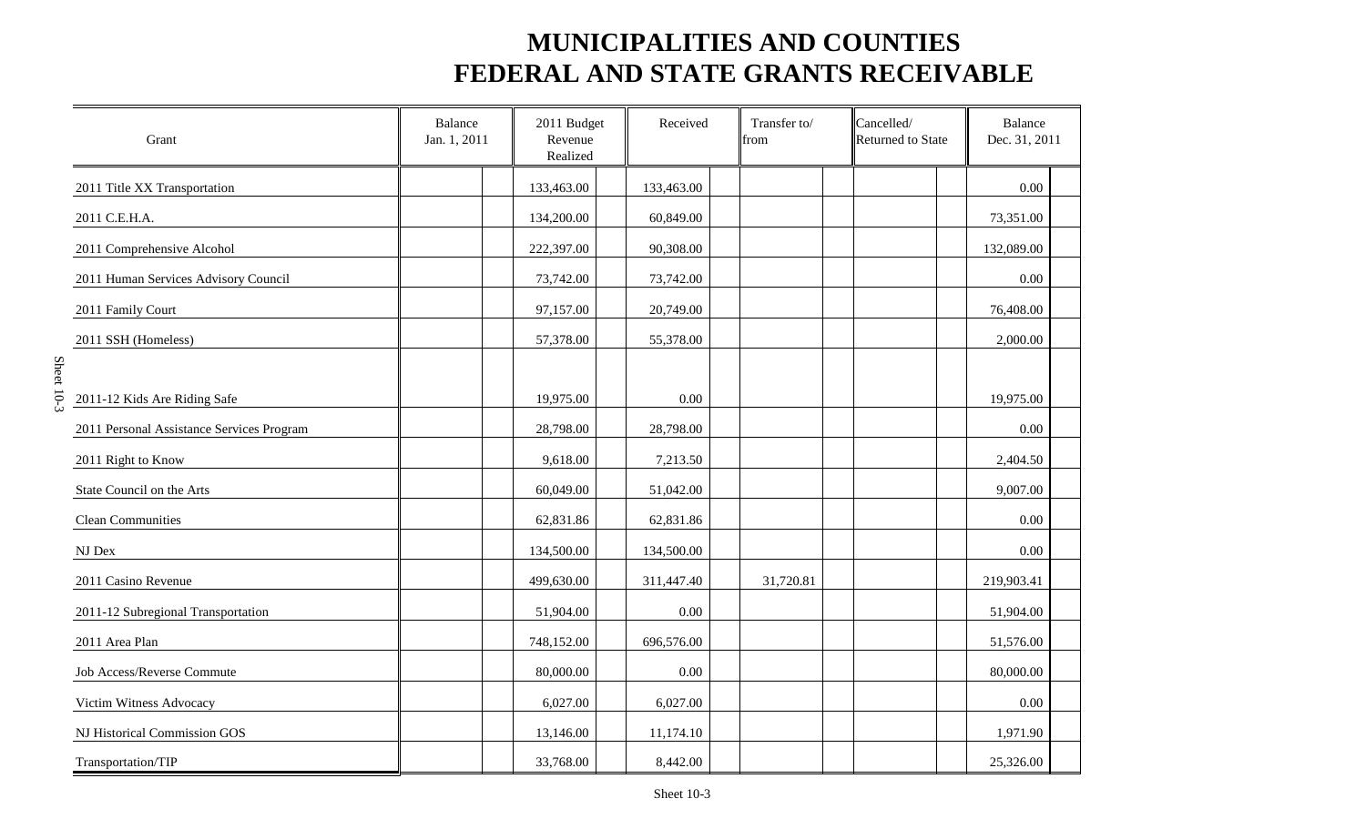# MUNICIPALITIES AND COUNTIES
# FEDERAL AND STATE GRANTS RECEIVABLE

| Grant | Balance Jan. 1, 2011 | 2011 Budget Revenue Realized | Received | Transfer to/ from | Cancelled/ Returned to State | Balance Dec. 31, 2011 |
|---|---|---|---|---|---|---|
| 2011 Title XX Transportation | | 133,463.00 | 133,463.00 | | | 0.00 |
| 2011 C.E.H.A. | | 134,200.00 | 60,849.00 | | | 73,351.00 |
| 2011 Comprehensive Alcohol | | 222,397.00 | 90,308.00 | | | 132,089.00 |
| 2011 Human Services Advisory Council | | 73,742.00 | 73,742.00 | | | 0.00 |
| 2011 Family Court | | 97,157.00 | 20,749.00 | | | 76,408.00 |
| 2011 SSH (Homeless) | | 57,378.00 | 55,378.00 | | | 2,000.00 |
| 2011-12 Kids Are Riding Safe | | 19,975.00 | 0.00 | | | 19,975.00 |
| 2011 Personal Assistance Services Program | | 28,798.00 | 28,798.00 | | | 0.00 |
| 2011 Right to Know | | 9,618.00 | 7,213.50 | | | 2,404.50 |
| State Council on the Arts | | 60,049.00 | 51,042.00 | | | 9,007.00 |
| Clean Communities | | 62,831.86 | 62,831.86 | | | 0.00 |
| NJ Dex | | 134,500.00 | 134,500.00 | | | 0.00 |
| 2011 Casino Revenue | | 499,630.00 | 311,447.40 | 31,720.81 | | 219,903.41 |
| 2011-12 Subregional Transportation | | 51,904.00 | 0.00 | | | 51,904.00 |
| 2011 Area Plan | | 748,152.00 | 696,576.00 | | | 51,576.00 |
| Job Access/Reverse Commute | | 80,000.00 | 0.00 | | | 80,000.00 |
| Victim Witness Advocacy | | 6,027.00 | 6,027.00 | | | 0.00 |
| NJ Historical Commission GOS | | 13,146.00 | 11,174.10 | | | 1,971.90 |
| Transportation/TIP | | 33,768.00 | 8,442.00 | | | 25,326.00 |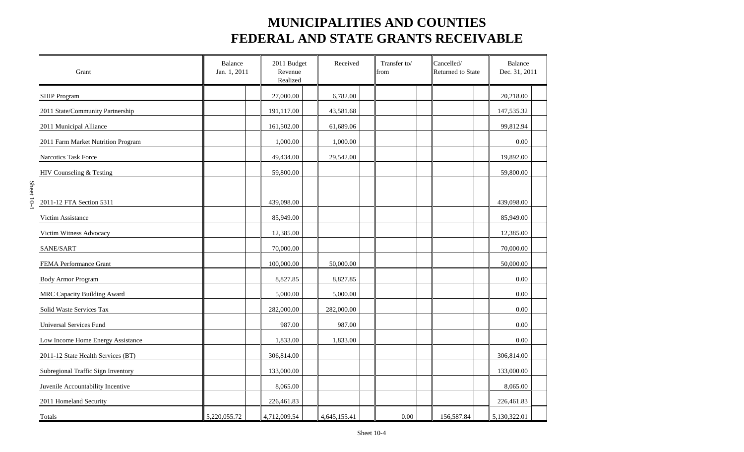# MUNICIPALITIES AND COUNTIES
# FEDERAL AND STATE GRANTS RECEIVABLE

| Grant | Balance Jan. 1, 2011 | 2011 Budget Revenue Realized | Received | Transfer to/ from | Cancelled/ Returned to State | Balance Dec. 31, 2011 |
|---|---|---|---|---|---|---|
| SHIP Program | | 27,000.00 | 6,782.00 | | | 20,218.00 |
| 2011 State/Community Partnership | | 191,117.00 | 43,581.68 | | | 147,535.32 |
| 2011 Municipal Alliance | | 161,502.00 | 61,689.06 | | | 99,812.94 |
| 2011 Farm Market Nutrition Program | | 1,000.00 | 1,000.00 | | | 0.00 |
| Narcotics Task Force | | 49,434.00 | 29,542.00 | | | 19,892.00 |
| HIV Counseling & Testing | | 59,800.00 | | | | 59,800.00 |
| 2011-12 FTA Section 5311 | | 439,098.00 | | | | 439,098.00 |
| Victim Assistance | | 85,949.00 | | | | 85,949.00 |
| Victim Witness Advocacy | | 12,385.00 | | | | 12,385.00 |
| SANE/SART | | 70,000.00 | | | | 70,000.00 |
| FEMA Performance Grant | | 100,000.00 | 50,000.00 | | | 50,000.00 |
| Body Armor Program | | 8,827.85 | 8,827.85 | | | 0.00 |
| MRC Capacity Building Award | | 5,000.00 | 5,000.00 | | | 0.00 |
| Solid Waste Services Tax | | 282,000.00 | 282,000.00 | | | 0.00 |
| Universal Services Fund | | 987.00 | 987.00 | | | 0.00 |
| Low Income Home Energy Assistance | | 1,833.00 | 1,833.00 | | | 0.00 |
| 2011-12 State Health Services (BT) | | 306,814.00 | | | | 306,814.00 |
| Subregional Traffic Sign Inventory | | 133,000.00 | | | | 133,000.00 |
| Juvenile Accountability Incentive | | 8,065.00 | | | | 8,065.00 |
| 2011 Homeland Security | | 226,461.83 | | | | 226,461.83 |
| Totals | 5,220,055.72 | 4,712,009.54 | 4,645,155.41 | 0.00 | 156,587.84 | 5,130,322.01 |

Sheet 10-4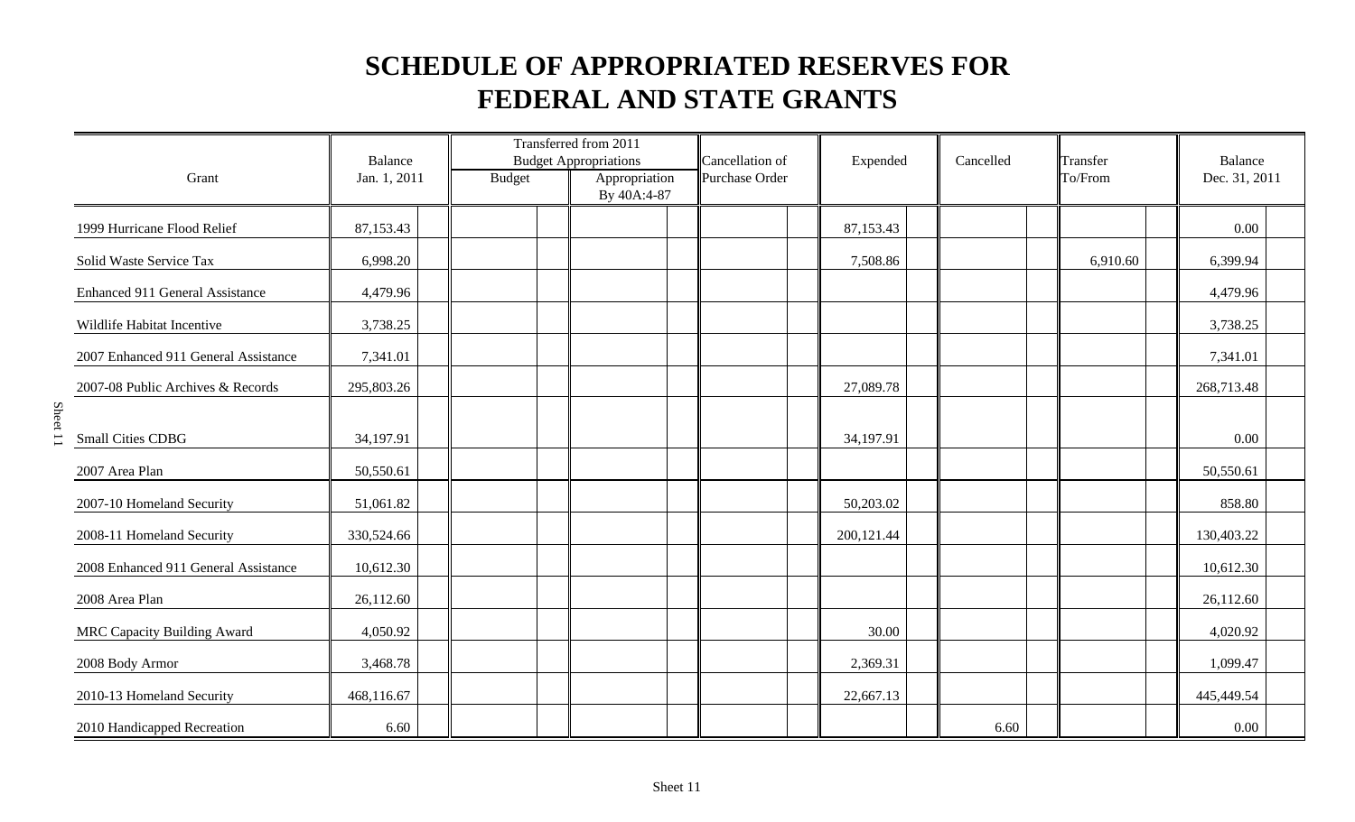# SCHEDULE OF APPROPRIATED RESERVES FOR FEDERAL AND STATE GRANTS

| Grant | Balance Jan. 1, 2011 | Transferred from 2011 Budget Appropriations | | Cancellation of Purchase Order | Expended | Cancelled | Transfer To/From | Balance Dec. 31, 2011 |
|---|---|---|---|---|---|---|---|---|
| | | Budget | Appropriation By 40A:4-87 | | | | | |
| 1999 Hurricane Flood Relief | 87,153.43 | | | | 87,153.43 | | | 0.00 |
| Solid Waste Service Tax | 6,998.20 | | | | 7,508.86 | | 6,910.60 | 6,399.94 |
| Enhanced 911 General Assistance | 4,479.96 | | | | | | | 4,479.96 |
| Wildlife Habitat Incentive | 3,738.25 | | | | | | | 3,738.25 |
| 2007 Enhanced 911 General Assistance | 7,341.01 | | | | | | | 7,341.01 |
| 2007-08 Public Archives & Records | 295,803.26 | | | | 27,089.78 | | | 268,713.48 |
| Small Cities CDBG | 34,197.91 | | | | 34,197.91 | | | 0.00 |
| 2007 Area Plan | 50,550.61 | | | | | | | 50,550.61 |
| 2007-10 Homeland Security | 51,061.82 | | | | 50,203.02 | | | 858.80 |
| 2008-11 Homeland Security | 330,524.66 | | | | 200,121.44 | | | 130,403.22 |
| 2008 Enhanced 911 General Assistance | 10,612.30 | | | | | | | 10,612.30 |
| 2008 Area Plan | 26,112.60 | | | | | | | 26,112.60 |
| MRC Capacity Building Award | 4,050.92 | | | | 30.00 | | | 4,020.92 |
| 2008 Body Armor | 3,468.78 | | | | 2,369.31 | | | 1,099.47 |
| 2010-13 Homeland Security | 468,116.67 | | | | 22,667.13 | | | 445,449.54 |
| 2010 Handicapped Recreation | 6.60 | | | | | 6.60 | | 0.00 |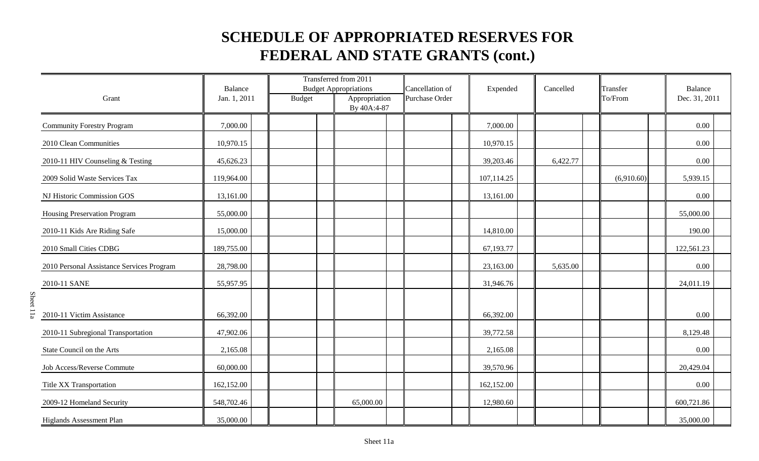# SCHEDULE OF APPROPRIATED RESERVES FOR FEDERAL AND STATE GRANTS (cont.)

| Grant | Balance Jan. 1, 2011 | Transferred from 2011 Budget Appropriations Budget | Transferred from 2011 Budget Appropriations Appropriation By 40A:4-87 | Cancellation of Purchase Order | Expended | Cancelled | Transfer To/From | Balance Dec. 31, 2011 |
|---|---|---|---|---|---|---|---|---|
| Community Forestry Program | 7,000.00 | | | | 7,000.00 | | | 0.00 |
| 2010 Clean Communities | 10,970.15 | | | | 10,970.15 | | | 0.00 |
| 2010-11 HIV Counseling & Testing | 45,626.23 | | | | 39,203.46 | 6,422.77 | | 0.00 |
| 2009 Solid Waste Services Tax | 119,964.00 | | | | 107,114.25 | | (6,910.60) | 5,939.15 |
| NJ Historic Commission GOS | 13,161.00 | | | | 13,161.00 | | | 0.00 |
| Housing Preservation Program | 55,000.00 | | | | | | | 55,000.00 |
| 2010-11 Kids Are Riding Safe | 15,000.00 | | | | 14,810.00 | | | 190.00 |
| 2010 Small Cities CDBG | 189,755.00 | | | | 67,193.77 | | | 122,561.23 |
| 2010 Personal Assistance Services Program | 28,798.00 | | | | 23,163.00 | 5,635.00 | | 0.00 |
| 2010-11 SANE | 55,957.95 | | | | 31,946.76 | | | 24,011.19 |
| 2010-11 Victim Assistance | 66,392.00 | | | | 66,392.00 | | | 0.00 |
| 2010-11 Subregional Transportation | 47,902.06 | | | | 39,772.58 | | | 8,129.48 |
| State Council on the Arts | 2,165.08 | | | | 2,165.08 | | | 0.00 |
| Job Access/Reverse Commute | 60,000.00 | | | | 39,570.96 | | | 20,429.04 |
| Title XX Transportation | 162,152.00 | | | | 162,152.00 | | | 0.00 |
| 2009-12 Homeland Security | 548,702.46 | | 65,000.00 | | 12,980.60 | | | 600,721.86 |
| Higlands Assessment Plan | 35,000.00 | | | | | | | 35,000.00 |

Sheet 11a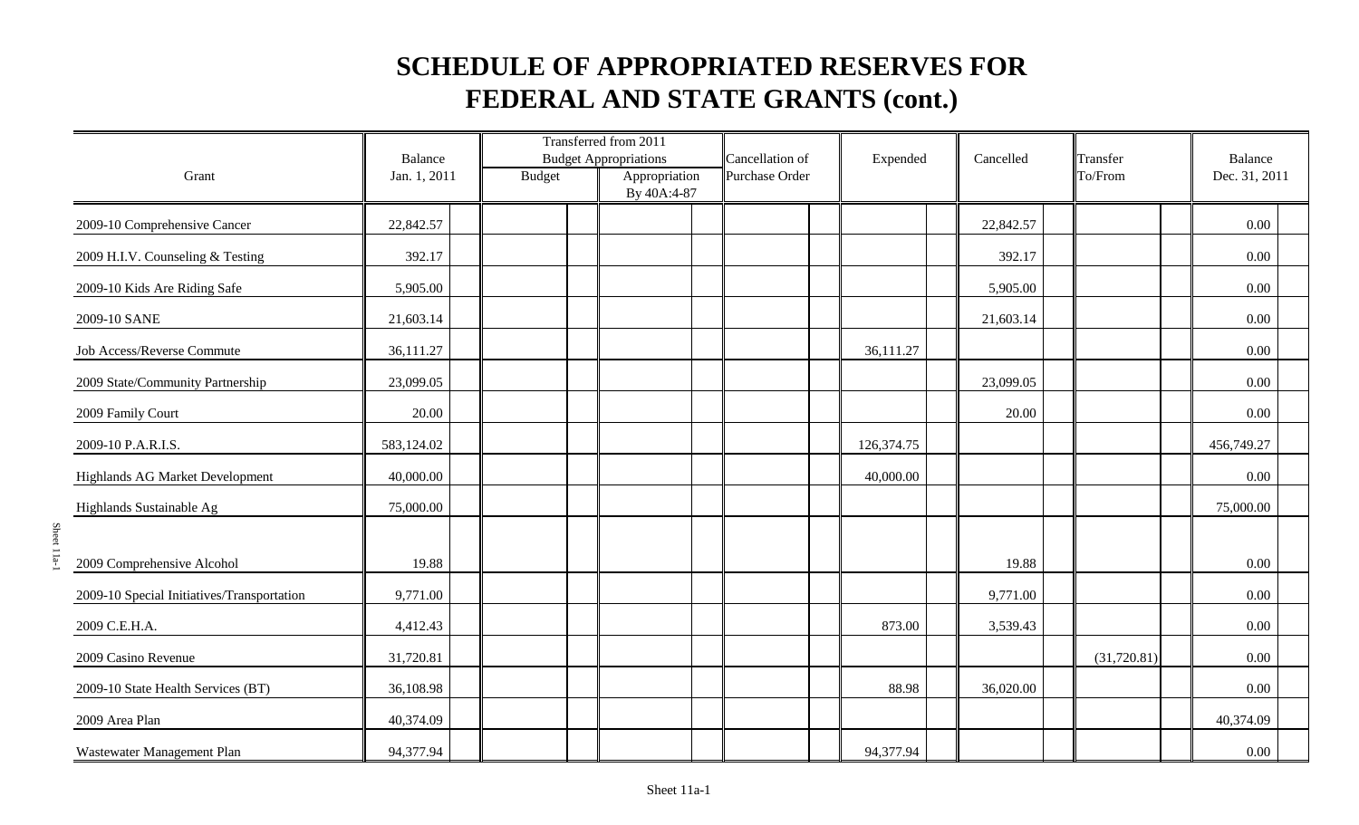# SCHEDULE OF APPROPRIATED RESERVES FOR FEDERAL AND STATE GRANTS (cont.)

| Grant | Balance Jan. 1, 2011 | Transferred from 2011 Budget Appropriations Budget | Transferred from 2011 Budget Appropriations Appropriation By 40A:4-87 | Cancellation of Purchase Order | Expended | Cancelled | Transfer To/From | Balance Dec. 31, 2011 |
|---|---|---|---|---|---|---|---|---|
| 2009-10 Comprehensive Cancer | 22,842.57 | | | | | 22,842.57 | | 0.00 |
| 2009 H.I.V. Counseling & Testing | 392.17 | | | | | 392.17 | | 0.00 |
| 2009-10 Kids Are Riding Safe | 5,905.00 | | | | | 5,905.00 | | 0.00 |
| 2009-10 SANE | 21,603.14 | | | | | 21,603.14 | | 0.00 |
| Job Access/Reverse Commute | 36,111.27 | | | | 36,111.27 | | | 0.00 |
| 2009 State/Community Partnership | 23,099.05 | | | | | 23,099.05 | | 0.00 |
| 2009 Family Court | 20.00 | | | | | 20.00 | | 0.00 |
| 2009-10 P.A.R.I.S. | 583,124.02 | | | | 126,374.75 | | | 456,749.27 |
| Highlands AG Market Development | 40,000.00 | | | | 40,000.00 | | | 0.00 |
| Highlands Sustainable Ag | 75,000.00 | | | | | | | 75,000.00 |
| 2009 Comprehensive Alcohol | 19.88 | | | | | 19.88 | | 0.00 |
| 2009-10 Special Initiatives/Transportation | 9,771.00 | | | | | 9,771.00 | | 0.00 |
| 2009 C.E.H.A. | 4,412.43 | | | | 873.00 | 3,539.43 | | 0.00 |
| 2009 Casino Revenue | 31,720.81 | | | | | | (31,720.81) | 0.00 |
| 2009-10 State Health Services (BT) | 36,108.98 | | | | 88.98 | 36,020.00 | | 0.00 |
| 2009 Area Plan | 40,374.09 | | | | | | | 40,374.09 |
| Wastewater Management Plan | 94,377.94 | | | | 94,377.94 | | | 0.00 |

Sheet 11a-1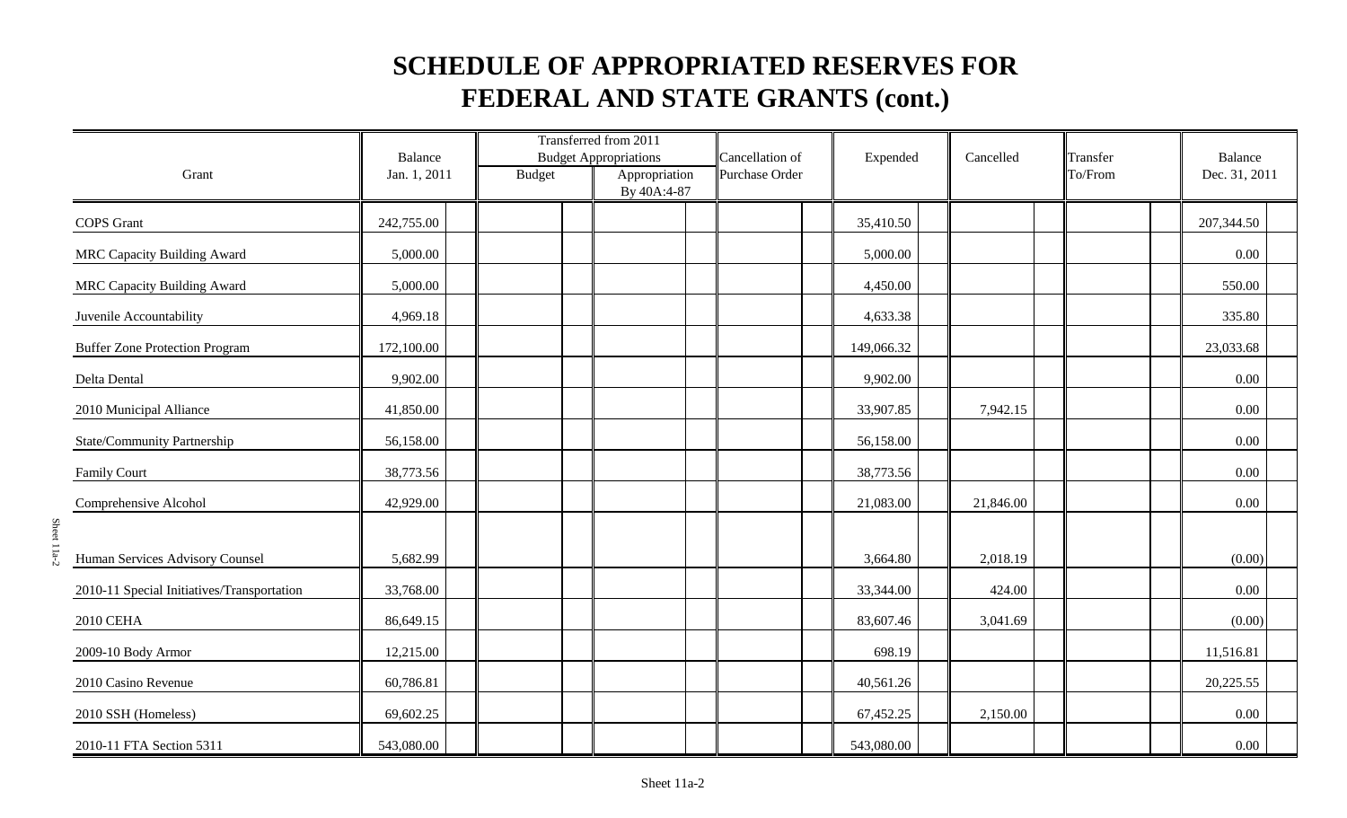# SCHEDULE OF APPROPRIATED RESERVES FOR FEDERAL AND STATE GRANTS (cont.)

| Grant | Balance Jan. 1, 2011 | Transferred from 2011 Budget Appropriations Budget | Transferred from 2011 Budget Appropriations Appropriation By 40A:4-87 | Cancellation of Purchase Order | Expended | Cancelled | Transfer To/From | Balance Dec. 31, 2011 |
|---|---|---|---|---|---|---|---|---|
| COPS Grant | 242,755.00 | | | | 35,410.50 | | | 207,344.50 |
| MRC Capacity Building Award | 5,000.00 | | | | 5,000.00 | | | 0.00 |
| MRC Capacity Building Award | 5,000.00 | | | | 4,450.00 | | | 550.00 |
| Juvenile Accountability | 4,969.18 | | | | 4,633.38 | | | 335.80 |
| Buffer Zone Protection Program | 172,100.00 | | | | 149,066.32 | | | 23,033.68 |
| Delta Dental | 9,902.00 | | | | 9,902.00 | | | 0.00 |
| 2010 Municipal Alliance | 41,850.00 | | | | 33,907.85 | 7,942.15 | | 0.00 |
| State/Community Partnership | 56,158.00 | | | | 56,158.00 | | | 0.00 |
| Family Court | 38,773.56 | | | | 38,773.56 | | | 0.00 |
| Comprehensive Alcohol | 42,929.00 | | | | 21,083.00 | 21,846.00 | | 0.00 |
| Human Services Advisory Counsel | 5,682.99 | | | | 3,664.80 | 2,018.19 | | (0.00) |
| 2010-11 Special Initiatives/Transportation | 33,768.00 | | | | 33,344.00 | 424.00 | | 0.00 |
| 2010 CEHA | 86,649.15 | | | | 83,607.46 | 3,041.69 | | (0.00) |
| 2009-10 Body Armor | 12,215.00 | | | | 698.19 | | | 11,516.81 |
| 2010 Casino Revenue | 60,786.81 | | | | 40,561.26 | | | 20,225.55 |
| 2010 SSH (Homeless) | 69,602.25 | | | | 67,452.25 | 2,150.00 | | 0.00 |
| 2010-11 FTA Section 5311 | 543,080.00 | | | | 543,080.00 | | | 0.00 |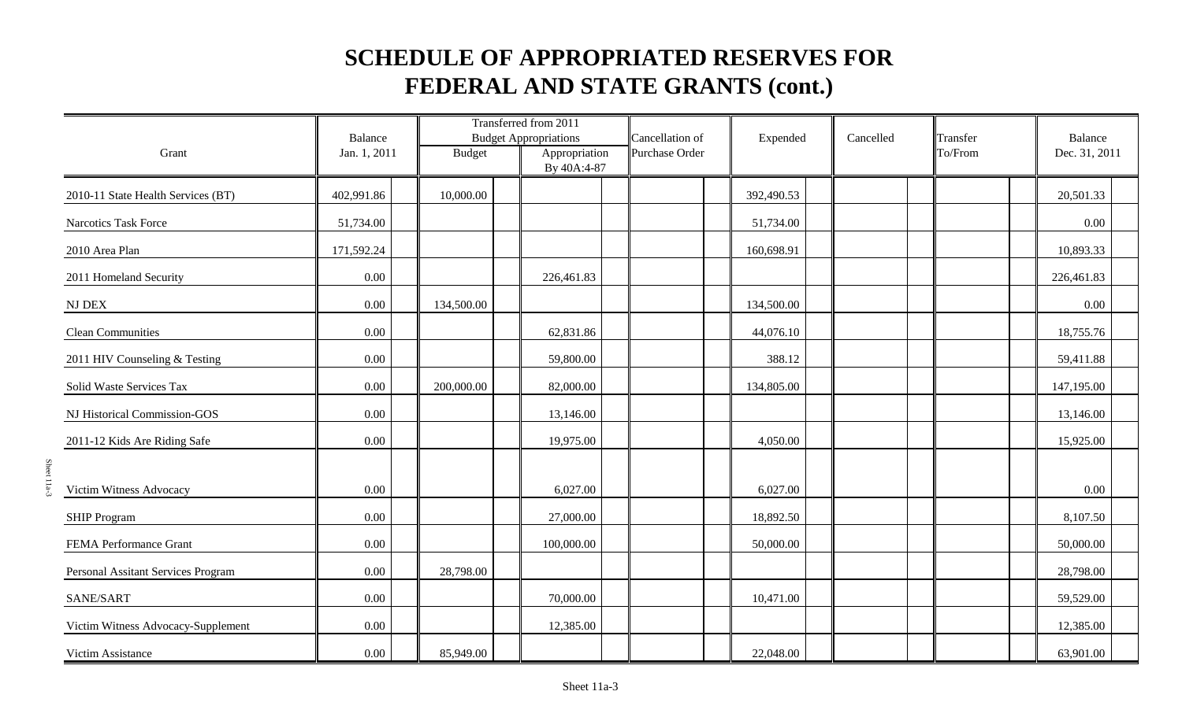# SCHEDULE OF APPROPRIATED RESERVES FOR FEDERAL AND STATE GRANTS (cont.)

| Grant | Balance Jan. 1, 2011 | Transferred from 2011 Budget Appropriations | | Cancellation of Purchase Order | Expended | Cancelled | Transfer To/From | Balance Dec. 31, 2011 |
|---|---|---|---|---|---|---|---|---|
| | | Budget | Appropriation By 40A:4-87 | | | | | |
| 2010-11 State Health Services (BT) | 402,991.86 | 10,000.00 | | | 392,490.53 | | | 20,501.33 |
| Narcotics Task Force | 51,734.00 | | | | 51,734.00 | | | 0.00 |
| 2010 Area Plan | 171,592.24 | | | | 160,698.91 | | | 10,893.33 |
| 2011 Homeland Security | 0.00 | | 226,461.83 | | | | | 226,461.83 |
| NJ DEX | 0.00 | 134,500.00 | | | 134,500.00 | | | 0.00 |
| Clean Communities | 0.00 | | 62,831.86 | | 44,076.10 | | | 18,755.76 |
| 2011 HIV Counseling & Testing | 0.00 | | 59,800.00 | | 388.12 | | | 59,411.88 |
| Solid Waste Services Tax | 0.00 | 200,000.00 | 82,000.00 | | 134,805.00 | | | 147,195.00 |
| NJ Historical Commission-GOS | 0.00 | | 13,146.00 | | | | | 13,146.00 |
| 2011-12 Kids Are Riding Safe | 0.00 | | 19,975.00 | | 4,050.00 | | | 15,925.00 |
| Victim Witness Advocacy | 0.00 | | 6,027.00 | | 6,027.00 | | | 0.00 |
| SHIP Program | 0.00 | | 27,000.00 | | 18,892.50 | | | 8,107.50 |
| FEMA Performance Grant | 0.00 | | 100,000.00 | | 50,000.00 | | | 50,000.00 |
| Personal Assitant Services Program | 0.00 | 28,798.00 | | | | | | 28,798.00 |
| SANE/SART | 0.00 | | 70,000.00 | | 10,471.00 | | | 59,529.00 |
| Victim Witness Advocacy-Supplement | 0.00 | | 12,385.00 | | | | | 12,385.00 |
| Victim Assistance | 0.00 | 85,949.00 | | | 22,048.00 | | | 63,901.00 |

Sheet 11a-3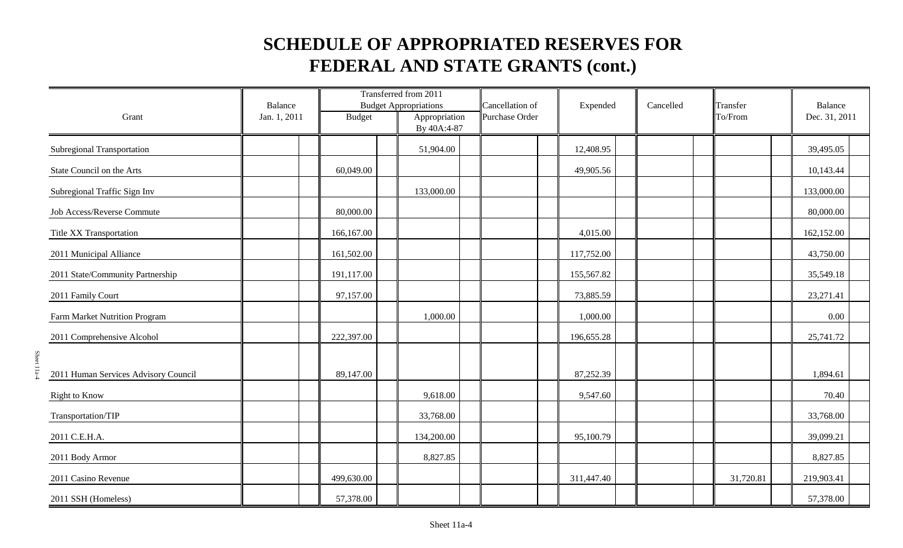# SCHEDULE OF APPROPRIATED RESERVES FOR FEDERAL AND STATE GRANTS (cont.)

| Grant | Balance Jan. 1, 2011 | Transferred from 2011 Budget Appropriations | | Cancellation of Purchase Order | Expended | Cancelled | Transfer To/From | Balance Dec. 31, 2011 |
|---|---|---|---|---|---|---|---|---|
| | | Budget | Appropriation By 40A:4-87 | | | | | |
| Subregional Transportation | | | 51,904.00 | | 12,408.95 | | | 39,495.05 |
| State Council on the Arts | | 60,049.00 | | | 49,905.56 | | | 10,143.44 |
| Subregional Traffic Sign Inv | | | 133,000.00 | | | | | 133,000.00 |
| Job Access/Reverse Commute | | 80,000.00 | | | | | | 80,000.00 |
| Title XX Transportation | | 166,167.00 | | | 4,015.00 | | | 162,152.00 |
| 2011 Municipal Alliance | | 161,502.00 | | | 117,752.00 | | | 43,750.00 |
| 2011 State/Community Partnership | | 191,117.00 | | | 155,567.82 | | | 35,549.18 |
| 2011 Family Court | | 97,157.00 | | | 73,885.59 | | | 23,271.41 |
| Farm Market Nutrition Program | | | 1,000.00 | | 1,000.00 | | | 0.00 |
| 2011 Comprehensive Alcohol | | 222,397.00 | | | 196,655.28 | | | 25,741.72 |
| 2011 Human Services Advisory Council | | 89,147.00 | | | 87,252.39 | | | 1,894.61 |
| Right to Know | | | 9,618.00 | | 9,547.60 | | | 70.40 |
| Transportation/TIP | | | 33,768.00 | | | | | 33,768.00 |
| 2011 C.E.H.A. | | | 134,200.00 | | 95,100.79 | | | 39,099.21 |
| 2011 Body Armor | | | 8,827.85 | | | | | 8,827.85 |
| 2011 Casino Revenue | | 499,630.00 | | | 311,447.40 | | 31,720.81 | 219,903.41 |
| 2011 SSH (Homeless) | | 57,378.00 | | | | | | 57,378.00 |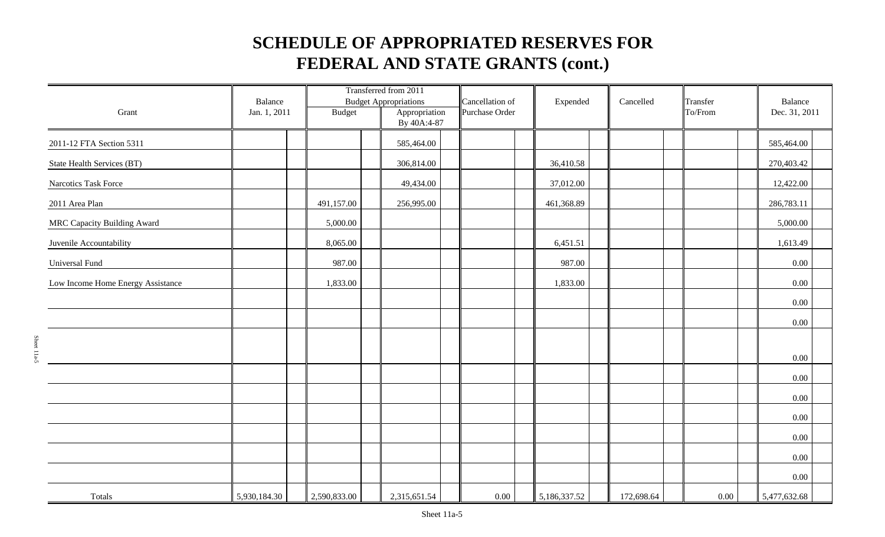# SCHEDULE OF APPROPRIATED RESERVES FOR FEDERAL AND STATE GRANTS (cont.)

| Grant | Balance Jan. 1, 2011 | Transferred from 2011 Budget Appropriations Budget | Transferred from 2011 Budget Appropriations Appropriation By 40A:4-87 | Cancellation of Purchase Order | Expended | Cancelled | Transfer To/From | Balance Dec. 31, 2011 |
|---|---|---|---|---|---|---|---|---|
| 2011-12 FTA Section 5311 | | | 585,464.00 | | | | | 585,464.00 |
| State Health Services (BT) | | | 306,814.00 | | 36,410.58 | | | 270,403.42 |
| Narcotics Task Force | | | 49,434.00 | | 37,012.00 | | | 12,422.00 |
| 2011 Area Plan | | 491,157.00 | 256,995.00 | | 461,368.89 | | | 286,783.11 |
| MRC Capacity Building Award | | 5,000.00 | | | | | | 5,000.00 |
| Juvenile Accountability | | 8,065.00 | | | 6,451.51 | | | 1,613.49 |
| Universal Fund | | 987.00 | | | 987.00 | | | 0.00 |
| Low Income Home Energy Assistance | | 1,833.00 | | | 1,833.00 | | | 0.00 |
| | | | | | | | | 0.00 |
| | | | | | | | | 0.00 |
| | | | | | | | | 0.00 |
| | | | | | | | | 0.00 |
| | | | | | | | | 0.00 |
| | | | | | | | | 0.00 |
| | | | | | | | | 0.00 |
| | | | | | | | | 0.00 |
| | | | | | | | | 0.00 |
| Totals | 5,930,184.30 | 2,590,833.00 | 2,315,651.54 | 0.00 | 5,186,337.52 | 172,698.64 | 0.00 | 5,477,632.68 |

Sheet 11a-5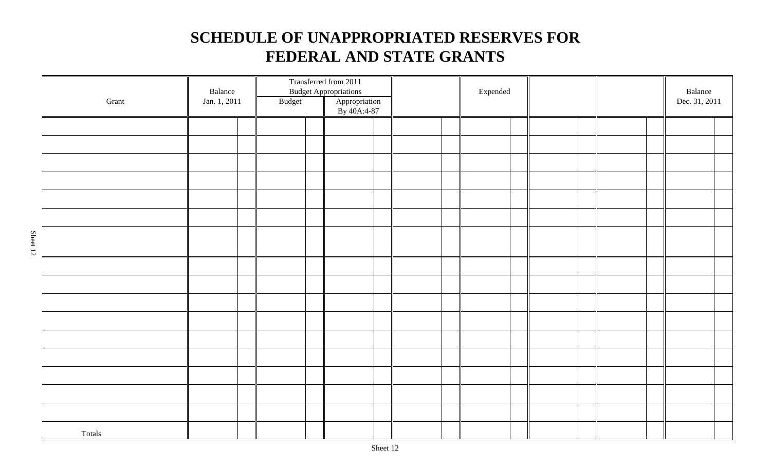# SCHEDULE OF UNAPPROPRIATED RESERVES FOR FEDERAL AND STATE GRANTS

| Grant | Balance Jan. 1, 2011 | Transferred from 2011 Budget Appropriations | | | Expended | | | Balance Dec. 31, 2011 |
|---|---|---|---|---|---|---|---|---|
| | | Budget | Appropriation By 40A:4-87 | | | | | |
| | | | | | | | | |
| | | | | | | | | |
| | | | | | | | | |
| | | | | | | | | |
| | | | | | | | | |
| | | | | | | | | |
| | | | | | | | | |
| | | | | | | | | |
| | | | | | | | | |
| | | | | | | | | |
| | | | | | | | | |
| | | | | | | | | |
| | | | | | | | | |
| | | | | | | | | |
| | | | | | | | | |
| | | | | | | | | |
| Totals | | | | | | | | |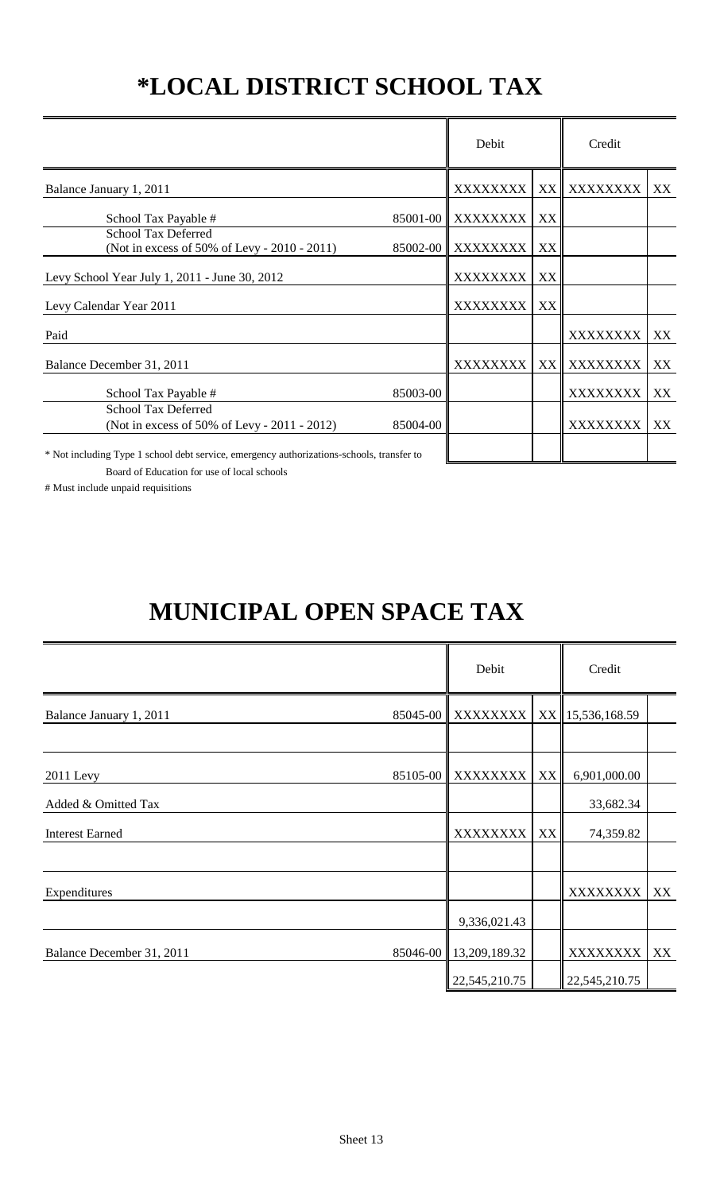# *LOCAL DISTRICT SCHOOL TAX

| | | Debit | | Credit | |
|---|---|---|---|---|---|
| Balance January 1, 2011 | | XXXXXXXX | XX | XXXXXXXX | XX |
| School Tax Payable # | 85001-00 | XXXXXXXX | XX | | |
| School Tax Deferred (Not in excess of 50% of Levy - 2010 - 2011) | 85002-00 | XXXXXXXX | XX | | |
| Levy School Year July 1, 2011 - June 30, 2012 | | XXXXXXXX | XX | | |
| Levy Calendar Year 2011 | | XXXXXXXX | XX | | |
| Paid | | | | XXXXXXXX | XX |
| Balance December 31, 2011 | | XXXXXXXX | XX | XXXXXXXX | XX |
| School Tax Payable # | 85003-00 | | | XXXXXXXX | XX |
| School Tax Deferred (Not in excess of 50% of Levy - 2011 - 2012) | 85004-00 | | | XXXXXXXX | XX |
| | | | | | |

* Not including Type 1 school debt service, emergency authorizations-schools, transfer to Board of Education for use of local schools

# Must include unpaid requisitions

# MUNICIPAL OPEN SPACE TAX

| | | Debit | | Credit | |
|---|---|---|---|---|---|
| Balance January 1, 2011 | 85045-00 | XXXXXXXX | XX | 15,536,168.59 | |
| | | | | | |
| 2011 Levy | 85105-00 | XXXXXXXX | XX | 6,901,000.00 | |
| Added & Omitted Tax | | | | 33,682.34 | |
| Interest Earned | | XXXXXXXX | XX | 74,359.82 | |
| | | | | | |
| Expenditures | | | | XXXXXXXX | XX |
| | | 9,336,021.43 | | | |
| Balance December 31, 2011 | 85046-00 | 13,209,189.32 | | XXXXXXXX | XX |
| | | 22,545,210.75 | | 22,545,210.75 | |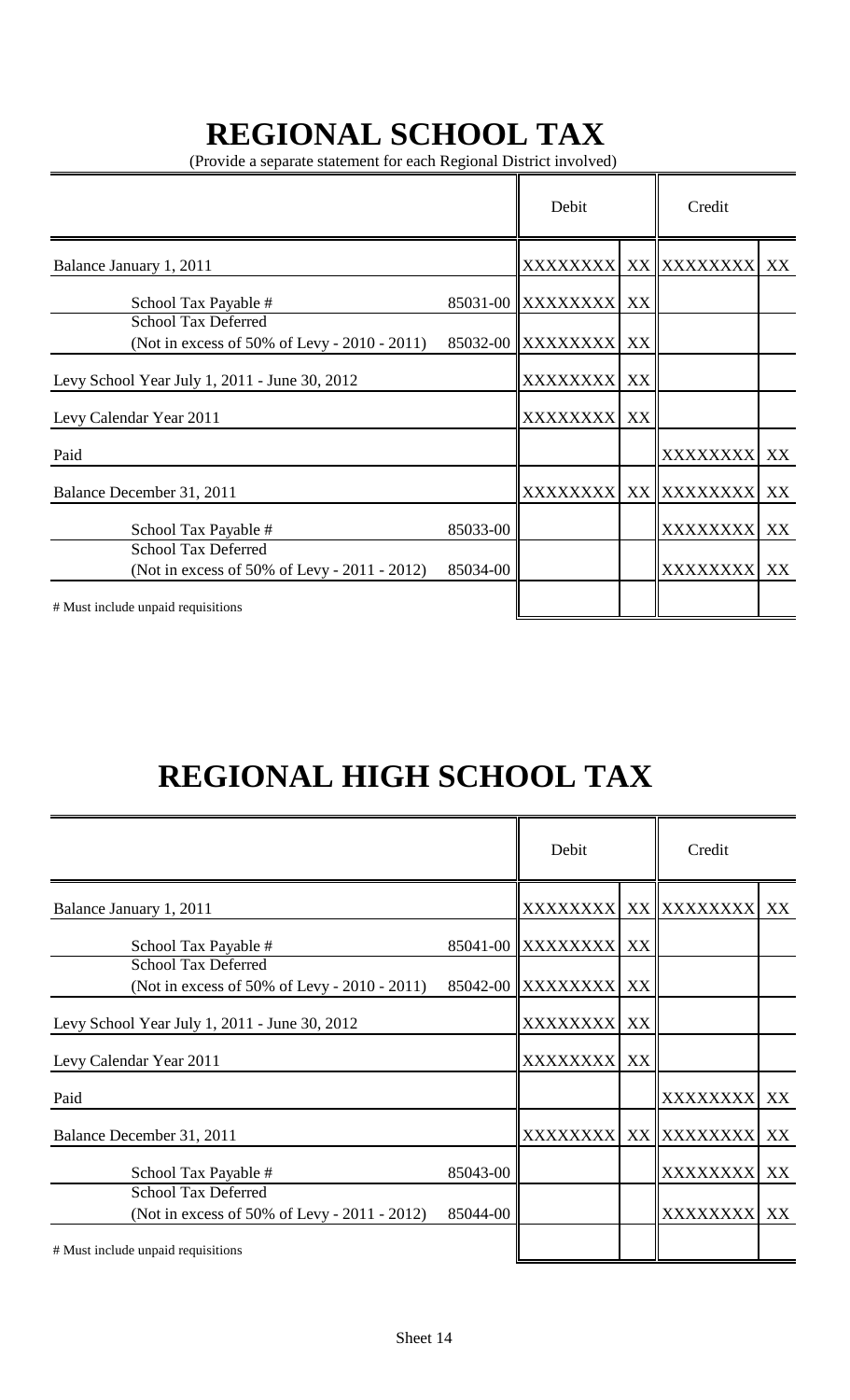# REGIONAL SCHOOL TAX

(Provide a separate statement for each Regional District involved)

| | | Debit | | Credit | |
|---|---|---|---|---|---|
| Balance January 1, 2011 | | XXXXXXXX | XX | XXXXXXXX | XX |
| School Tax Payable # | 85031-00 | XXXXXXXX | XX | | |
| School Tax Deferred (Not in excess of 50% of Levy - 2010 - 2011) | 85032-00 | XXXXXXXX | XX | | |
| Levy School Year July 1, 2011 - June 30, 2012 | | XXXXXXXX | XX | | |
| Levy Calendar Year 2011 | | XXXXXXXX | XX | | |
| Paid | | | | XXXXXXXX | XX |
| Balance December 31, 2011 | | XXXXXXXX | XX | XXXXXXXX | XX |
| School Tax Payable # | 85033-00 | | | XXXXXXXX | XX |
| School Tax Deferred (Not in excess of 50% of Levy - 2011 - 2012) | 85034-00 | | | XXXXXXXX | XX |
| # Must include unpaid requisitions | | | | | |

# REGIONAL HIGH SCHOOL TAX

| | | Debit | | Credit | |
|---|---|---|---|---|---|
| Balance January 1, 2011 | | XXXXXXXX | XX | XXXXXXXX | XX |
| School Tax Payable # | 85041-00 | XXXXXXXX | XX | | |
| School Tax Deferred (Not in excess of 50% of Levy - 2010 - 2011) | 85042-00 | XXXXXXXX | XX | | |
| Levy School Year July 1, 2011 - June 30, 2012 | | XXXXXXXX | XX | | |
| Levy Calendar Year 2011 | | XXXXXXXX | XX | | |
| Paid | | | | XXXXXXXX | XX |
| Balance December 31, 2011 | | XXXXXXXX | XX | XXXXXXXX | XX |
| School Tax Payable # | 85043-00 | | | XXXXXXXX | XX |
| School Tax Deferred (Not in excess of 50% of Levy - 2011 - 2012) | 85044-00 | | | XXXXXXXX | XX |
| # Must include unpaid requisitions | | | | | |

Sheet 14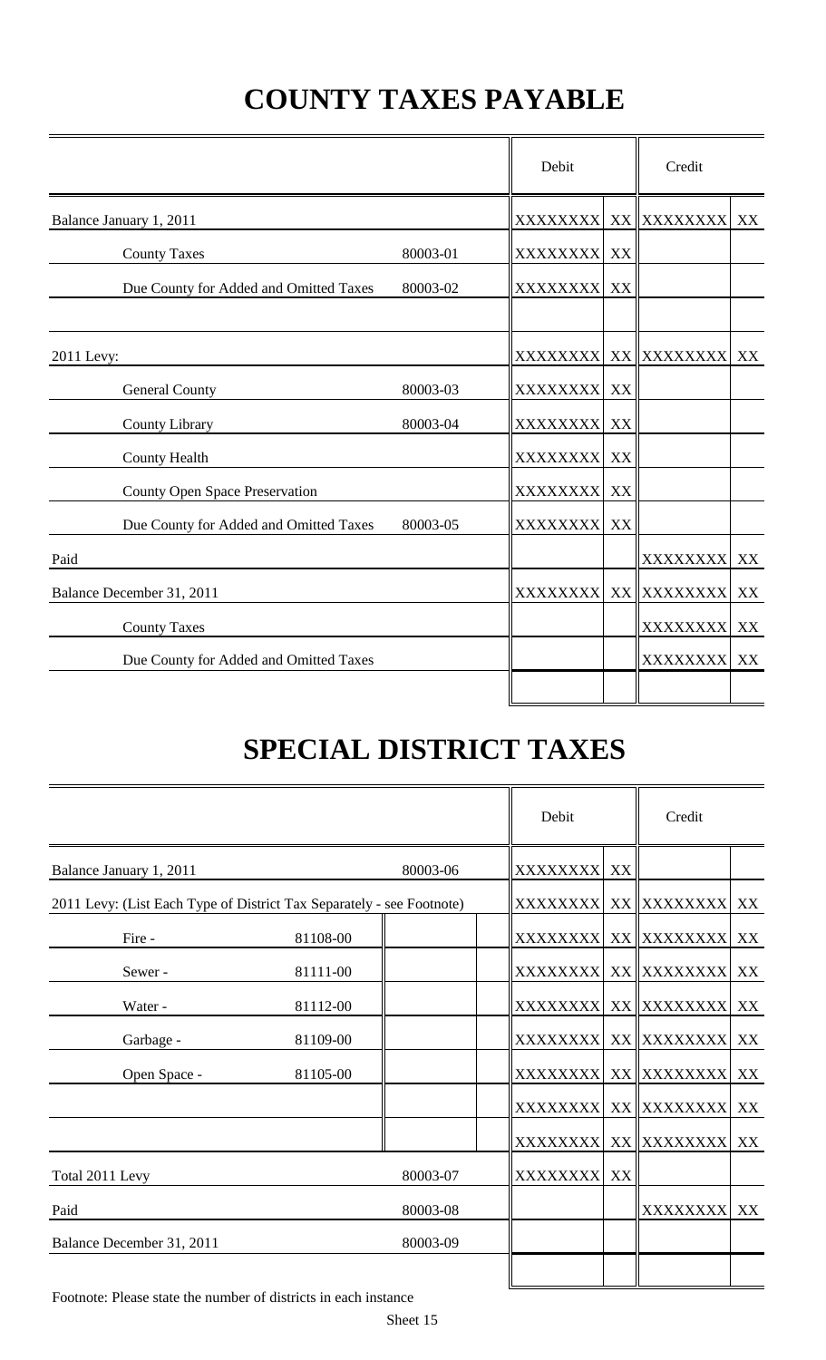# COUNTY TAXES PAYABLE

| | | Debit | | Credit | |
|---|---|---|---|---|---|
| Balance January 1, 2011 | | XXXXXXX | XX | XXXXXXX | XX |
| County Taxes | 80003-01 | XXXXXXX | XX | | |
| Due County for Added and Omitted Taxes | 80003-02 | XXXXXXX | XX | | |
| | | | | | |
| 2011 Levy: | | XXXXXXX | XX | XXXXXXX | XX |
| General County | 80003-03 | XXXXXXX | XX | | |
| County Library | 80003-04 | XXXXXXX | XX | | |
| County Health | | XXXXXXX | XX | | |
| County Open Space Preservation | | XXXXXXX | XX | | |
| Due County for Added and Omitted Taxes | 80003-05 | XXXXXXX | XX | | |
| Paid | | | | XXXXXXX | XX |
| Balance December 31, 2011 | | XXXXXXX | XX | XXXXXXX | XX |
| County Taxes | | | | XXXXXXX | XX |
| Due County for Added and Omitted Taxes | | | | XXXXXXX | XX |
| | | | | | |

# SPECIAL DISTRICT TAXES

| | | | Debit | | Credit | |
|---|---|---|---|---|---|---|
| Balance January 1, 2011 | | 80003-06 | XXXXXXX | XX | | |
| 2011 Levy: (List Each Type of District Tax Separately - see Footnote) | | | XXXXXXX | XX | XXXXXXX | XX |
| Fire - | 81108-00 | | XXXXXXX | XX | XXXXXXX | XX |
| Sewer - | 81111-00 | | XXXXXXX | XX | XXXXXXX | XX |
| Water - | 81112-00 | | XXXXXXX | XX | XXXXXXX | XX |
| Garbage - | 81109-00 | | XXXXXXX | XX | XXXXXXX | XX |
| Open Space - | 81105-00 | | XXXXXXX | XX | XXXXXXX | XX |
| | | | XXXXXXX | XX | XXXXXXX | XX |
| | | | XXXXXXX | XX | XXXXXXX | XX |
| Total 2011 Levy | | 80003-07 | XXXXXXX | XX | | |
| Paid | | 80003-08 | | | XXXXXXX | XX |
| Balance December 31, 2011 | | 80003-09 | | | | |
| | | | | | | |

Footnote: Please state the number of districts in each instance

Sheet 15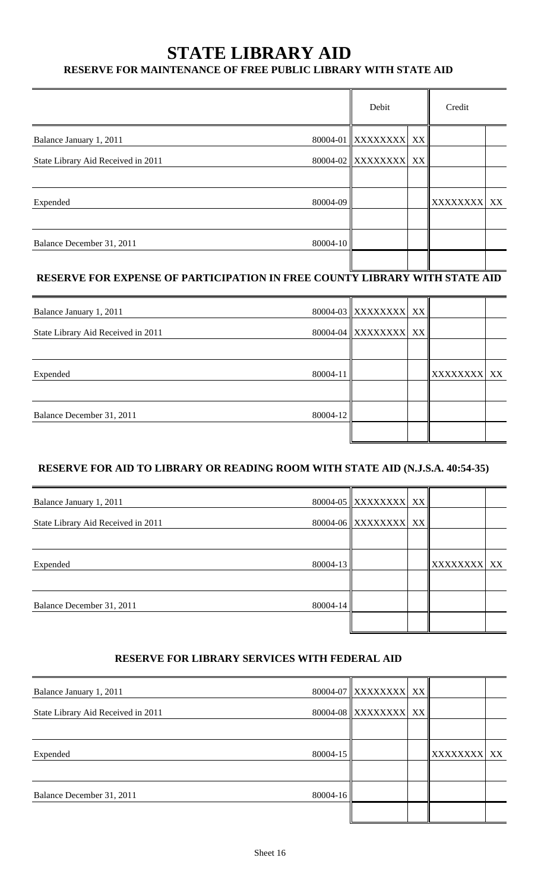# STATE LIBRARY AID

## RESERVE FOR MAINTENANCE OF FREE PUBLIC LIBRARY WITH STATE AID

| | | Debit | | Credit | |
|---|---|---|---|---|---|
| Balance January 1, 2011 | 80004-01 | XXXXXXXX | XX | | |
| State Library Aid Received in 2011 | 80004-02 | XXXXXXXX | XX | | |
| | | | | | |
| Expended | 80004-09 | | | XXXXXXXX | XX |
| | | | | | |
| Balance December 31, 2011 | 80004-10 | | | | |
| | | | | | |

## RESERVE FOR EXPENSE OF PARTICIPATION IN FREE COUNTY LIBRARY WITH STATE AID

| | | Debit | | Credit | |
|---|---|---|---|---|---|
| Balance January 1, 2011 | 80004-03 | XXXXXXXX | XX | | |
| State Library Aid Received in 2011 | 80004-04 | XXXXXXXX | XX | | |
| | | | | | |
| Expended | 80004-11 | | | XXXXXXXX | XX |
| | | | | | |
| Balance December 31, 2011 | 80004-12 | | | | |
| | | | | | |

## RESERVE FOR AID TO LIBRARY OR READING ROOM WITH STATE AID (N.J.S.A. 40:54-35)

| | | Debit | | Credit | |
|---|---|---|---|---|---|
| Balance January 1, 2011 | 80004-05 | XXXXXXXX | XX | | |
| State Library Aid Received in 2011 | 80004-06 | XXXXXXXX | XX | | |
| | | | | | |
| Expended | 80004-13 | | | XXXXXXXX | XX |
| | | | | | |
| Balance December 31, 2011 | 80004-14 | | | | |
| | | | | | |

## RESERVE FOR LIBRARY SERVICES WITH FEDERAL AID

| | | Debit | | Credit | |
|---|---|---|---|---|---|
| Balance January 1, 2011 | 80004-07 | XXXXXXXX | XX | | |
| State Library Aid Received in 2011 | 80004-08 | XXXXXXXX | XX | | |
| | | | | | |
| Expended | 80004-15 | | | XXXXXXXX | XX |
| | | | | | |
| Balance December 31, 2011 | 80004-16 | | | | |
| | | | | | |

Sheet 16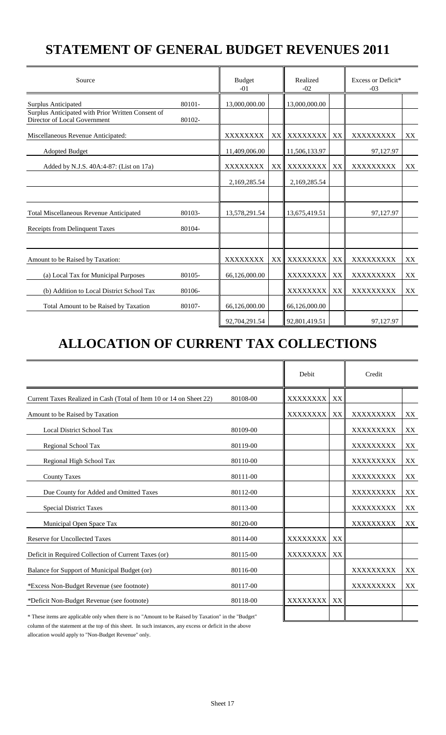# STATEMENT OF GENERAL BUDGET REVENUES 2011

| Source | | Budget -01 | | Realized -02 | | Excess or Deficit* -03 | |
|---|---|---|---|---|---|---|---|
| Surplus Anticipated | 80101- | 13,000,000.00 | | 13,000,000.00 | | | |
| Surplus Anticipated with Prior Written Consent of Director of Local Government | 80102- | | | | | | |
| Miscellaneous Revenue Anticipated: | | XXXXXXXX | XX | XXXXXXXX | XX | XXXXXXXXX | XX |
| Adopted Budget | | 11,409,006.00 | | 11,506,133.97 | | 97,127.97 | |
| Added by N.J.S. 40A:4-87: (List on 17a) | | XXXXXXXX | XX | XXXXXXXX | XX | XXXXXXXXX | XX |
| | | 2,169,285.54 | | 2,169,285.54 | | | |
| | | | | | | | |
| Total Miscellaneous Revenue Anticipated | 80103- | 13,578,291.54 | | 13,675,419.51 | | 97,127.97 | |
| Receipts from Delinquent Taxes | 80104- | | | | | | |
| | | | | | | | |
| Amount to be Raised by Taxation: | | XXXXXXXX | XX | XXXXXXXX | XX | XXXXXXXXX | XX |
| (a) Local Tax for Municipal Purposes | 80105- | 66,126,000.00 | | XXXXXXXX | XX | XXXXXXXXX | XX |
| (b) Addition to Local District School Tax | 80106- | | | XXXXXXXX | XX | XXXXXXXXX | XX |
| Total Amount to be Raised by Taxation | 80107- | 66,126,000.00 | | 66,126,000.00 | | | |
| | | 92,704,291.54 | | 92,801,419.51 | | 97,127.97 | |

# ALLOCATION OF CURRENT TAX COLLECTIONS

| | | Debit | | Credit | |
|---|---|---|---|---|---|
| Current Taxes Realized in Cash (Total of Item 10 or 14 on Sheet 22) | 80108-00 | XXXXXXXX | XX | | |
| Amount to be Raised by Taxation | | XXXXXXXX | XX | XXXXXXXXX | XX |
| Local District School Tax | 80109-00 | | | XXXXXXXXX | XX |
| Regional School Tax | 80119-00 | | | XXXXXXXXX | XX |
| Regional High School Tax | 80110-00 | | | XXXXXXXXX | XX |
| County Taxes | 80111-00 | | | XXXXXXXXX | XX |
| Due County for Added and Omitted Taxes | 80112-00 | | | XXXXXXXXX | XX |
| Special District Taxes | 80113-00 | | | XXXXXXXXX | XX |
| Municipal Open Space Tax | 80120-00 | | | XXXXXXXXX | XX |
| Reserve for Uncollected Taxes | 80114-00 | XXXXXXXX | XX | | |
| Deficit in Required Collection of Current Taxes (or) | 80115-00 | XXXXXXXX | XX | | |
| Balance for Support of Municipal Budget (or) | 80116-00 | | | XXXXXXXXX | XX |
| *Excess Non-Budget Revenue (see footnote) | 80117-00 | | | XXXXXXXXX | XX |
| *Deficit Non-Budget Revenue (see footnote) | 80118-00 | XXXXXXXX | XX | | |
| | | | | | |

* These items are applicable only when there is no "Amount to be Raised by Taxation" in the "Budget" column of the statement at the top of this sheet. In such instances, any excess or deficit in the above allocation would apply to "Non-Budget Revenue" only.

Sheet 17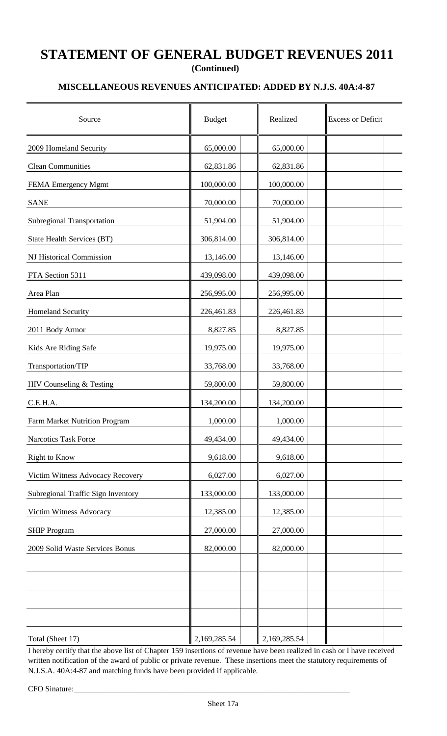# STATEMENT OF GENERAL BUDGET REVENUES 2011

**(Continued)**

### MISCELLANEOUS REVENUES ANTICIPATED: ADDED BY N.J.S. 40A:4-87

| Source | Budget | Realized | Excess or Deficit |
|---|---|---|---|
| 2009 Homeland Security | 65,000.00 | 65,000.00 | |
| Clean Communities | 62,831.86 | 62,831.86 | |
| FEMA Emergency Mgmt | 100,000.00 | 100,000.00 | |
| SANE | 70,000.00 | 70,000.00 | |
| Subregional Transportation | 51,904.00 | 51,904.00 | |
| State Health Services (BT) | 306,814.00 | 306,814.00 | |
| NJ Historical Commission | 13,146.00 | 13,146.00 | |
| FTA Section 5311 | 439,098.00 | 439,098.00 | |
| Area Plan | 256,995.00 | 256,995.00 | |
| Homeland Security | 226,461.83 | 226,461.83 | |
| 2011 Body Armor | 8,827.85 | 8,827.85 | |
| Kids Are Riding Safe | 19,975.00 | 19,975.00 | |
| Transportation/TIP | 33,768.00 | 33,768.00 | |
| HIV Counseling & Testing | 59,800.00 | 59,800.00 | |
| C.E.H.A. | 134,200.00 | 134,200.00 | |
| Farm Market Nutrition Program | 1,000.00 | 1,000.00 | |
| Narcotics Task Force | 49,434.00 | 49,434.00 | |
| Right to Know | 9,618.00 | 9,618.00 | |
| Victim Witness Advocacy Recovery | 6,027.00 | 6,027.00 | |
| Subregional Traffic Sign Inventory | 133,000.00 | 133,000.00 | |
| Victim Witness Advocacy | 12,385.00 | 12,385.00 | |
| SHIP Program | 27,000.00 | 27,000.00 | |
| 2009 Solid Waste Services Bonus | 82,000.00 | 82,000.00 | |
| | | | |
| | | | |
| | | | |
| | | | |
| Total (Sheet 17) | 2,169,285.54 | 2,169,285.54 | |

I hereby certify that the above list of Chapter 159 insertions of revenue have been realized in cash or I have received written notification of the award of public or private revenue. These insertions meet the statutory requirements of N.J.S.A. 40A:4-87 and matching funds have been provided if applicable.

CFO Sinature:\_\_\_\_\_\_\_\_\_\_\_\_\_\_\_\_\_\_\_\_\_\_\_\_\_\_\_\_\_\_\_\_\_\_\_\_\_\_\_\_\_\_\_\_\_\_\_\_

Sheet 17a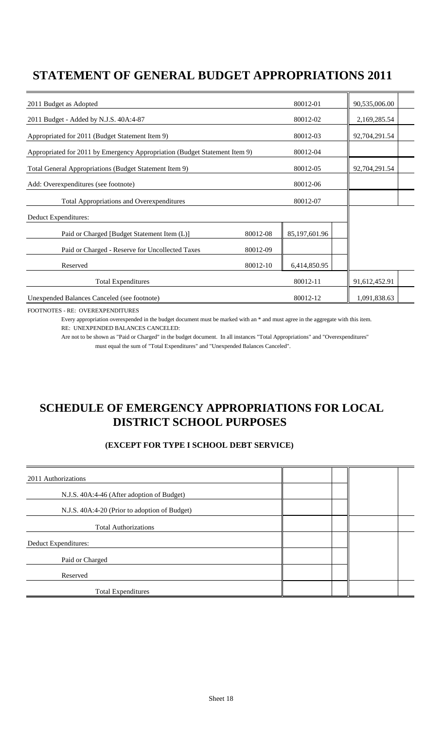# STATEMENT OF GENERAL BUDGET APPROPRIATIONS 2011

| | | | |
|---|---|---|---|
| 2011 Budget as Adopted | | 80012-01 | 90,535,006.00 |
| 2011 Budget - Added by N.J.S. 40A:4-87 | | 80012-02 | 2,169,285.54 |
| Appropriated for 2011 (Budget Statement Item 9) | | 80012-03 | 92,704,291.54 |
| Appropriated for 2011 by Emergency Appropriation (Budget Statement Item 9) | | 80012-04 | |
| Total General Appropriations (Budget Statement Item 9) | | 80012-05 | 92,704,291.54 |
| Add: Overexpenditures (see footnote) | | 80012-06 | |
| Total Appropriations and Overexpenditures | | 80012-07 | |
| Deduct Expenditures: | | | |
| Paid or Charged [Budget Statement Item (L)] | 80012-08 | 85,197,601.96 | |
| Paid or Charged - Reserve for Uncollected Taxes | 80012-09 | | |
| Reserved | 80012-10 | 6,414,850.95 | |
| Total Expenditures | | 80012-11 | 91,612,452.91 |
| Unexpended Balances Canceled (see footnote) | | 80012-12 | 1,091,838.63 |

FOOTNOTES - RE: OVEREXPENDITURES

Every appropriation overexpended in the budget document must be marked with an * and must agree in the aggregate with this item.

RE: UNEXPENDED BALANCES CANCELED:

Are not to be shown as "Paid or Charged" in the budget document. In all instances "Total Appropriations" and "Overexpenditures" must equal the sum of "Total Expenditures" and "Unexpended Balances Canceled".

# SCHEDULE OF EMERGENCY APPROPRIATIONS FOR LOCAL DISTRICT SCHOOL PURPOSES

### (EXCEPT FOR TYPE I SCHOOL DEBT SERVICE)

| | | |
|---|---|---|
| 2011 Authorizations | | |
| N.J.S. 40A:4-46 (After adoption of Budget) | | |
| N.J.S. 40A:4-20 (Prior to adoption of Budget) | | |
| Total Authorizations | | |
| Deduct Expenditures: | | |
| Paid or Charged | | |
| Reserved | | |
| Total Expenditures | | |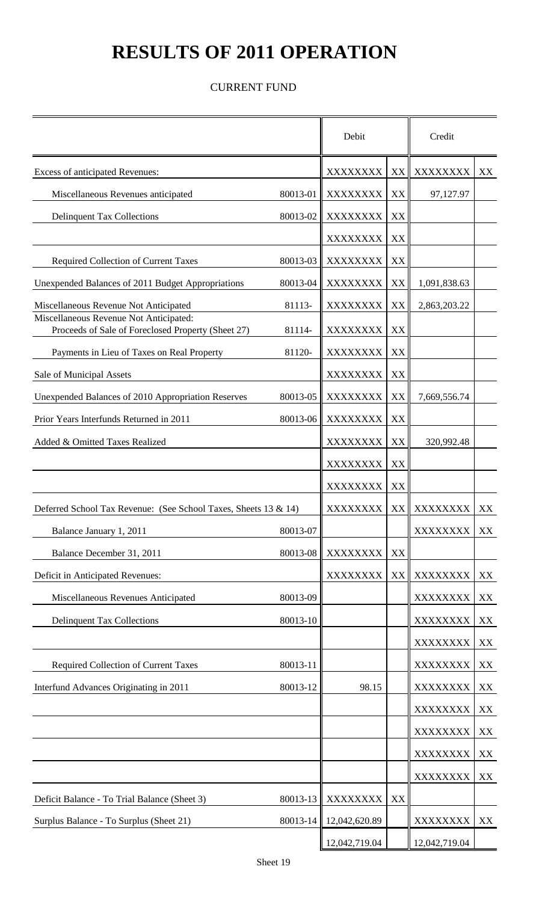# RESULTS OF 2011 OPERATION

CURRENT FUND

| | | Debit | | Credit | |
|---|---|---|---|---|---|
| Excess of anticipated Revenues: | | XXXXXXXX | XX | XXXXXXXX | XX |
| Miscellaneous Revenues anticipated | 80013-01 | XXXXXXXX | XX | 97,127.97 | |
| Delinquent Tax Collections | 80013-02 | XXXXXXXX | XX | | |
| | | XXXXXXXX | XX | | |
| Required Collection of Current Taxes | 80013-03 | XXXXXXXX | XX | | |
| Unexpended Balances of 2011 Budget Appropriations | 80013-04 | XXXXXXXX | XX | 1,091,838.63 | |
| Miscellaneous Revenue Not Anticipated | 81113- | XXXXXXXX | XX | 2,863,203.22 | |
| Miscellaneous Revenue Not Anticipated: Proceeds of Sale of Foreclosed Property (Sheet 27) | 81114- | XXXXXXXX | XX | | |
| Payments in Lieu of Taxes on Real Property | 81120- | XXXXXXXX | XX | | |
| Sale of Municipal Assets | | XXXXXXXX | XX | | |
| Unexpended Balances of 2010 Appropriation Reserves | 80013-05 | XXXXXXXX | XX | 7,669,556.74 | |
| Prior Years Interfunds Returned in 2011 | 80013-06 | XXXXXXXX | XX | | |
| Added & Omitted Taxes Realized | | XXXXXXXX | XX | 320,992.48 | |
| | | XXXXXXXX | XX | | |
| | | XXXXXXXX | XX | | |
| Deferred School Tax Revenue: (See School Taxes, Sheets 13 & 14) | | XXXXXXXX | XX | XXXXXXXX | XX |
| Balance January 1, 2011 | 80013-07 | | | XXXXXXXX | XX |
| Balance December 31, 2011 | 80013-08 | XXXXXXXX | XX | | |
| Deficit in Anticipated Revenues: | | XXXXXXXX | XX | XXXXXXXX | XX |
| Miscellaneous Revenues Anticipated | 80013-09 | | | XXXXXXXX | XX |
| Delinquent Tax Collections | 80013-10 | | | XXXXXXXX | XX |
| | | | | XXXXXXXX | XX |
| Required Collection of Current Taxes | 80013-11 | | | XXXXXXXX | XX |
| Interfund Advances Originating in 2011 | 80013-12 | 98.15 | | XXXXXXXX | XX |
| | | | | XXXXXXXX | XX |
| | | | | XXXXXXXX | XX |
| | | | | XXXXXXXX | XX |
| | | | | XXXXXXXX | XX |
| Deficit Balance - To Trial Balance (Sheet 3) | 80013-13 | XXXXXXXX | XX | | |
| Surplus Balance - To Surplus (Sheet 21) | 80013-14 | 12,042,620.89 | | XXXXXXXX | XX |
| | | 12,042,719.04 | | 12,042,719.04 | |

Sheet 19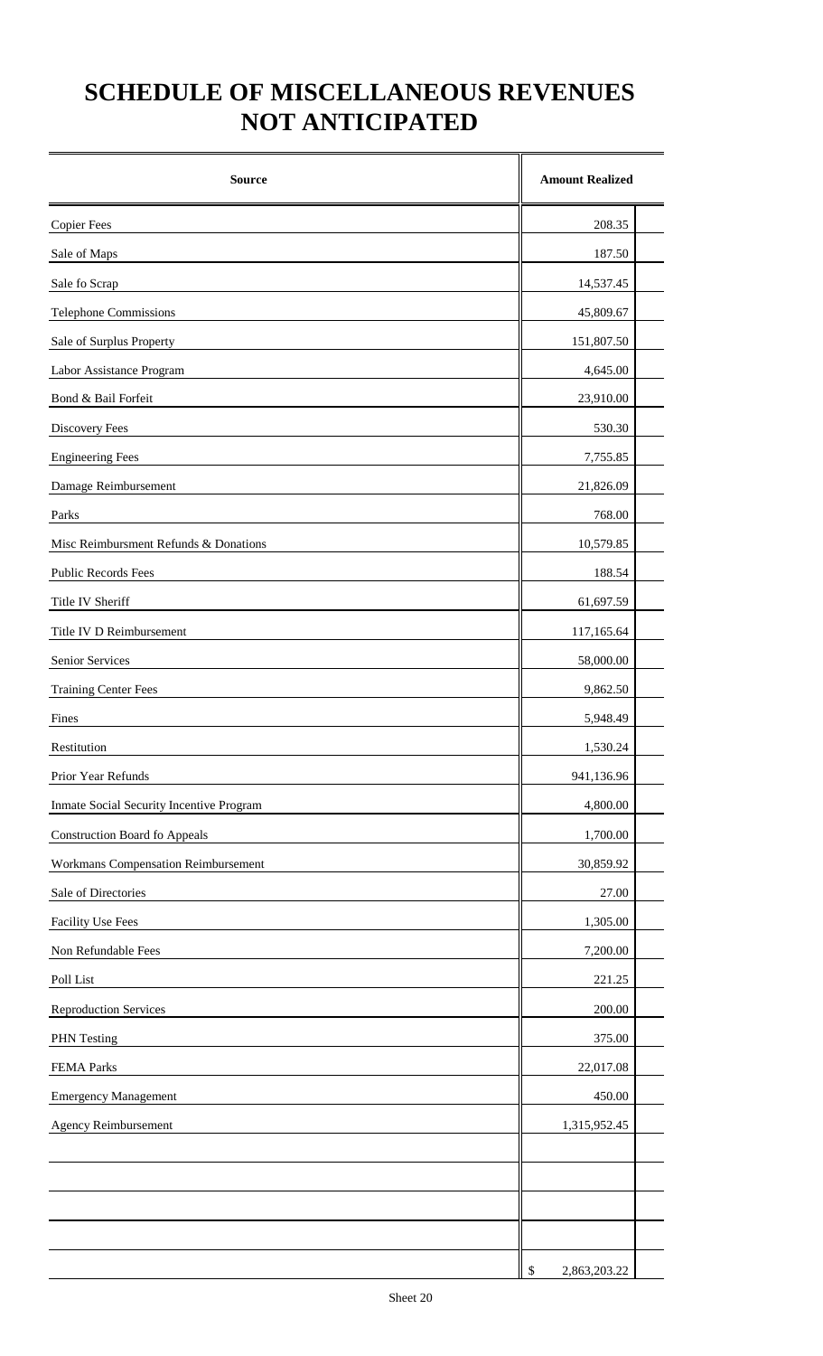# SCHEDULE OF MISCELLANEOUS REVENUES NOT ANTICIPATED

| Source | Amount Realized |
|---|---|
| Copier Fees | 208.35 |
| Sale of Maps | 187.50 |
| Sale fo Scrap | 14,537.45 |
| Telephone Commissions | 45,809.67 |
| Sale of Surplus Property | 151,807.50 |
| Labor Assistance Program | 4,645.00 |
| Bond & Bail Forfeit | 23,910.00 |
| Discovery Fees | 530.30 |
| Engineering Fees | 7,755.85 |
| Damage Reimbursement | 21,826.09 |
| Parks | 768.00 |
| Misc Reimbursment Refunds & Donations | 10,579.85 |
| Public Records Fees | 188.54 |
| Title IV Sheriff | 61,697.59 |
| Title IV D Reimbursement | 117,165.64 |
| Senior Services | 58,000.00 |
| Training Center Fees | 9,862.50 |
| Fines | 5,948.49 |
| Restitution | 1,530.24 |
| Prior Year Refunds | 941,136.96 |
| Inmate Social Security Incentive Program | 4,800.00 |
| Construction Board fo Appeals | 1,700.00 |
| Workmans Compensation Reimbursement | 30,859.92 |
| Sale of Directories | 27.00 |
| Facility Use Fees | 1,305.00 |
| Non Refundable Fees | 7,200.00 |
| Poll List | 221.25 |
| Reproduction Services | 200.00 |
| PHN Testing | 375.00 |
| FEMA Parks | 22,017.08 |
| Emergency Management | 450.00 |
| Agency Reimbursement | 1,315,952.45 |
| | |
| | |
| | |
| | |
| | $ 2,863,203.22 |

Sheet 20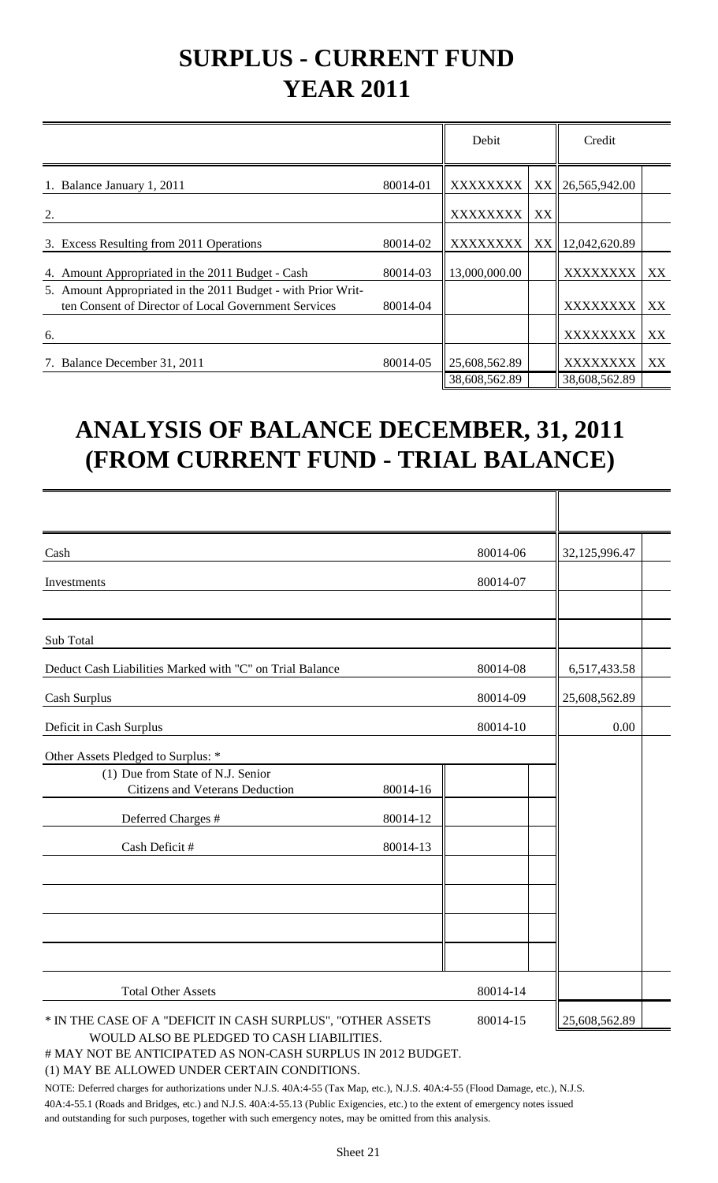# SURPLUS - CURRENT FUND
# YEAR 2011

| | | Debit | | Credit | |
|---|---|---|---|---|---|
| 1. Balance January 1, 2011 | 80014-01 | XXXXXXXX | XX | 26,565,942.00 | |
| 2. | | XXXXXXXX | XX | | |
| 3. Excess Resulting from 2011 Operations | 80014-02 | XXXXXXXX | XX | 12,042,620.89 | |
| 4. Amount Appropriated in the 2011 Budget - Cash | 80014-03 | 13,000,000.00 | | XXXXXXXX | XX |
| 5. Amount Appropriated in the 2011 Budget - with Prior Written Consent of Director of Local Government Services | 80014-04 | | | XXXXXXXX | XX |
| 6. | | | | XXXXXXXX | XX |
| 7. Balance December 31, 2011 | 80014-05 | 25,608,562.89 | | XXXXXXXX | XX |
| | | 38,608,562.89 | | 38,608,562.89 | |

# ANALYSIS OF BALANCE DECEMBER, 31, 2011 (FROM CURRENT FUND - TRIAL BALANCE)

| | | | |
|---|---|---|---|
| Cash | | 80014-06 | 32,125,996.47 |
| Investments | | 80014-07 | |
| | | | |
| Sub Total | | | |
| Deduct Cash Liabilities Marked with "C" on Trial Balance | | 80014-08 | 6,517,433.58 |
| Cash Surplus | | 80014-09 | 25,608,562.89 |
| Deficit in Cash Surplus | | 80014-10 | 0.00 |
| Other Assets Pledged to Surplus: * | | | |
| (1) Due from State of N.J. Senior Citizens and Veterans Deduction | 80014-16 | | |
| Deferred Charges # | 80014-12 | | |
| Cash Deficit # | 80014-13 | | |
| | | | |
| | | | |
| | | | |
| | | | |
| Total Other Assets | | 80014-14 | |
| * IN THE CASE OF A "DEFICIT IN CASH SURPLUS", "OTHER ASSETS WOULD ALSO BE PLEDGED TO CASH LIABILITIES. | | 80014-15 | 25,608,562.89 |

# MAY NOT BE ANTICIPATED AS NON-CASH SURPLUS IN 2012 BUDGET.

(1) MAY BE ALLOWED UNDER CERTAIN CONDITIONS.

NOTE: Deferred charges for authorizations under N.J.S. 40A:4-55 (Tax Map, etc.), N.J.S. 40A:4-55 (Flood Damage, etc.), N.J.S. 40A:4-55.1 (Roads and Bridges, etc.) and N.J.S. 40A:4-55.13 (Public Exigencies, etc.) to the extent of emergency notes issued and outstanding for such purposes, together with such emergency notes, may be omitted from this analysis.

Sheet 21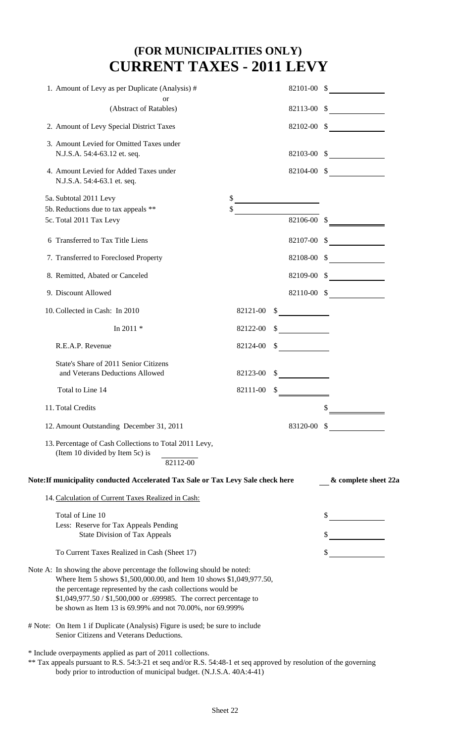## (FOR MUNICIPALITIES ONLY)
# CURRENT TAXES - 2011 LEVY

| | | | |
|---|---|---|---|
| 1. Amount of Levy as per Duplicate (Analysis) # | | 82101-00 | $ |
| or | | | |
| (Abstract of Ratables) | | 82113-00 | $ |
| 2. Amount of Levy Special District Taxes | | 82102-00 | $ |
| 3. Amount Levied for Omitted Taxes under N.J.S.A. 54:4-63.12 et. seq. | | 82103-00 | $ |
| 4. Amount Levied for Added Taxes under N.J.S.A. 54:4-63.1 et. seq. | | 82104-00 | $ |
| 5a. Subtotal 2011 Levy | $ | | |
| 5b. Reductions due to tax appeals ** | $ | | |
| 5c. Total 2011 Tax Levy | | 82106-00 | $ |
| 6 Transferred to Tax Title Liens | | 82107-00 | $ |
| 7. Transferred to Foreclosed Property | | 82108-00 | $ |
| 8. Remitted, Abated or Canceled | | 82109-00 | $ |
| 9. Discount Allowed | | 82110-00 | $ |
| 10. Collected in Cash: In 2010 | 82121-00 | $ | |
| In 2011 * | 82122-00 | $ | |
| R.E.A.P. Revenue | 82124-00 | $ | |
| State's Share of 2011 Senior Citizens and Veterans Deductions Allowed | 82123-00 | $ | |
| Total to Line 14 | 82111-00 | $ | |
| 11. Total Credits | | | $ |
| 12. Amount Outstanding December 31, 2011 | | 83120-00 | $ |

13. Percentage of Cash Collections to Total 2011 Levy, (Item 10 divided by Item 5c) is ________ 82112-00

**Note:If municipality conducted Accelerated Tax Sale or Tax Levy Sale check here** ___ **& complete sheet 22a**

14. Calculation of Current Taxes Realized in Cash:

| | |
|---|---|
| Total of Line 10 | $ |
| Less: Reserve for Tax Appeals Pending State Division of Tax Appeals | $ |
| To Current Taxes Realized in Cash (Sheet 17) | $ |

Note A: In showing the above percentage the following should be noted: Where Item 5 shows $1,500,000.00, and Item 10 shows $1,049,977.50, the percentage represented by the cash collections would be $1,049,977.50 / $1,500,000 or .699985. The correct percentage to be shown as Item 13 is 69.99% and not 70.00%, nor 69.999%

# Note: On Item 1 if Duplicate (Analysis) Figure is used; be sure to include Senior Citizens and Veterans Deductions.

* Include overpayments applied as part of 2011 collections.

** Tax appeals pursuant to R.S. 54:3-21 et seq and/or R.S. 54:48-1 et seq approved by resolution of the governing body prior to introduction of municipal budget. (N.J.S.A. 40A:4-41)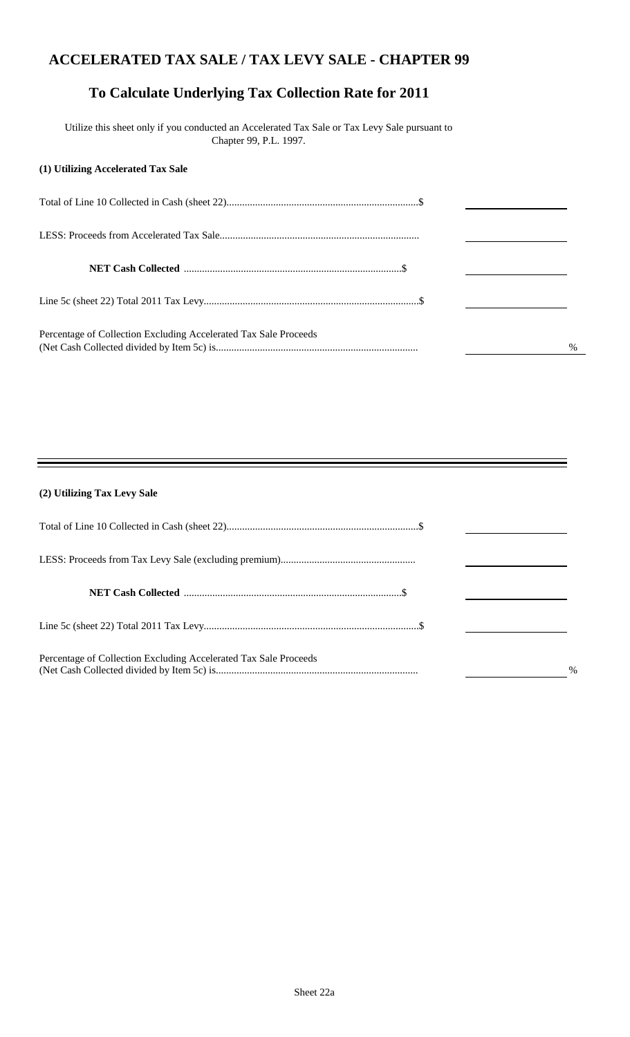# ACCELERATED TAX SALE / TAX LEVY SALE - CHAPTER 99

## To Calculate Underlying Tax Collection Rate for 2011

Utilize this sheet only if you conducted an Accelerated Tax Sale or Tax Levy Sale pursuant to Chapter 99, P.L. 1997.

### (1) Utilizing Accelerated Tax Sale

| | |
|---|---|
| Total of Line 10 Collected in Cash (sheet 22)........................................................................$ | |
| LESS: Proceeds from Accelerated Tax Sale............................................................................ | |
| **NET Cash Collected** ...................................................................................$ | |
| Line 5c (sheet 22) Total 2011 Tax Levy..................................................................................$ | |
| Percentage of Collection Excluding Accelerated Tax Sale Proceeds (Net Cash Collected divided by Item 5c) is............................................................................. | % |

---

### (2) Utilizing Tax Levy Sale

| | |
|---|---|
| Total of Line 10 Collected in Cash (sheet 22)........................................................................$ | |
| LESS: Proceeds from Tax Levy Sale (excluding premium).................................................... | |
| **NET Cash Collected** ...................................................................................$ | |
| Line 5c (sheet 22) Total 2011 Tax Levy..................................................................................$ | |
| Percentage of Collection Excluding Accelerated Tax Sale Proceeds (Net Cash Collected divided by Item 5c) is............................................................................. | % |

Sheet 22a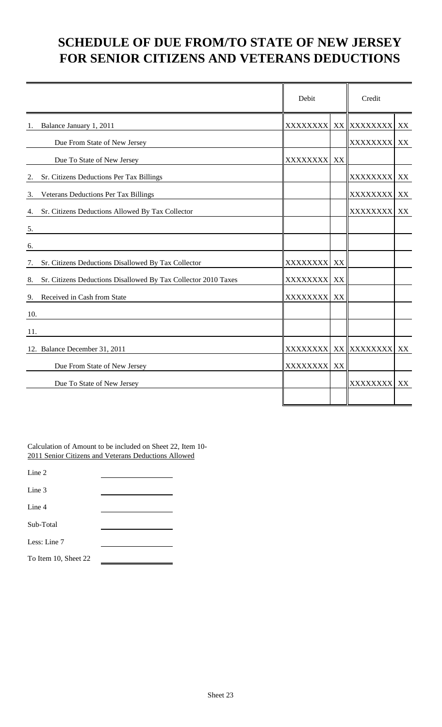# SCHEDULE OF DUE FROM/TO STATE OF NEW JERSEY FOR SENIOR CITIZENS AND VETERANS DEDUCTIONS

| | Debit | | Credit | |
|---|---|---|---|---|
| 1. Balance January 1, 2011 | XXXXXXXX | XX | XXXXXXXX | XX |
| Due From State of New Jersey | | | XXXXXXXX | XX |
| Due To State of New Jersey | XXXXXXXX | XX | | |
| 2. Sr. Citizens Deductions Per Tax Billings | | | XXXXXXXX | XX |
| 3. Veterans Deductions Per Tax Billings | | | XXXXXXXX | XX |
| 4. Sr. Citizens Deductions Allowed By Tax Collector | | | XXXXXXXX | XX |
| 5. | | | | |
| 6. | | | | |
| 7. Sr. Citizens Deductions Disallowed By Tax Collector | XXXXXXXX | XX | | |
| 8. Sr. Citizens Deductions Disallowed By Tax Collector 2010 Taxes | XXXXXXXX | XX | | |
| 9. Received in Cash from State | XXXXXXXX | XX | | |
| 10. | | | | |
| 11. | | | | |
| 12. Balance December 31, 2011 | XXXXXXXX | XX | XXXXXXXX | XX |
| Due From State of New Jersey | XXXXXXXX | XX | | |
| Due To State of New Jersey | | | XXXXXXXX | XX |
| | | | | |

Calculation of Amount to be included on Sheet 22, Item 10-
2011 Senior Citizens and Veterans Deductions Allowed

| | |
|---|---|
| Line 2 | |
| Line 3 | |
| Line 4 | |
| Sub-Total | |
| Less: Line 7 | |
| To Item 10, Sheet 22 | |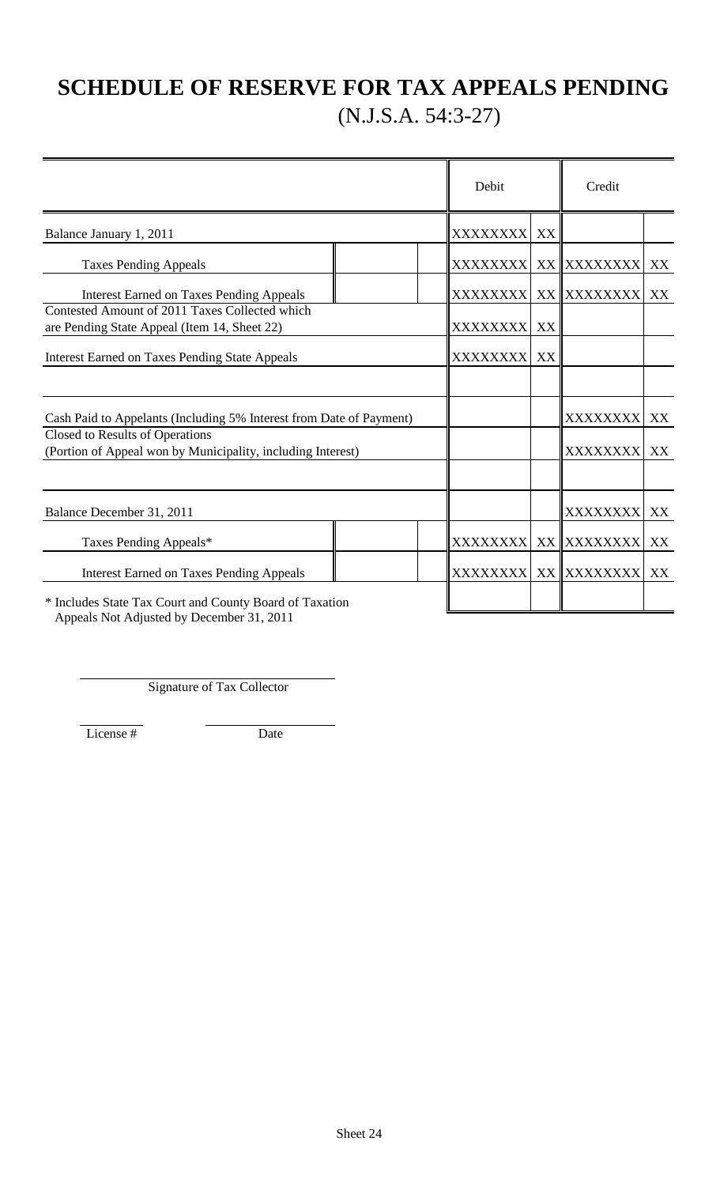# SCHEDULE OF RESERVE FOR TAX APPEALS PENDING

(N.J.S.A. 54:3-27)

| | | | Debit | | Credit | |
|---|---|---|---|---|---|---|
| Balance January 1, 2011 | | | XXXXXXX | XX | | |
| Taxes Pending Appeals | | | XXXXXXX | XX | XXXXXXX | XX |
| Interest Earned on Taxes Pending Appeals | | | XXXXXXX | XX | XXXXXXX | XX |
| Contested Amount of 2011 Taxes Collected which are Pending State Appeal (Item 14, Sheet 22) | | | XXXXXXX | XX | | |
| Interest Earned on Taxes Pending State Appeals | | | XXXXXXX | XX | | |
| | | | | | | |
| Cash Paid to Appelants (Including 5% Interest from Date of Payment) | | | | | XXXXXXX | XX |
| Closed to Results of Operations (Portion of Appeal won by Municipality, including Interest) | | | | | XXXXXXX | XX |
| | | | | | | |
| Balance December 31, 2011 | | | | | XXXXXXX | XX |
| Taxes Pending Appeals* | | | XXXXXXX | XX | XXXXXXX | XX |
| Interest Earned on Taxes Pending Appeals | | | XXXXXXX | XX | XXXXXXX | XX |

\* Includes State Tax Court and County Board of Taxation Appeals Not Adjusted by December 31, 2011

Signature of Tax Collector

License # Date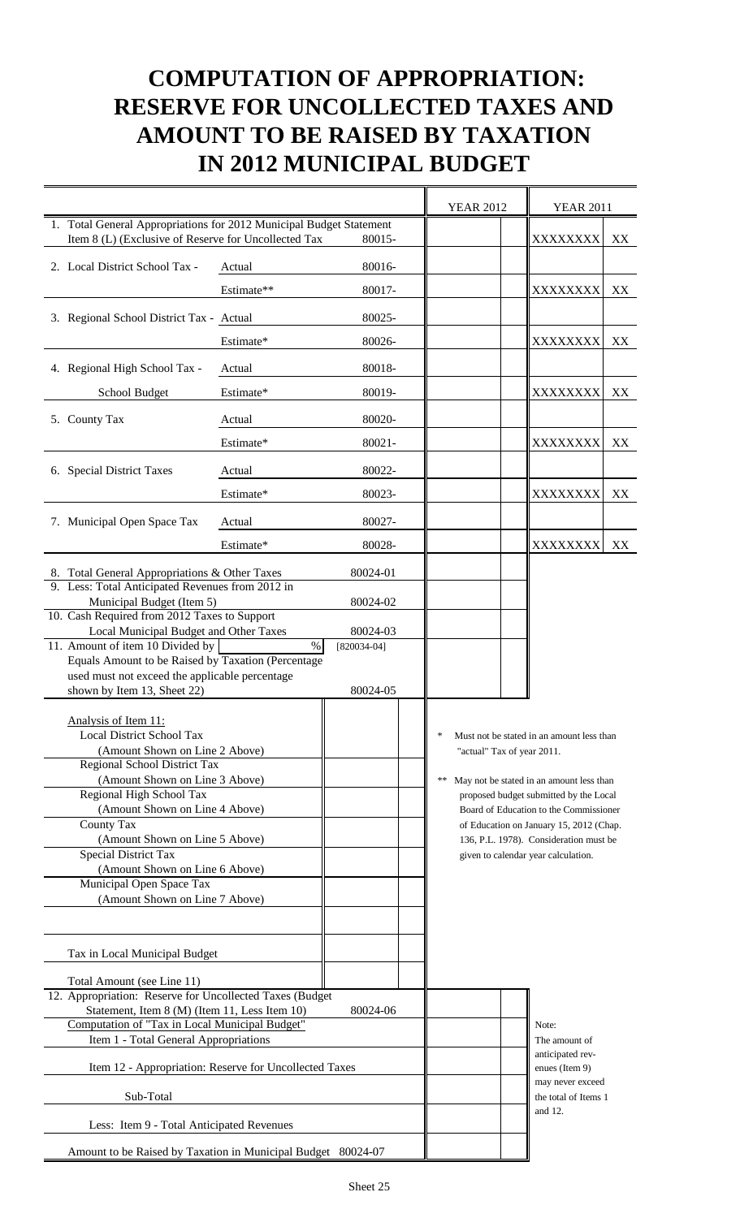# COMPUTATION OF APPROPRIATION: RESERVE FOR UNCOLLECTED TAXES AND AMOUNT TO BE RAISED BY TAXATION IN 2012 MUNICIPAL BUDGET

| | | | YEAR 2012 | | YEAR 2011 | |
|---|---|---|---|---|---|---|
| 1. Total General Appropriations for 2012 Municipal Budget Statement Item 8 (L) (Exclusive of Reserve for Uncollected Tax | | 80015- | | | XXXXXXXX | XX |
| 2. Local District School Tax - | Actual | 80016- | | | | |
| | Estimate** | 80017- | | | XXXXXXXX | XX |
| 3. Regional School District Tax - | Actual | 80025- | | | | |
| | Estimate* | 80026- | | | XXXXXXXX | XX |
| 4. Regional High School Tax - | Actual | 80018- | | | | |
| School Budget | Estimate* | 80019- | | | XXXXXXXX | XX |
| 5. County Tax | Actual | 80020- | | | | |
| | Estimate* | 80021- | | | XXXXXXXX | XX |
| 6. Special District Taxes | Actual | 80022- | | | | |
| | Estimate* | 80023- | | | XXXXXXXX | XX |
| 7. Municipal Open Space Tax | Actual | 80027- | | | | |
| | Estimate* | 80028- | | | XXXXXXXX | XX |
| 8. Total General Appropriations & Other Taxes | | 80024-01 | | | | |
| 9. Less: Total Anticipated Revenues from 2012 in Municipal Budget (Item 5) | | 80024-02 | | | | |
| 10. Cash Required from 2012 Taxes to Support Local Municipal Budget and Other Taxes | | 80024-03 | | | | |
| 11. Amount of item 10 Divided by | % | [820034-04] | | | | |
| Equals Amount to be Raised by Taxation (Percentage used must not exceed the applicable percentage shown by Item 13, Sheet 22) | | 80024-05 | | | | |

| Analysis of Item 11: | | |
|---|---|---|
| Local District School Tax (Amount Shown on Line 2 Above) | | |
| Regional School District Tax (Amount Shown on Line 3 Above) | | |
| Regional High School Tax (Amount Shown on Line 4 Above) | | |
| County Tax (Amount Shown on Line 5 Above) | | |
| Special District Tax (Amount Shown on Line 6 Above) | | |
| Municipal Open Space Tax (Amount Shown on Line 7 Above) | | |
| | | |
| Tax in Local Municipal Budget | | |
| Total Amount (see Line 11) | | |

\* Must not be stated in an amount less than "actual" Tax of year 2011.

** May not be stated in an amount less than proposed budget submitted by the Local Board of Education to the Commissioner of Education on January 15, 2012 (Chap. 136, P.L. 1978). Consideration must be given to calendar year calculation.

| | | | |
|---|---|---|---|
| 12. Appropriation: Reserve for Uncollected Taxes (Budget Statement, Item 8 (M) (Item 11, Less Item 10) | 80024-06 | | |
| Computation of "Tax in Local Municipal Budget" | | | |
| Item 1 - Total General Appropriations | | | |
| Item 12 - Appropriation: Reserve for Uncollected Taxes | | | |
| Sub-Total | | | |
| Less: Item 9 - Total Anticipated Revenues | | | |
| Amount to be Raised by Taxation in Municipal Budget | 80024-07 | | |

Note: The amount of anticipated revenues (Item 9) may never exceed the total of Items 1 and 12.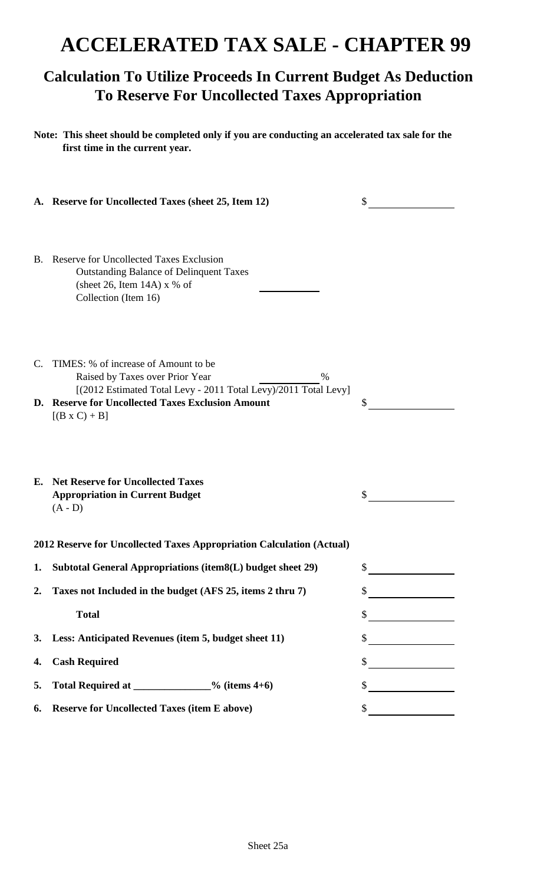# ACCELERATED TAX SALE - CHAPTER 99

## Calculation To Utilize Proceeds In Current Budget As Deduction To Reserve For Uncollected Taxes Appropriation

**Note: This sheet should be completed only if you are conducting an accelerated tax sale for the first time in the current year.**

**A. Reserve for Uncollected Taxes (sheet 25, Item 12)** $ ____________

B. Reserve for Uncollected Taxes Exclusion
Outstanding Balance of Delinquent Taxes
(sheet 26, Item 14A) x % of
Collection (Item 16) ____________

C. TIMES: % of increase of Amount to be
Raised by Taxes over Prior Year ____________ %
[(2012 Estimated Total Levy - 2011 Total Levy)/2011 Total Levy]

**D. Reserve for Uncollected Taxes Exclusion Amount** $ ____________
[(B x C) + B]

**E. Net Reserve for Uncollected Taxes Appropriation in Current Budget** $ ____________
(A - D)

**2012 Reserve for Uncollected Taxes Appropriation Calculation (Actual)**

| | | |
|---|---|---|
| **1.** | **Subtotal General Appropriations (item8(L) budget sheet 29)** | $ |
| **2.** | **Taxes not Included in the budget (AFS 25, items 2 thru 7)** | $ |
| | **Total** | $ |
| **3.** | **Less: Anticipated Revenues (item 5, budget sheet 11)** | $ |
| **4.** | **Cash Required** | $ |
| **5.** | **Total Required at ______________% (items 4+6)** | $ |
| **6.** | **Reserve for Uncollected Taxes (item E above)** | $ |

Sheet 25a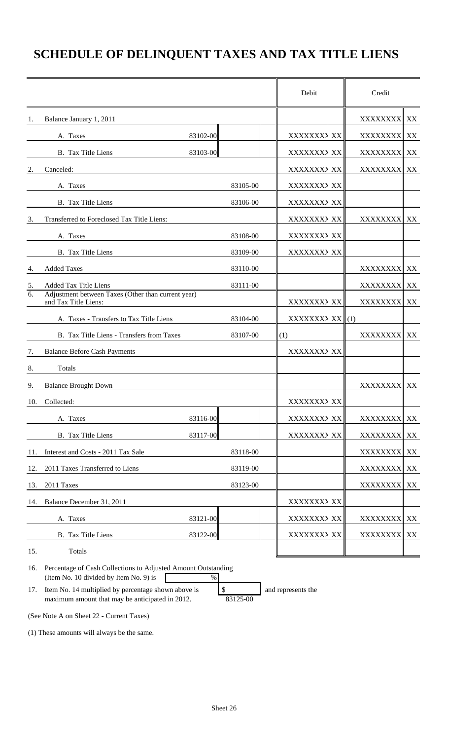# SCHEDULE OF DELINQUENT TAXES AND TAX TITLE LIENS

| | | | | Debit | | Credit | |
|---|---|---|---|---|---|---|---|
| 1. | Balance January 1, 2011 | | | | | XXXXXXXX | XX |
| | A. Taxes | 83102-00 | | XXXXXXX | XX | XXXXXXXX | XX |
| | B. Tax Title Liens | 83103-00 | | XXXXXXX | XX | XXXXXXXX | XX |
| 2. | Canceled: | | | XXXXXXX | XX | XXXXXXXX | XX |
| | A. Taxes | | 83105-00 | XXXXXXX | XX | | |
| | B. Tax Title Liens | | 83106-00 | XXXXXXX | XX | | |
| 3. | Transferred to Foreclosed Tax Title Liens: | | | XXXXXXX | XX | XXXXXXXX | XX |
| | A. Taxes | | 83108-00 | XXXXXXX | XX | | |
| | B. Tax Title Liens | | 83109-00 | XXXXXXX | XX | | |
| 4. | Added Taxes | | 83110-00 | | | XXXXXXXX | XX |
| 5. | Added Tax Title Liens | | 83111-00 | | | XXXXXXXX | XX |
| 6. | Adjustment between Taxes (Other than current year) and Tax Title Liens: | | | XXXXXXX | XX | XXXXXXXX | XX |
| | A. Taxes - Transfers to Tax Title Liens | | 83104-00 | XXXXXXX | XX | (1) | |
| | B. Tax Title Liens - Transfers from Taxes | | 83107-00 | (1) | | XXXXXXXX | XX |
| 7. | Balance Before Cash Payments | | | XXXXXXX | XX | | |
| 8. | Totals | | | | | | |
| 9. | Balance Brought Down | | | | | XXXXXXXX | XX |
| 10. | Collected: | | | XXXXXXX | XX | | |
| | A. Taxes | 83116-00 | | XXXXXXX | XX | XXXXXXXX | XX |
| | B. Tax Title Liens | 83117-00 | | XXXXXXX | XX | XXXXXXXX | XX |
| 11. | Interest and Costs - 2011 Tax Sale | | 83118-00 | | | XXXXXXXX | XX |
| 12. | 2011 Taxes Transferred to Liens | | 83119-00 | | | XXXXXXXX | XX |
| 13. | 2011 Taxes | | 83123-00 | | | XXXXXXXX | XX |
| 14. | Balance December 31, 2011 | | | XXXXXXX | XX | | |
| | A. Taxes | 83121-00 | | XXXXXXX | XX | XXXXXXXX | XX |
| | B. Tax Title Liens | 83122-00 | | XXXXXXX | XX | XXXXXXXX | XX |
| 15. | Totals | | | | | | |

16. Percentage of Cash Collections to Adjusted Amount Outstanding (Item No. 10 divided by Item No. 9) is ______ %

17. Item No. 14 multiplied by percentage shown above is $ ______ (83125-00) and represents the maximum amount that may be anticipated in 2012.

(See Note A on Sheet 22 - Current Taxes)

(1) These amounts will always be the same.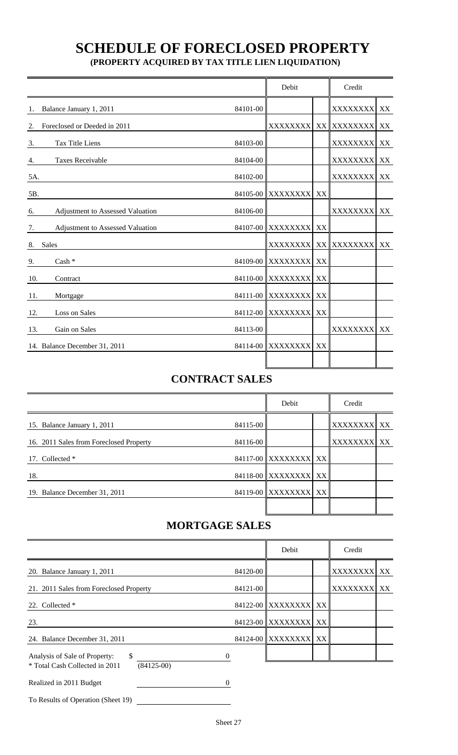# SCHEDULE OF FORECLOSED PROPERTY

**(PROPERTY ACQUIRED BY TAX TITLE LIEN LIQUIDATION)**

| | | Debit | | Credit | |
|---|---|---|---|---|---|
| 1. Balance January 1, 2011 | 84101-00 | | | XXXXXXXX | XX |
| 2. Foreclosed or Deeded in 2011 | | XXXXXXXX | XX | XXXXXXXX | XX |
| 3. Tax Title Liens | 84103-00 | | | XXXXXXXX | XX |
| 4. Taxes Receivable | 84104-00 | | | XXXXXXXX | XX |
| 5A. | 84102-00 | | | XXXXXXXX | XX |
| 5B. | 84105-00 | XXXXXXXX | XX | | |
| 6. Adjustment to Assessed Valuation | 84106-00 | | | XXXXXXXX | XX |
| 7. Adjustment to Assessed Valuation | 84107-00 | XXXXXXXX | XX | | |
| 8. Sales | | XXXXXXXX | XX | XXXXXXXX | XX |
| 9. Cash * | 84109-00 | XXXXXXXX | XX | | |
| 10. Contract | 84110-00 | XXXXXXXX | XX | | |
| 11. Mortgage | 84111-00 | XXXXXXXX | XX | | |
| 12. Loss on Sales | 84112-00 | XXXXXXXX | XX | | |
| 13. Gain on Sales | 84113-00 | | | XXXXXXXX | XX |
| 14. Balance December 31, 2011 | 84114-00 | XXXXXXXX | XX | | |
| | | | | | |

## CONTRACT SALES

| | | Debit | | Credit | |
|---|---|---|---|---|---|
| 15. Balance January 1, 2011 | 84115-00 | | | XXXXXXXX | XX |
| 16. 2011 Sales from Foreclosed Property | 84116-00 | | | XXXXXXXX | XX |
| 17. Collected * | 84117-00 | XXXXXXXX | XX | | |
| 18. | 84118-00 | XXXXXXXX | XX | | |
| 19. Balance December 31, 2011 | 84119-00 | XXXXXXXX | XX | | |
| | | | | | |

## MORTGAGE SALES

| | | Debit | | Credit | |
|---|---|---|---|---|---|
| 20. Balance January 1, 2011 | 84120-00 | | | XXXXXXXX | XX |
| 21. 2011 Sales from Foreclosed Property | 84121-00 | | | XXXXXXXX | XX |
| 22. Collected * | 84122-00 | XXXXXXXX | XX | | |
| 23. | 84123-00 | XXXXXXXX | XX | | |
| 24. Balance December 31, 2011 | 84124-00 | XXXXXXXX | XX | | |
| | | | | | |

Analysis of Sale of Property: $ 0

* Total Cash Collected in 2011 (84125-00)

Realized in 2011 Budget 0

To Results of Operation (Sheet 19)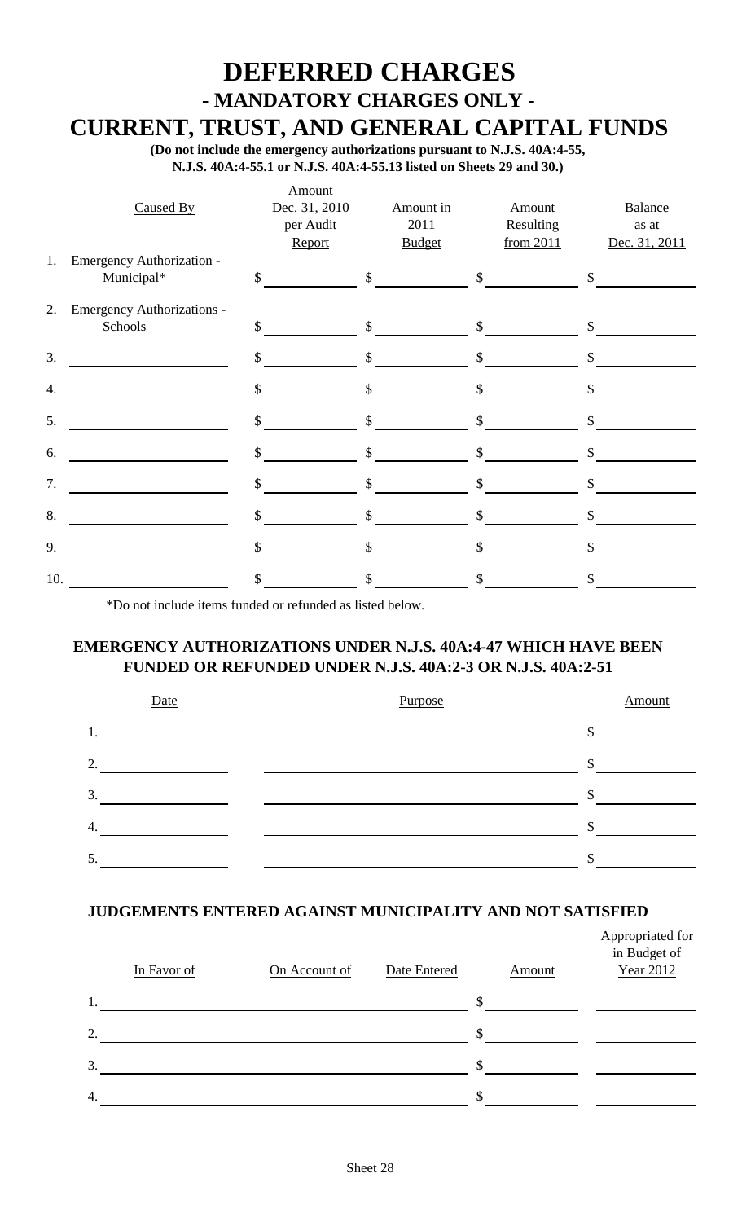# DEFERRED CHARGES

## - MANDATORY CHARGES ONLY -

## CURRENT, TRUST, AND GENERAL CAPITAL FUNDS

**(Do not include the emergency authorizations pursuant to N.J.S. 40A:4-55, N.J.S. 40A:4-55.1 or N.J.S. 40A:4-55.13 listed on Sheets 29 and 30.)**

| | Caused By | Amount Dec. 31, 2010 per Audit Report | Amount in 2011 Budget | Amount Resulting from 2011 | Balance as at Dec. 31, 2011 |
|---|---|---|---|---|---|
| 1. | Emergency Authorization - Municipal* | $ | $ | $ | $ |
| 2. | Emergency Authorizations - Schools | $ | $ | $ | $ |
| 3. | | $ | $ | $ | $ |
| 4. | | $ | $ | $ | $ |
| 5. | | $ | $ | $ | $ |
| 6. | | $ | $ | $ | $ |
| 7. | | $ | $ | $ | $ |
| 8. | | $ | $ | $ | $ |
| 9. | | $ | $ | $ | $ |
| 10. | | $ | $ | $ | $ |

*Do not include items funded or refunded as listed below.

### EMERGENCY AUTHORIZATIONS UNDER N.J.S. 40A:4-47 WHICH HAVE BEEN FUNDED OR REFUNDED UNDER N.J.S. 40A:2-3 OR N.J.S. 40A:2-51

| Date | Purpose | Amount |
|---|---|---|
| 1. | | $ |
| 2. | | $ |
| 3. | | $ |
| 4. | | $ |
| 5. | | $ |

### JUDGEMENTS ENTERED AGAINST MUNICIPALITY AND NOT SATISFIED

| In Favor of | On Account of | Date Entered | Amount | Appropriated for in Budget of Year 2012 |
|---|---|---|---|---|
| 1. | | | $ | |
| 2. | | | $ | |
| 3. | | | $ | |
| 4. | | | $ | |

Sheet 28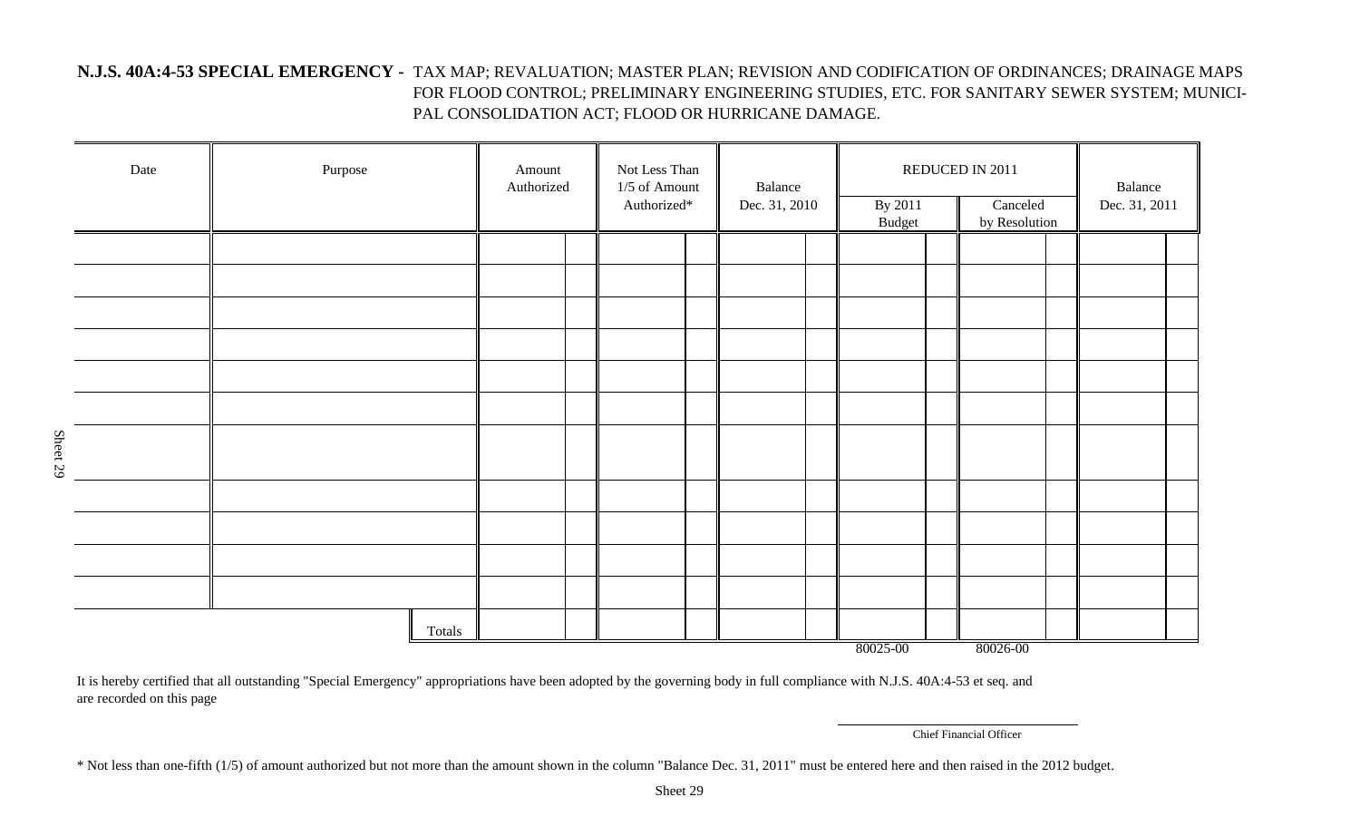**N.J.S. 40A:4-53 SPECIAL EMERGENCY -** TAX MAP; REVALUATION; MASTER PLAN; REVISION AND CODIFICATION OF ORDINANCES; DRAINAGE MAPS FOR FLOOD CONTROL; PRELIMINARY ENGINEERING STUDIES, ETC. FOR SANITARY SEWER SYSTEM; MUNICIPAL CONSOLIDATION ACT; FLOOD OR HURRICANE DAMAGE.

| Date | Purpose | Amount Authorized | Not Less Than 1/5 of Amount Authorized* | Balance Dec. 31, 2010 | REDUCED IN 2011 | | Balance Dec. 31, 2011 |
|---|---|---|---|---|---|---|---|
| | | | | | By 2011 Budget | Canceled by Resolution | |
| | | | | | | | |
| | | | | | | | |
| | | | | | | | |
| | | | | | | | |
| | | | | | | | |
| | | | | | | | |
| | | | | | | | |
| | | | | | | | |
| | | | | | | | |
| | | | | | | | |
| | | | | | | | |
| | Totals | | | | | | |
| | | | | | 80025-00 | 80026-00 | |

It is hereby certified that all outstanding "Special Emergency" appropriations have been adopted by the governing body in full compliance with N.J.S. 40A:4-53 et seq. and are recorded on this page

Chief Financial Officer

* Not less than one-fifth (1/5) of amount authorized but not more than the amount shown in the column "Balance Dec. 31, 2011" must be entered here and then raised in the 2012 budget.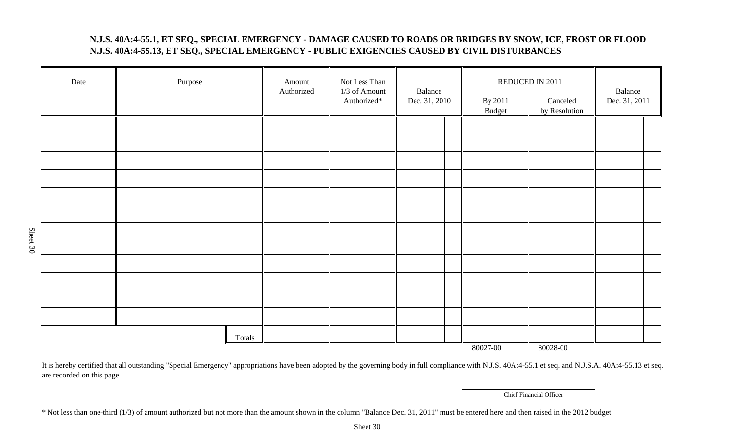**N.J.S. 40A:4-55.1, ET SEQ., SPECIAL EMERGENCY - DAMAGE CAUSED TO ROADS OR BRIDGES BY SNOW, ICE, FROST OR FLOOD**
**N.J.S. 40A:4-55.13, ET SEQ., SPECIAL EMERGENCY - PUBLIC EXIGENCIES CAUSED BY CIVIL DISTURBANCES**

| Date | Purpose | Amount Authorized | Not Less Than 1/3 of Amount Authorized* | Balance Dec. 31, 2010 | REDUCED IN 2011 | | Balance Dec. 31, 2011 |
|---|---|---|---|---|---|---|---|
| | | | | | By 2011 Budget | Canceled by Resolution | |
| | | | | | | | |
| | | | | | | | |
| | | | | | | | |
| | | | | | | | |
| | | | | | | | |
| | | | | | | | |
| | | | | | | | |
| | | | | | | | |
| | | | | | | | |
| | | | | | | | |
| | | | | | | | |
| | Totals | | | | | | |
| | | | | | 80027-00 | 80028-00 | |

It is hereby certified that all outstanding "Special Emergency" appropriations have been adopted by the governing body in full compliance with N.J.S. 40A:4-55.1 et seq. and N.J.S.A. 40A:4-55.13 et seq. are recorded on this page

Chief Financial Officer

* Not less than one-third (1/3) of amount authorized but not more than the amount shown in the column "Balance Dec. 31, 2011" must be entered here and then raised in the 2012 budget.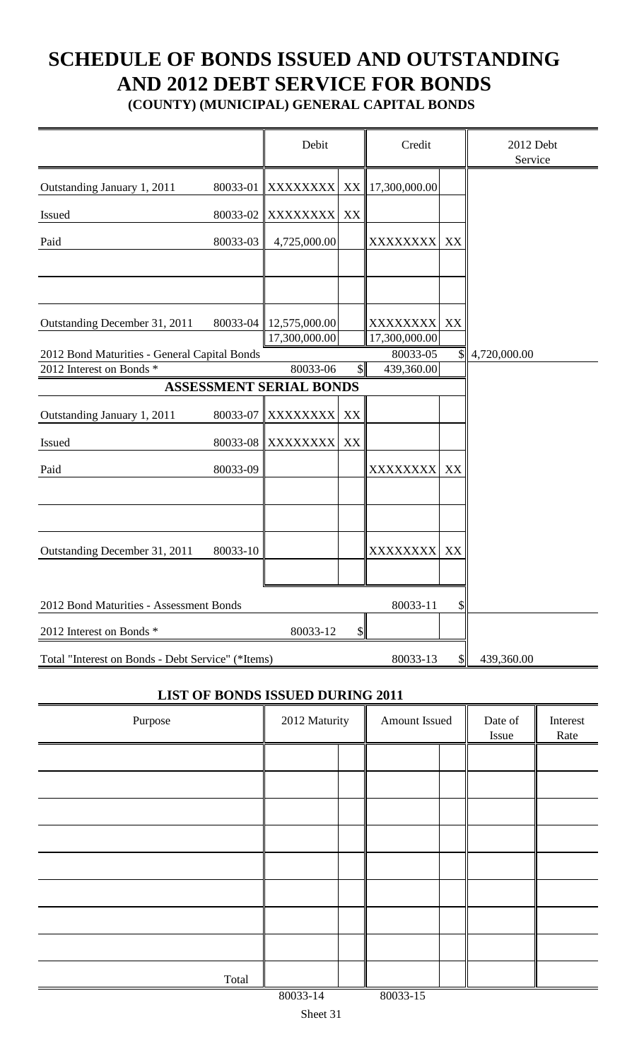# SCHEDULE OF BONDS ISSUED AND OUTSTANDING AND 2012 DEBT SERVICE FOR BONDS

### (COUNTY) (MUNICIPAL) GENERAL CAPITAL BONDS

| | | Debit | | Credit | | 2012 Debt Service |
|---|---|---|---|---|---|---|
| Outstanding January 1, 2011 | 80033-01 | XXXXXXXX | XX | 17,300,000.00 | | |
| Issued | 80033-02 | XXXXXXXX | XX | | | |
| Paid | 80033-03 | 4,725,000.00 | | XXXXXXXX | XX | |
| | | | | | | |
| | | | | | | |
| Outstanding December 31, 2011 | 80033-04 | 12,575,000.00 | | XXXXXXXX | XX | |
| | | 17,300,000.00 | | 17,300,000.00 | | |
| 2012 Bond Maturities - General Capital Bonds | | | | 80033-05 | $ | 4,720,000.00 |
| 2012 Interest on Bonds * | | 80033-06 | $ | 439,360.00 | | |
| **ASSESSMENT SERIAL BONDS** | | | | | | |
| Outstanding January 1, 2011 | 80033-07 | XXXXXXXX | XX | | | |
| Issued | 80033-08 | XXXXXXXX | XX | | | |
| Paid | 80033-09 | | | XXXXXXXX | XX | |
| | | | | | | |
| | | | | | | |
| Outstanding December 31, 2011 | 80033-10 | | | XXXXXXXX | XX | |
| | | | | | | |
| 2012 Bond Maturities - Assessment Bonds | | | | 80033-11 | $ | |
| 2012 Interest on Bonds * | | 80033-12 | $ | | | |
| Total "Interest on Bonds - Debt Service" (*Items) | | | | 80033-13 | $ | 439,360.00 |

### LIST OF BONDS ISSUED DURING 2011

| Purpose | 2012 Maturity | | Amount Issued | | Date of Issue | Interest Rate |
|---|---|---|---|---|---|---|
| | | | | | | |
| | | | | | | |
| | | | | | | |
| | | | | | | |
| | | | | | | |
| | | | | | | |
| | | | | | | |
| | | | | | | |
| Total | | | | | | |
| | 80033-14 | | 80033-15 | | | |

Sheet 31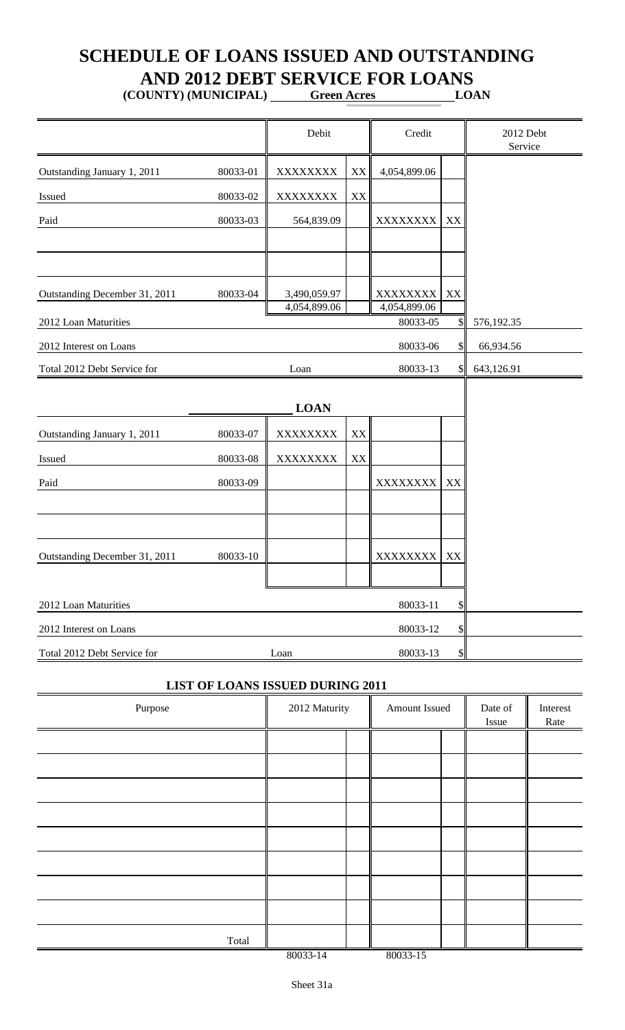# SCHEDULE OF LOANS ISSUED AND OUTSTANDING AND 2012 DEBT SERVICE FOR LOANS

**(COUNTY) (MUNICIPAL) Green Acres LOAN**

| | | Debit | | Credit | | 2012 Debt Service |
|---|---|---|---|---|---|---|
| Outstanding January 1, 2011 | 80033-01 | XXXXXXXX | XX | 4,054,899.06 | | |
| Issued | 80033-02 | XXXXXXXX | XX | | | |
| Paid | 80033-03 | 564,839.09 | | XXXXXXXX | XX | |
| | | | | | | |
| | | | | | | |
| Outstanding December 31, 2011 | 80033-04 | 3,490,059.97 | | XXXXXXXX | XX | |
| | | 4,054,899.06 | | 4,054,899.06 | | |
| 2012 Loan Maturities | | | | 80033-05 | $ | 576,192.35 |
| 2012 Interest on Loans | | | | 80033-06 | $ | 66,934.56 |
| Total 2012 Debt Service for | | Loan | | 80033-13 | $ | 643,126.91 |

**LOAN**

| | | Debit | | Credit | | 2012 Debt Service |
|---|---|---|---|---|---|---|
| Outstanding January 1, 2011 | 80033-07 | XXXXXXXX | XX | | | |
| Issued | 80033-08 | XXXXXXXX | XX | | | |
| Paid | 80033-09 | | | XXXXXXXX | XX | |
| | | | | | | |
| | | | | | | |
| Outstanding December 31, 2011 | 80033-10 | | | XXXXXXXX | XX | |
| | | | | | | |
| 2012 Loan Maturities | | | | 80033-11 | $ | |
| 2012 Interest on Loans | | | | 80033-12 | $ | |
| Total 2012 Debt Service for | | Loan | | 80033-13 | $ | |

## LIST OF LOANS ISSUED DURING 2011

| Purpose | 2012 Maturity | | Amount Issued | | Date of Issue | Interest Rate |
|---|---|---|---|---|---|---|
| | | | | | | |
| | | | | | | |
| | | | | | | |
| | | | | | | |
| | | | | | | |
| | | | | | | |
| | | | | | | |
| | | | | | | |
| Total | | | | | | |
| | 80033-14 | | 80033-15 | | | |

Sheet 31a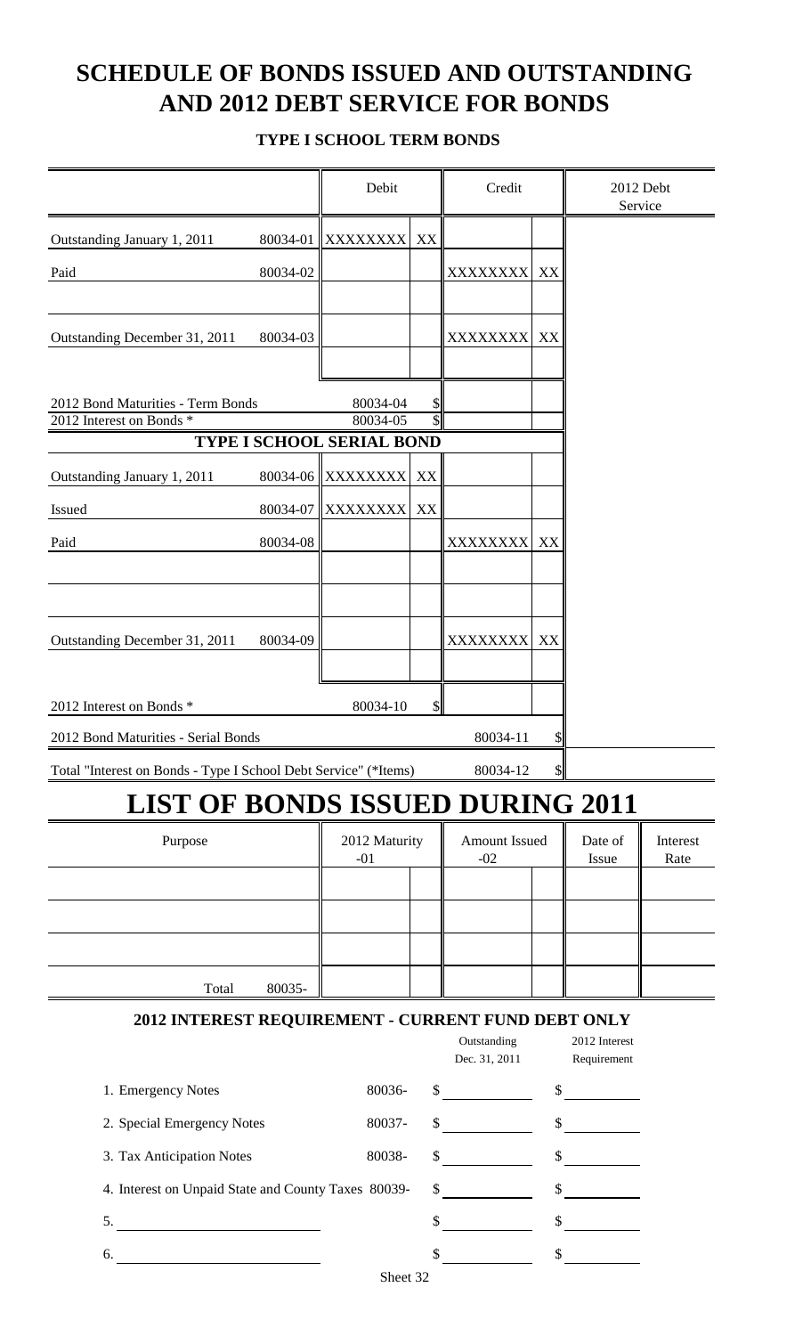# SCHEDULE OF BONDS ISSUED AND OUTSTANDING AND 2012 DEBT SERVICE FOR BONDS

### TYPE I SCHOOL TERM BONDS

| | | Debit | | Credit | | 2012 Debt Service |
|---|---|---|---|---|---|---|
| Outstanding January 1, 2011 | 80034-01 | XXXXXXXX | XX | | | |
| Paid | 80034-02 | | | XXXXXXXX | XX | |
| | | | | | | |
| Outstanding December 31, 2011 | 80034-03 | | | XXXXXXXX | XX | |
| | | | | | | |
| 2012 Bond Maturities - Term Bonds | | 80034-04 | $ | | | |
| 2012 Interest on Bonds * | | 80034-05 | $ | | | |
| **TYPE I SCHOOL SERIAL BOND** | | | | | | |
| Outstanding January 1, 2011 | 80034-06 | XXXXXXXX | XX | | | |
| Issued | 80034-07 | XXXXXXXX | XX | | | |
| Paid | 80034-08 | | | XXXXXXXX | XX | |
| | | | | | | |
| | | | | | | |
| Outstanding December 31, 2011 | 80034-09 | | | XXXXXXXX | XX | |
| | | | | | | |
| 2012 Interest on Bonds * | | 80034-10 | $ | | | |
| 2012 Bond Maturities - Serial Bonds | | | | 80034-11 | $ | |
| Total "Interest on Bonds - Type I School Debt Service" (*Items) | | | | 80034-12 | $ | |

# LIST OF BONDS ISSUED DURING 2011

| Purpose | | 2012 Maturity -01 | | Amount Issued -02 | | Date of Issue | Interest Rate |
|---|---|---|---|---|---|---|---|
| | | | | | | | |
| | | | | | | | |
| | | | | | | | |
| Total | 80035- | | | | | | |

### 2012 INTEREST REQUIREMENT - CURRENT FUND DEBT ONLY

| | | Outstanding Dec. 31, 2011 | 2012 Interest Requirement |
|---|---|---|---|
| 1. Emergency Notes | 80036- | $ | $ |
| 2. Special Emergency Notes | 80037- | $ | $ |
| 3. Tax Anticipation Notes | 80038- | $ | $ |
| 4. Interest on Unpaid State and County Taxes | 80039- | $ | $ |
| 5. | | $ | $ |
| 6. | | $ | $ |

Sheet 32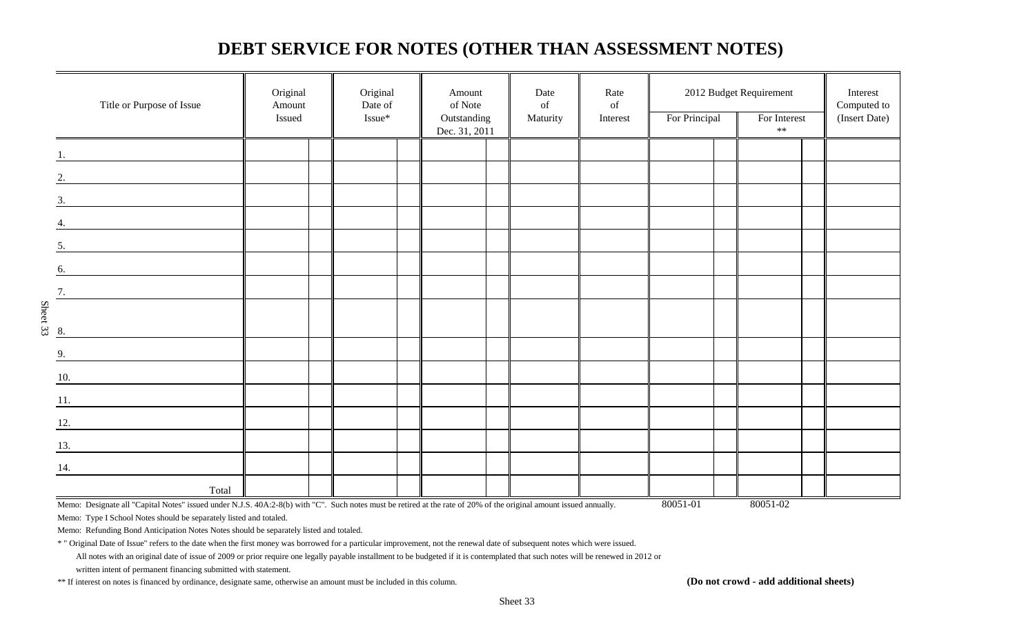# DEBT SERVICE FOR NOTES (OTHER THAN ASSESSMENT NOTES)

| Title or Purpose of Issue | Original Amount Issued | Original Date of Issue* | Amount of Note Outstanding Dec. 31, 2011 | Date of Maturity | Rate of Interest | 2012 Budget Requirement For Principal | 2012 Budget Requirement For Interest ** | Interest Computed to (Insert Date) |
|---|---|---|---|---|---|---|---|---|
| 1. | | | | | | | | |
| 2. | | | | | | | | |
| 3. | | | | | | | | |
| 4. | | | | | | | | |
| 5. | | | | | | | | |
| 6. | | | | | | | | |
| 7. | | | | | | | | |
| 8. | | | | | | | | |
| 9. | | | | | | | | |
| 10. | | | | | | | | |
| 11. | | | | | | | | |
| 12. | | | | | | | | |
| 13. | | | | | | | | |
| 14. | | | | | | | | |
| Total | | | | | | | | |
| | | | | | | 80051-01 | 80051-02 | |

Memo: Designate all "Capital Notes" issued under N.J.S. 40A:2-8(b) with "C". Such notes must be retired at the rate of 20% of the original amount issued annually.

Memo: Type I School Notes should be separately listed and totaled.

Memo: Refunding Bond Anticipation Notes Notes should be separately listed and totaled.

* " Original Date of Issue" refers to the date when the first money was borrowed for a particular improvement, not the renewal date of subsequent notes which were issued.

All notes with an original date of issue of 2009 or prior require one legally payable installment to be budgeted if it is contemplated that such notes will be renewed in 2012 or written intent of permanent financing submitted with statement.

** If interest on notes is financed by ordinance, designate same, otherwise an amount must be included in this column.

**(Do not crowd - add additional sheets)**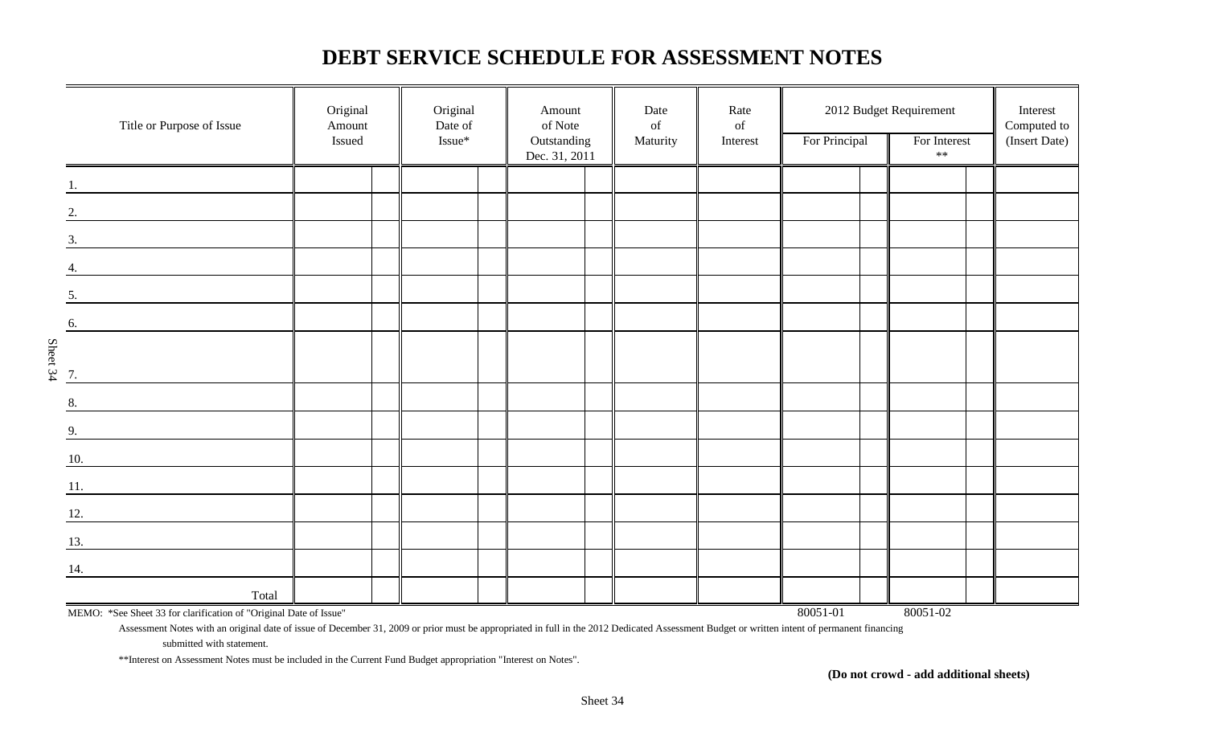# DEBT SERVICE SCHEDULE FOR ASSESSMENT NOTES

| Title or Purpose of Issue | Original Amount Issued | Original Date of Issue* | Amount of Note Outstanding Dec. 31, 2011 | Date of Maturity | Rate of Interest | 2012 Budget Requirement | | Interest Computed to (Insert Date) |
|---|---|---|---|---|---|---|---|---|
| | | | | | | For Principal | For Interest ** | |
| 1. | | | | | | | | |
| 2. | | | | | | | | |
| 3. | | | | | | | | |
| 4. | | | | | | | | |
| 5. | | | | | | | | |
| 6. | | | | | | | | |
| 7. | | | | | | | | |
| 8. | | | | | | | | |
| 9. | | | | | | | | |
| 10. | | | | | | | | |
| 11. | | | | | | | | |
| 12. | | | | | | | | |
| 13. | | | | | | | | |
| 14. | | | | | | | | |
| Total | | | | | | | | |
| | | | | | | 80051-01 | 80051-02 | |

MEMO: *See Sheet 33 for clarification of "Original Date of Issue"

Assessment Notes with an original date of issue of December 31, 2009 or prior must be appropriated in full in the 2012 Dedicated Assessment Budget or written intent of permanent financing submitted with statement.

**Interest on Assessment Notes must be included in the Current Fund Budget appropriation "Interest on Notes".

**(Do not crowd - add additional sheets)**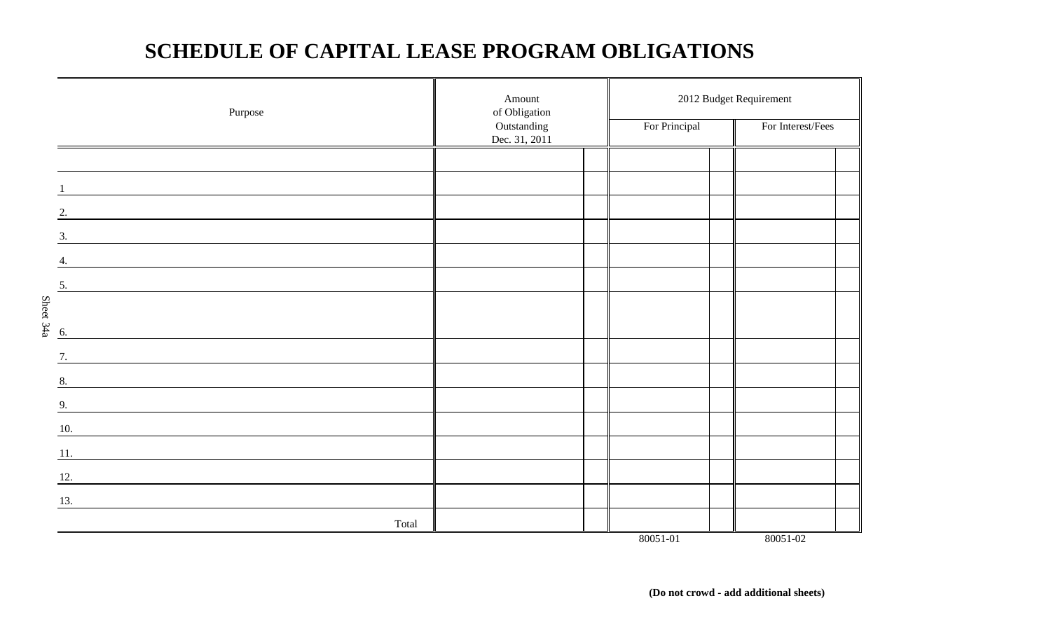# SCHEDULE OF CAPITAL LEASE PROGRAM OBLIGATIONS

| Purpose | Amount of Obligation Outstanding Dec. 31, 2011 | | 2012 Budget Requirement | | | |
|---|---|---|---|---|---|---|
| | | | For Principal | | For Interest/Fees | |
| | | | | | | |
| 1 | | | | | | |
| 2. | | | | | | |
| 3. | | | | | | |
| 4. | | | | | | |
| 5. | | | | | | |
| 6. | | | | | | |
| 7. | | | | | | |
| 8. | | | | | | |
| 9. | | | | | | |
| 10. | | | | | | |
| 11. | | | | | | |
| 12. | | | | | | |
| 13. | | | | | | |
| Total | | | | | | |
| | | | 80051-01 | | 80051-02 | |

Sheet 34a

**(Do not crowd - add additional sheets)**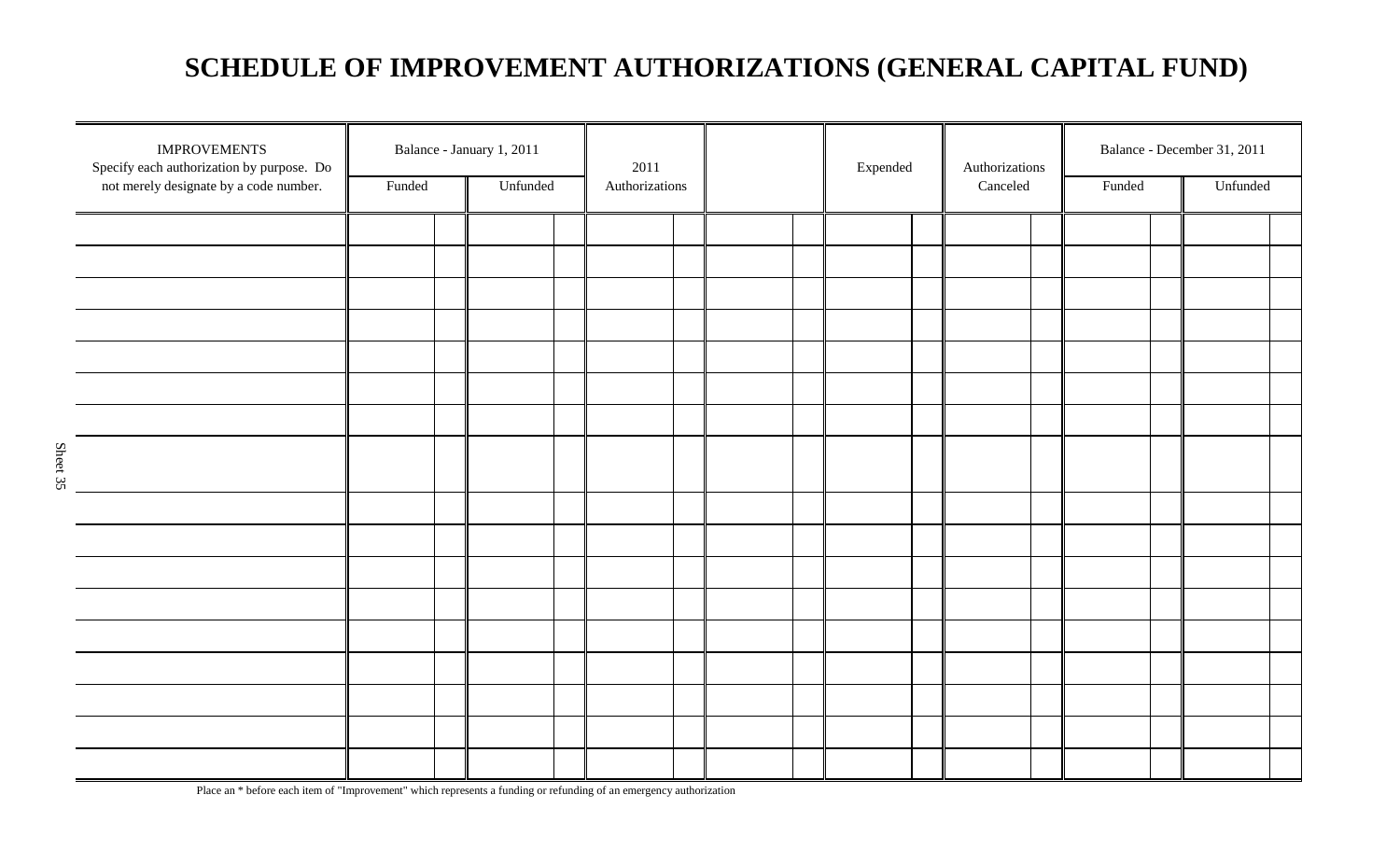# SCHEDULE OF IMPROVEMENT AUTHORIZATIONS (GENERAL CAPITAL FUND)

| IMPROVEMENTS Specify each authorization by purpose. Do not merely designate by a code number. | Balance - January 1, 2011 | | 2011 Authorizations | | Expended | Authorizations Canceled | Balance - December 31, 2011 | |
|---|---|---|---|---|---|---|---|---|
| | Funded | Unfunded | | | | | Funded | Unfunded |
| | | | | | | | | |
| | | | | | | | | |
| | | | | | | | | |
| | | | | | | | | |
| | | | | | | | | |
| | | | | | | | | |
| | | | | | | | | |
| | | | | | | | | |
| | | | | | | | | |
| | | | | | | | | |
| | | | | | | | | |
| | | | | | | | | |
| | | | | | | | | |
| | | | | | | | | |
| | | | | | | | | |
| | | | | | | | | |
| | | | | | | | | |

Place an * before each item of "Improvement" which represents a funding or refunding of an emergency authorization

Sheet 35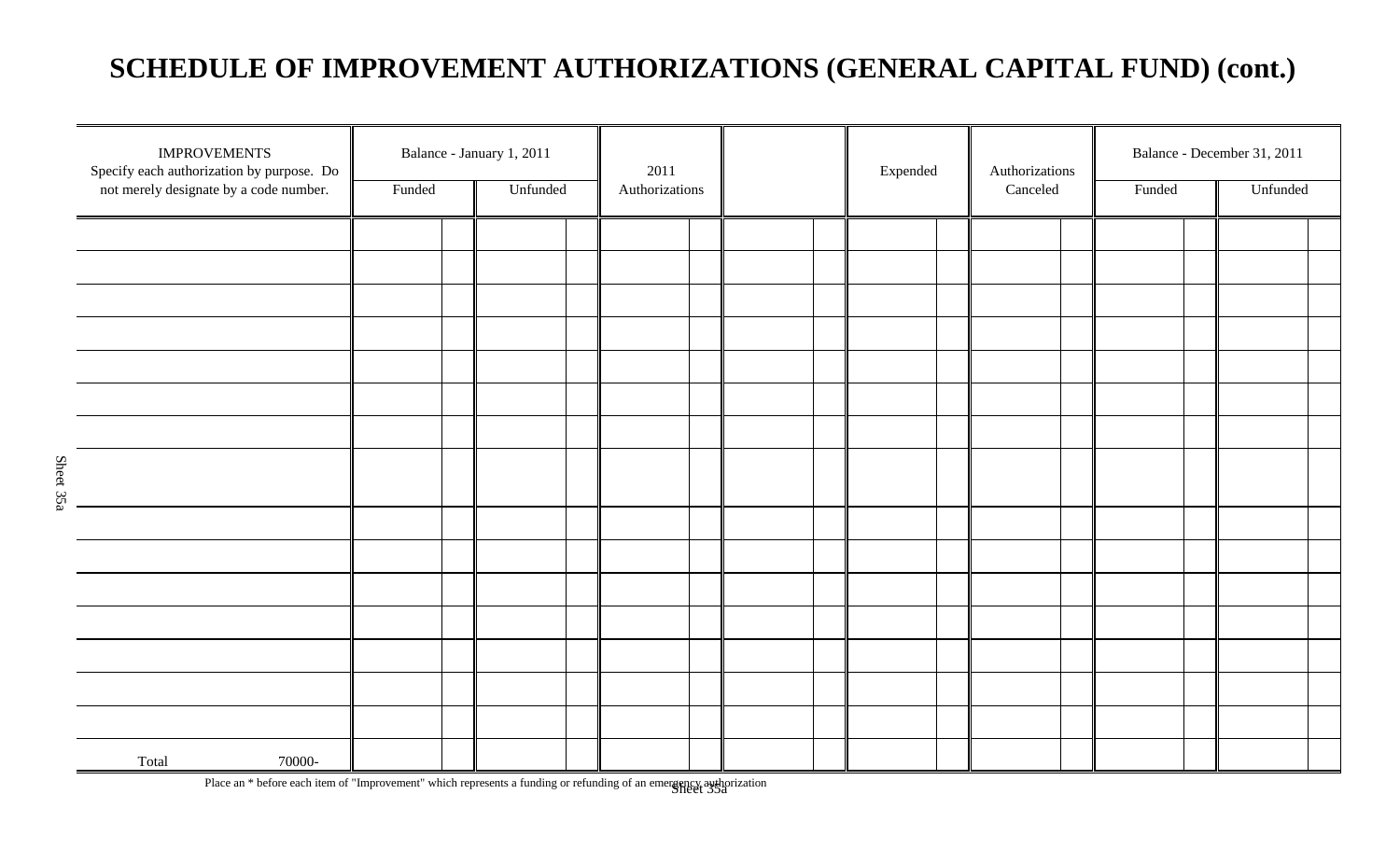# SCHEDULE OF IMPROVEMENT AUTHORIZATIONS (GENERAL CAPITAL FUND) (cont.)

| IMPROVEMENTS Specify each authorization by purpose. Do not merely designate by a code number. | Balance - January 1, 2011 | | 2011 Authorizations | | Expended | Authorizations Canceled | Balance - December 31, 2011 | |
|---|---|---|---|---|---|---|---|---|
| | Funded | Unfunded | | | | | Funded | Unfunded |
| | | | | | | | | |
| | | | | | | | | |
| | | | | | | | | |
| | | | | | | | | |
| | | | | | | | | |
| | | | | | | | | |
| | | | | | | | | |
| | | | | | | | | |
| | | | | | | | | |
| | | | | | | | | |
| | | | | | | | | |
| | | | | | | | | |
| | | | | | | | | |
| | | | | | | | | |
| | | | | | | | | |
| | | | | | | | | |
| Total 70000- | | | | | | | | |

Place an * before each item of "Improvement" which represents a funding or refunding of an emergency authorization

Sheet 35a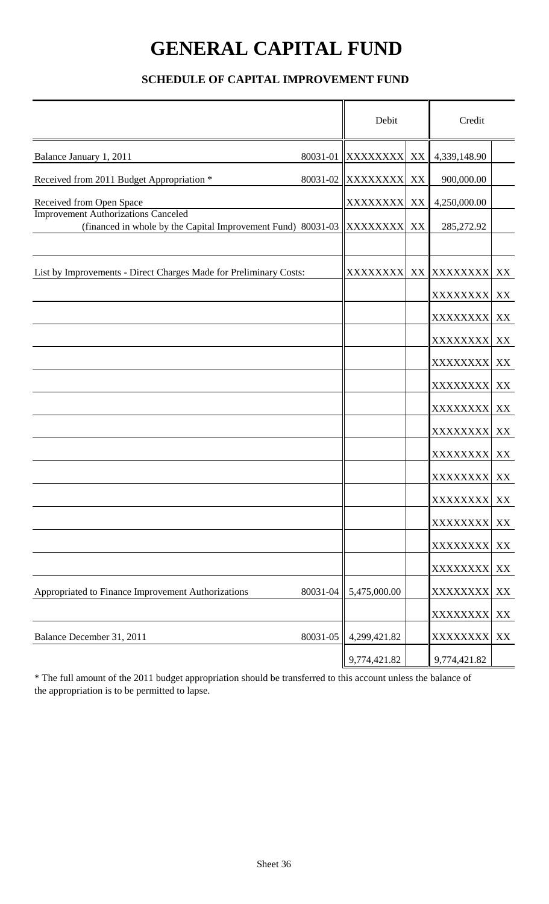# GENERAL CAPITAL FUND

### SCHEDULE OF CAPITAL IMPROVEMENT FUND

| | | Debit | | Credit | |
|---|---|---|---|---|---|
| Balance January 1, 2011 | 80031-01 | XXXXXXXX | XX | 4,339,148.90 | |
| Received from 2011 Budget Appropriation * | 80031-02 | XXXXXXXX | XX | 900,000.00 | |
| Received from Open Space | | XXXXXXXX | XX | 4,250,000.00 | |
| Improvement Authorizations Canceled (financed in whole by the Capital Improvement Fund) | 80031-03 | XXXXXXXX | XX | 285,272.92 | |
| | | | | | |
| List by Improvements - Direct Charges Made for Preliminary Costs: | | XXXXXXXX | XX | XXXXXXXX | XX |
| | | | | XXXXXXXX | XX |
| | | | | XXXXXXXX | XX |
| | | | | XXXXXXXX | XX |
| | | | | XXXXXXXX | XX |
| | | | | XXXXXXXX | XX |
| | | | | XXXXXXXX | XX |
| | | | | XXXXXXXX | XX |
| | | | | XXXXXXXX | XX |
| | | | | XXXXXXXX | XX |
| | | | | XXXXXXXX | XX |
| | | | | XXXXXXXX | XX |
| | | | | XXXXXXXX | XX |
| | | | | XXXXXXXX | XX |
| Appropriated to Finance Improvement Authorizations | 80031-04 | 5,475,000.00 | | XXXXXXXX | XX |
| | | | | XXXXXXXX | XX |
| Balance December 31, 2011 | 80031-05 | 4,299,421.82 | | XXXXXXXX | XX |
| | | 9,774,421.82 | | 9,774,421.82 | |

* The full amount of the 2011 budget appropriation should be transferred to this account unless the balance of the appropriation is to be permitted to lapse.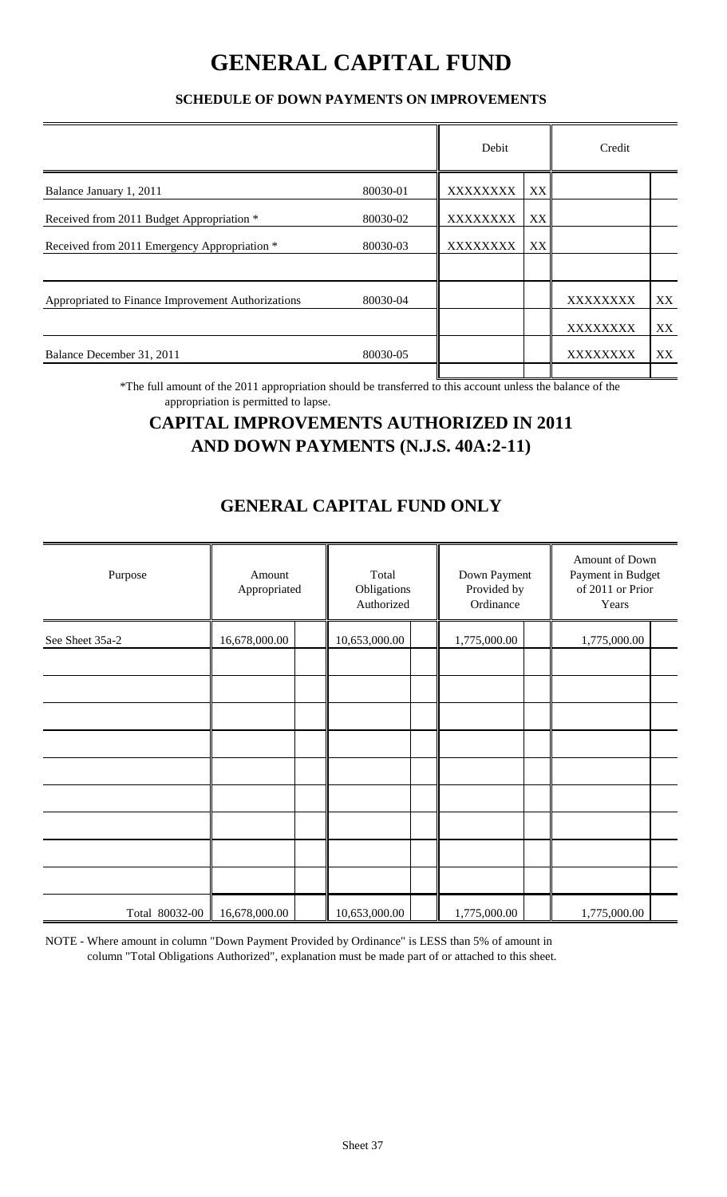# GENERAL CAPITAL FUND

### SCHEDULE OF DOWN PAYMENTS ON IMPROVEMENTS

| | | Debit | | Credit | |
|---|---|---|---|---|---|
| Balance January 1, 2011 | 80030-01 | XXXXXXXX | XX | | |
| Received from 2011 Budget Appropriation * | 80030-02 | XXXXXXXX | XX | | |
| Received from 2011 Emergency Appropriation * | 80030-03 | XXXXXXXX | XX | | |
| | | | | | |
| Appropriated to Finance Improvement Authorizations | 80030-04 | | | XXXXXXXX | XX |
| | | | | XXXXXXXX | XX |
| Balance December 31, 2011 | 80030-05 | | | XXXXXXXX | XX |

*The full amount of the 2011 appropriation should be transferred to this account unless the balance of the appropriation is permitted to lapse.

## CAPITAL IMPROVEMENTS AUTHORIZED IN 2011 AND DOWN PAYMENTS (N.J.S. 40A:2-11)

## GENERAL CAPITAL FUND ONLY

| Purpose | Amount Appropriated | Total Obligations Authorized | Down Payment Provided by Ordinance | Amount of Down Payment in Budget of 2011 or Prior Years |
|---|---|---|---|---|
| See Sheet 35a-2 | 16,678,000.00 | 10,653,000.00 | 1,775,000.00 | 1,775,000.00 |
| | | | | |
| | | | | |
| | | | | |
| | | | | |
| | | | | |
| | | | | |
| | | | | |
| | | | | |
| | | | | |
| Total 80032-00 | 16,678,000.00 | 10,653,000.00 | 1,775,000.00 | 1,775,000.00 |

NOTE - Where amount in column "Down Payment Provided by Ordinance" is LESS than 5% of amount in column "Total Obligations Authorized", explanation must be made part of or attached to this sheet.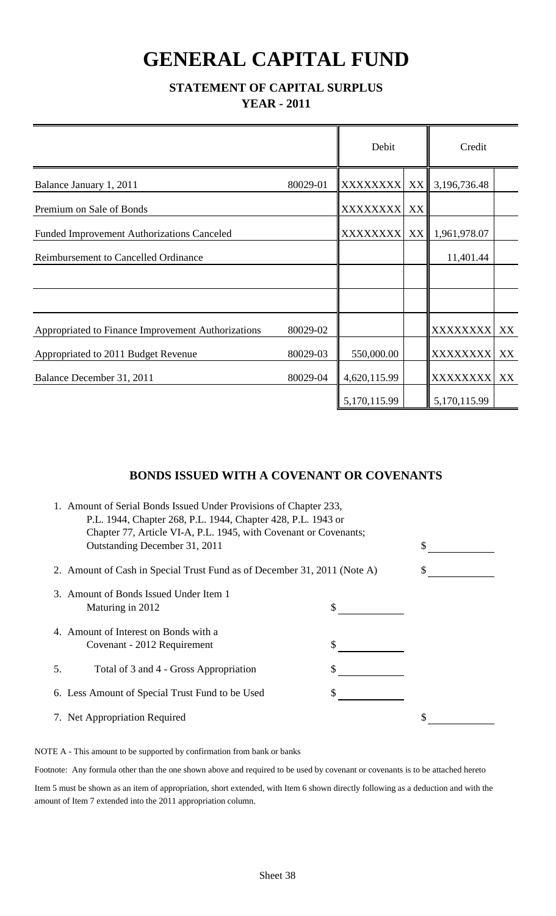# GENERAL CAPITAL FUND

## STATEMENT OF CAPITAL SURPLUS

### YEAR - 2011

| | | Debit | | Credit | |
|---|---|---|---|---|---|
| Balance January 1, 2011 | 80029-01 | XXXXXXXX | XX | 3,196,736.48 | |
| Premium on Sale of Bonds | | XXXXXXXX | XX | | |
| Funded Improvement Authorizations Canceled | | XXXXXXXX | XX | 1,961,978.07 | |
| Reimbursement to Cancelled Ordinance | | | | 11,401.44 | |
| | | | | | |
| | | | | | |
| Appropriated to Finance Improvement Authorizations | 80029-02 | | | XXXXXXXX | XX |
| Appropriated to 2011 Budget Revenue | 80029-03 | 550,000.00 | | XXXXXXXX | XX |
| Balance December 31, 2011 | 80029-04 | 4,620,115.99 | | XXXXXXXX | XX |
| | | 5,170,115.99 | | 5,170,115.99 | |

## BONDS ISSUED WITH A COVENANT OR COVENANTS

1. Amount of Serial Bonds Issued Under Provisions of Chapter 233, P.L. 1944, Chapter 268, P.L. 1944, Chapter 428, P.L. 1943 or Chapter 77, Article VI-A, P.L. 1945, with Covenant or Covenants; Outstanding December 31, 2011 $ \_\_\_\_\_\_\_\_
2. Amount of Cash in Special Trust Fund as of December 31, 2011 (Note A) $ \_\_\_\_\_\_\_\_
3. Amount of Bonds Issued Under Item 1 Maturing in 2012 $ \_\_\_\_\_\_\_\_
4. Amount of Interest on Bonds with a Covenant - 2012 Requirement $ \_\_\_\_\_\_\_\_
5. Total of 3 and 4 - Gross Appropriation $ \_\_\_\_\_\_\_\_
6. Less Amount of Special Trust Fund to be Used $ \_\_\_\_\_\_\_\_
7. Net Appropriation Required $ \_\_\_\_\_\_\_\_

NOTE A - This amount to be supported by confirmation from bank or banks

Footnote: Any formula other than the one shown above and required to be used by covenant or covenants is to be attached hereto

Item 5 must be shown as an item of appropriation, short extended, with Item 6 shown directly following as a deduction and with the amount of Item 7 extended into the 2011 appropriation column.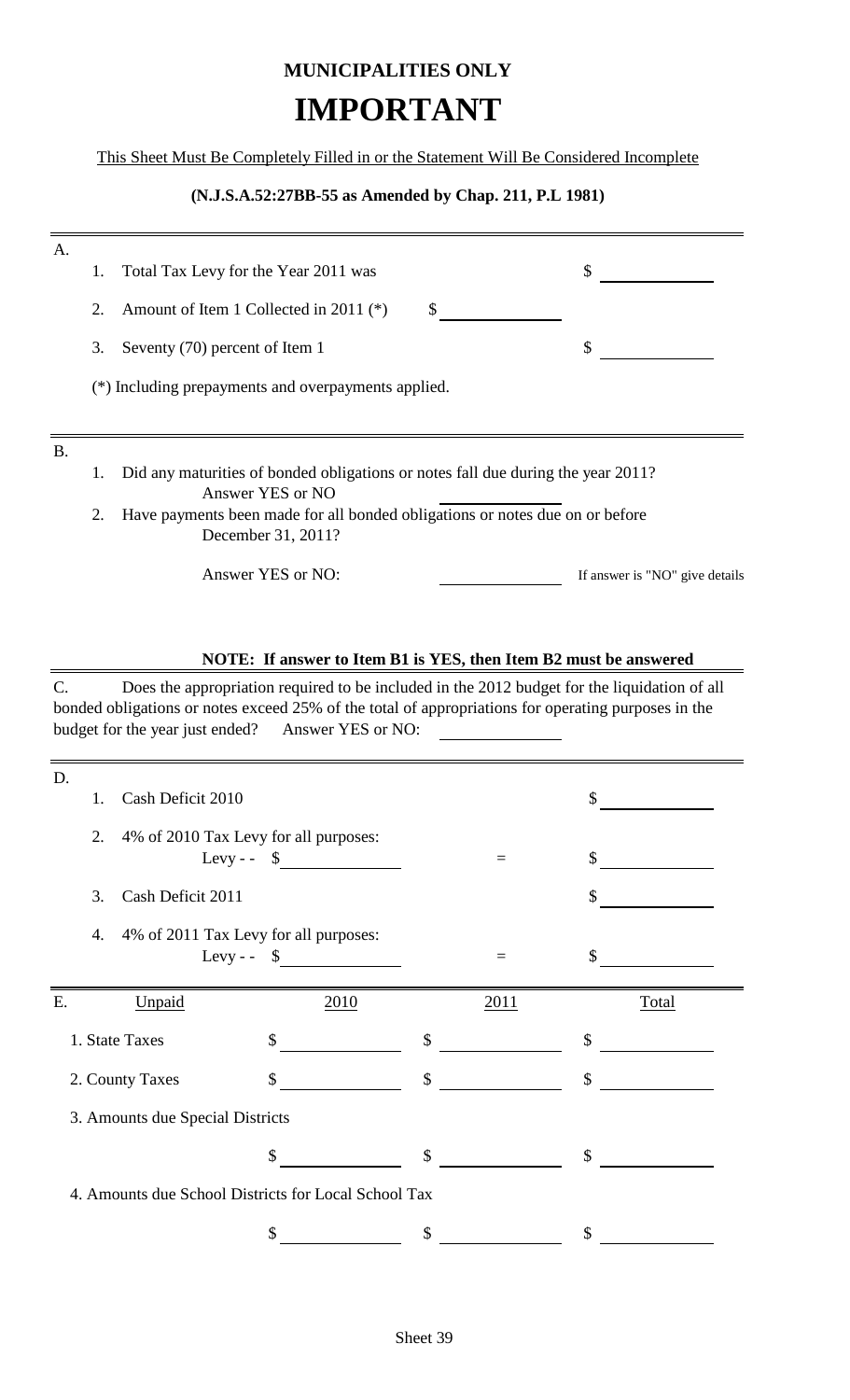# MUNICIPALITIES ONLY

# IMPORTANT

This Sheet Must Be Completely Filled in or the Statement Will Be Considered Incomplete

**(N.J.S.A.52:27BB-55 as Amended by Chap. 211, P.L 1981)**

A.

1. Total Tax Levy for the Year 2011 was $ ____________
2. Amount of Item 1 Collected in 2011 (*) $ ____________
3. Seventy (70) percent of Item 1 $ ____________

(*) Including prepayments and overpayments applied.

B.

1. Did any maturities of bonded obligations or notes fall due during the year 2011?
   Answer YES or NO ____________
2. Have payments been made for all bonded obligations or notes due on or before December 31, 2011?

   Answer YES or NO: ____________ If answer is "NO" give details

**NOTE: If answer to Item B1 is YES, then Item B2 must be answered**

C. Does the appropriation required to be included in the 2012 budget for the liquidation of all bonded obligations or notes exceed 25% of the total of appropriations for operating purposes in the budget for the year just ended? Answer YES or NO: ____________

D.

1. Cash Deficit 2010 $ ____________
2. 4% of 2010 Tax Levy for all purposes:
   Levy - - $ ____________ = $ ____________
3. Cash Deficit 2011 $ ____________
4. 4% of 2011 Tax Levy for all purposes:
   Levy - - $ ____________ = $ ____________

| E. Unpaid | 2010 | 2011 | Total |
|---|---|---|---|
| 1. State Taxes | $ | $ | $ |
| 2. County Taxes | $ | $ | $ |
| 3. Amounts due Special Districts | | | |
| | $ | $ | $ |
| 4. Amounts due School Districts for Local School Tax | | | |
| | $ | $ | $ |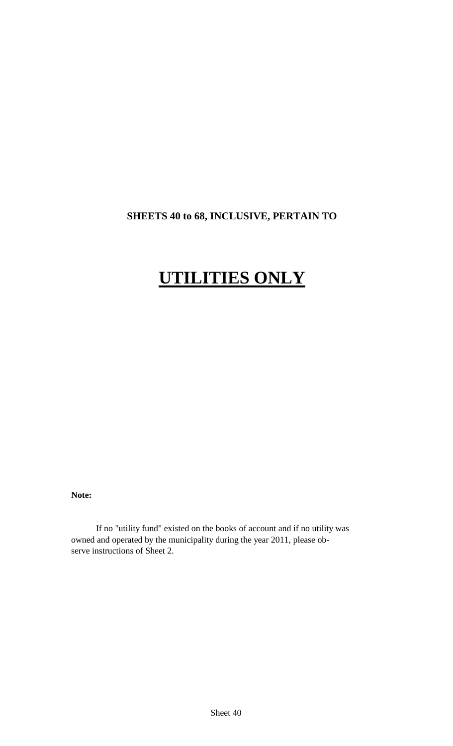**SHEETS 40 to 68, INCLUSIVE, PERTAIN TO**

# UTILITIES ONLY

**Note:**

If no "utility fund" existed on the books of account and if no utility was owned and operated by the municipality during the year 2011, please observe instructions of Sheet 2.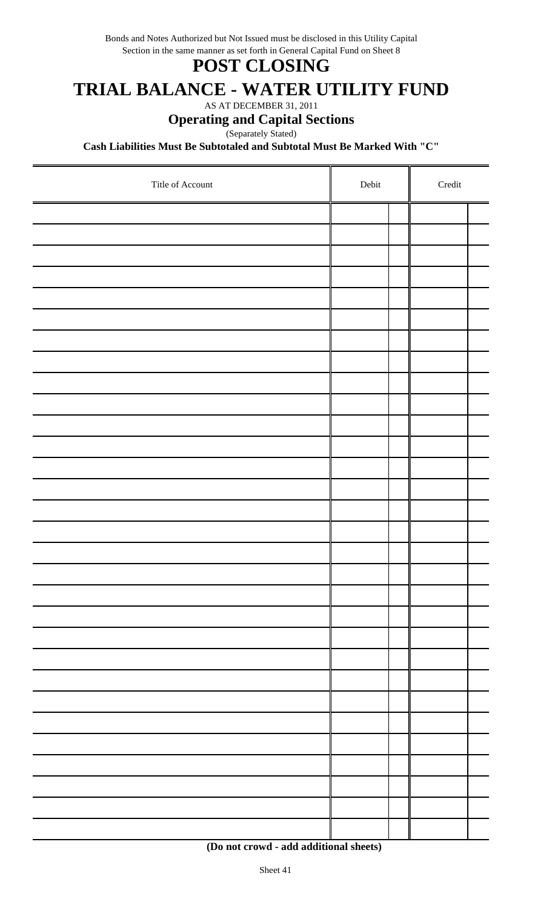Bonds and Notes Authorized but Not Issued must be disclosed in this Utility Capital Section in the same manner as set forth in General Capital Fund on Sheet 8

# POST CLOSING

# TRIAL BALANCE - WATER UTILITY FUND

AS AT DECEMBER 31, 2011

## Operating and Capital Sections

(Separately Stated)

**Cash Liabilities Must Be Subtotaled and Subtotal Must Be Marked With "C"**

| Title of Account | Debit | | Credit | |
|---|---|---|---|---|
| | | | | |
| | | | | |
| | | | | |
| | | | | |
| | | | | |
| | | | | |
| | | | | |
| | | | | |
| | | | | |
| | | | | |
| | | | | |
| | | | | |
| | | | | |
| | | | | |
| | | | | |
| | | | | |
| | | | | |
| | | | | |
| | | | | |
| | | | | |
| | | | | |
| | | | | |
| | | | | |
| | | | | |
| | | | | |
| | | | | |
| | | | | |
| | | | | |
| | | | | |
| | | | | |
| | | | | |

**(Do not crowd - add additional sheets)**

Sheet 41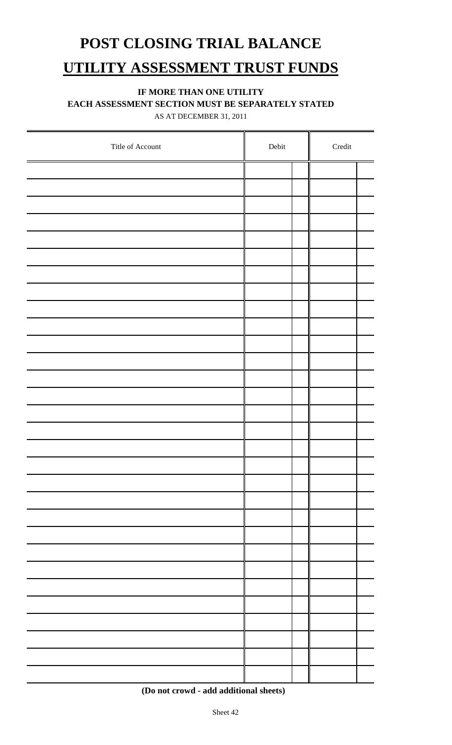# POST CLOSING TRIAL BALANCE

## UTILITY ASSESSMENT TRUST FUNDS

**IF MORE THAN ONE UTILITY**

**EACH ASSESSMENT SECTION MUST BE SEPARATELY STATED**

AS AT DECEMBER 31, 2011

| Title of Account | Debit | | Credit | |
|---|---|---|---|---|
| | | | | |
| | | | | |
| | | | | |
| | | | | |
| | | | | |
| | | | | |
| | | | | |
| | | | | |
| | | | | |
| | | | | |
| | | | | |
| | | | | |
| | | | | |
| | | | | |
| | | | | |
| | | | | |
| | | | | |
| | | | | |
| | | | | |
| | | | | |
| | | | | |
| | | | | |
| | | | | |
| | | | | |
| | | | | |
| | | | | |
| | | | | |
| | | | | |
| | | | | |
| | | | | |

**(Do not crowd - add additional sheets)**

Sheet 42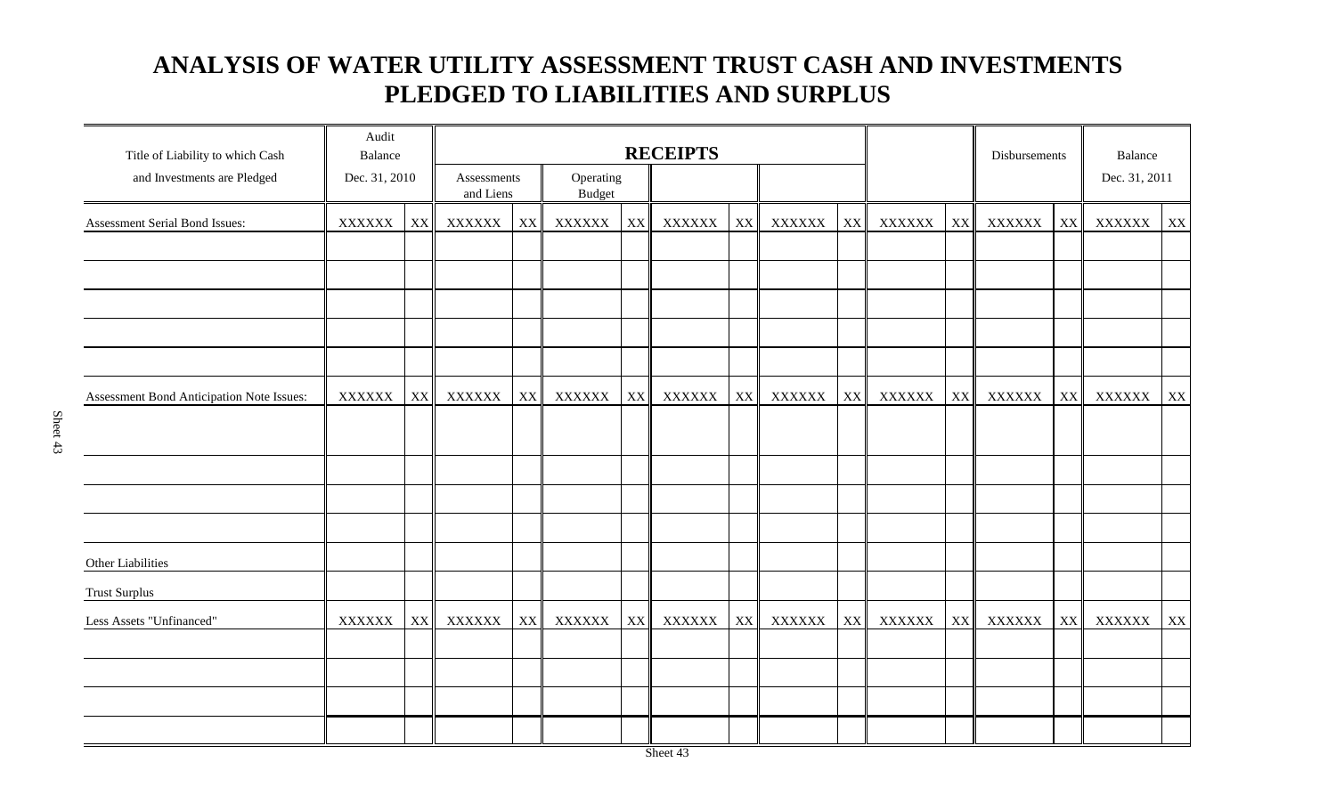# ANALYSIS OF WATER UTILITY ASSESSMENT TRUST CASH AND INVESTMENTS PLEDGED TO LIABILITIES AND SURPLUS

| Title of Liability to which Cash and Investments are Pledged | Audit Balance Dec. 31, 2010 | | RECEIPTS Assessments and Liens | | Operating Budget | | | | | | | | Disbursements | | Balance Dec. 31, 2011 | |
|---|---|---|---|---|---|---|---|---|---|---|---|---|---|---|---|---|
| Assessment Serial Bond Issues: | XXXXXX | XX | XXXXXX | XX | XXXXXX | XX | XXXXXX | XX | XXXXXX | XX | XXXXXX | XX | XXXXXX | XX | XXXXXX | XX |
| | | | | | | | | | | | | | | | | |
| | | | | | | | | | | | | | | | | |
| | | | | | | | | | | | | | | | | |
| | | | | | | | | | | | | | | | | |
| | | | | | | | | | | | | | | | | |
| Assessment Bond Anticipation Note Issues: | XXXXXX | XX | XXXXXX | XX | XXXXXX | XX | XXXXXX | XX | XXXXXX | XX | XXXXXX | XX | XXXXXX | XX | XXXXXX | XX |
| | | | | | | | | | | | | | | | | |
| | | | | | | | | | | | | | | | | |
| | | | | | | | | | | | | | | | | |
| | | | | | | | | | | | | | | | | |
| Other Liabilities | | | | | | | | | | | | | | | | |
| Trust Surplus | | | | | | | | | | | | | | | | |
| Less Assets "Unfinanced" | XXXXXX | XX | XXXXXX | XX | XXXXXX | XX | XXXXXX | XX | XXXXXX | XX | XXXXXX | XX | XXXXXX | XX | XXXXXX | XX |
| | | | | | | | | | | | | | | | | |
| | | | | | | | | | | | | | | | | |
| | | | | | | | | | | | | | | | | |
| | | | | | | | | | | | | | | | | |

Sheet 43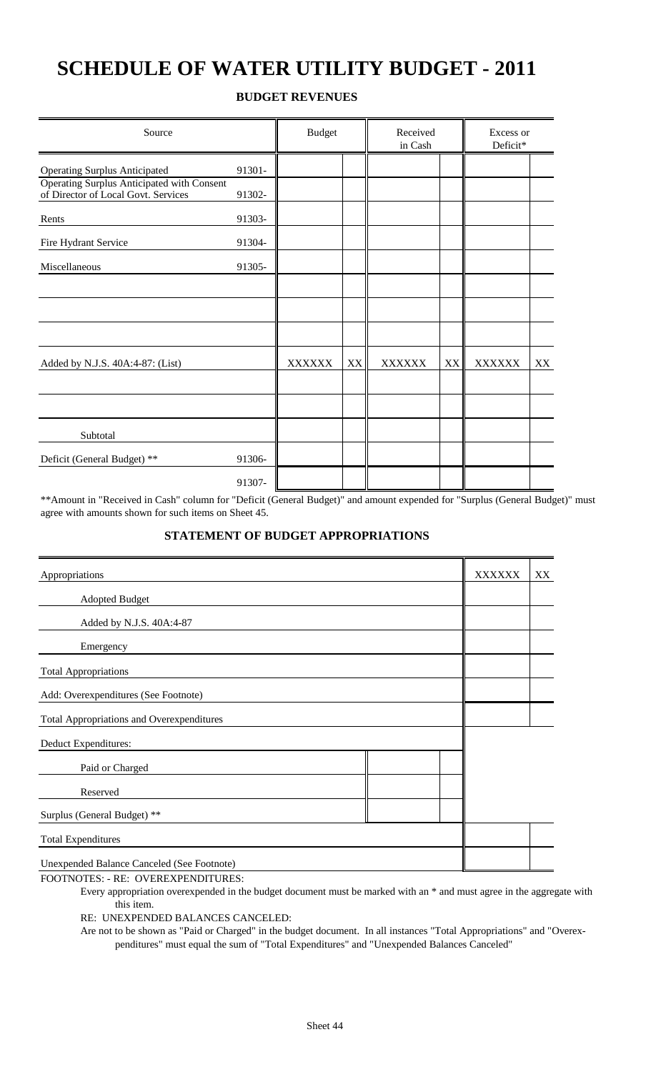# SCHEDULE OF WATER UTILITY BUDGET - 2011

## BUDGET REVENUES

| Source | | Budget | | Received in Cash | | Excess or Deficit* | |
|---|---|---|---|---|---|---|---|
| Operating Surplus Anticipated | 91301- | | | | | | |
| Operating Surplus Anticipated with Consent of Director of Local Govt. Services | 91302- | | | | | | |
| Rents | 91303- | | | | | | |
| Fire Hydrant Service | 91304- | | | | | | |
| Miscellaneous | 91305- | | | | | | |
| | | | | | | | |
| | | | | | | | |
| | | | | | | | |
| Added by N.J.S. 40A:4-87: (List) | | XXXXXX | XX | XXXXXX | XX | XXXXXX | XX |
| | | | | | | | |
| | | | | | | | |
| Subtotal | | | | | | | |
| Deficit (General Budget) ** | 91306- | | | | | | |
| | 91307- | | | | | | |

**Amount in "Received in Cash" column for "Deficit (General Budget)" and amount expended for "Surplus (General Budget)" must agree with amounts shown for such items on Sheet 45.

## STATEMENT OF BUDGET APPROPRIATIONS

| | | | | |
|---|---|---|---|---|
| Appropriations | | | XXXXXX | XX |
| Adopted Budget | | | | |
| Added by N.J.S. 40A:4-87 | | | | |
| Emergency | | | | |
| Total Appropriations | | | | |
| Add: Overexpenditures (See Footnote) | | | | |
| Total Appropriations and Overexpenditures | | | | |
| Deduct Expenditures: | | | | |
| Paid or Charged | | | | |
| Reserved | | | | |
| Surplus (General Budget) ** | | | | |
| Total Expenditures | | | | |
| Unexpended Balance Canceled (See Footnote) | | | | |

FOOTNOTES: - RE: OVEREXPENDITURES:

Every appropriation overexpended in the budget document must be marked with an * and must agree in the aggregate with this item.

RE: UNEXPENDED BALANCES CANCELED:

Are not to be shown as "Paid or Charged" in the budget document. In all instances "Total Appropriations" and "Overexpenditures" must equal the sum of "Total Expenditures" and "Unexpended Balances Canceled"

Sheet 44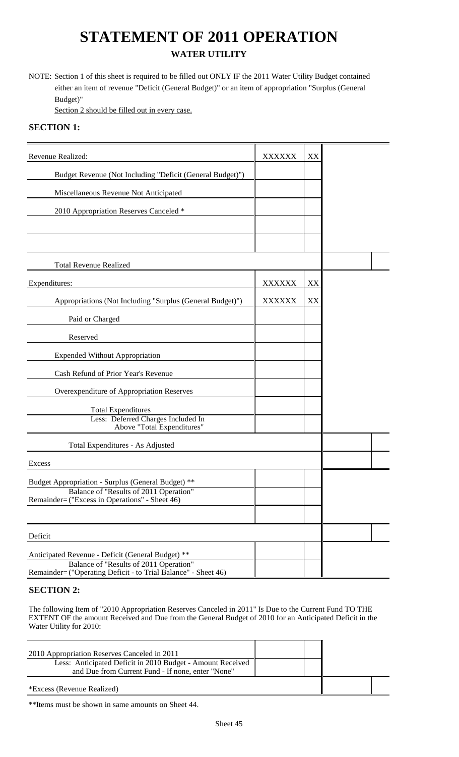# STATEMENT OF 2011 OPERATION

## WATER UTILITY

NOTE: Section 1 of this sheet is required to be filled out ONLY IF the 2011 Water Utility Budget contained either an item of revenue "Deficit (General Budget)" or an item of appropriation "Surplus (General Budget)"
Section 2 should be filled out in every case.

### SECTION 1:

| | | | | |
|---|---|---|---|---|
| Revenue Realized: | XXXXXX | XX | | |
| Budget Revenue (Not Including "Deficit (General Budget)") | | | | |
| Miscellaneous Revenue Not Anticipated | | | | |
| 2010 Appropriation Reserves Canceled * | | | | |
| | | | | |
| | | | | |
| Total Revenue Realized | | | | |
| Expenditures: | XXXXXX | XX | | |
| Appropriations (Not Including "Surplus (General Budget)") | XXXXXX | XX | | |
| Paid or Charged | | | | |
| Reserved | | | | |
| Expended Without Appropriation | | | | |
| Cash Refund of Prior Year's Revenue | | | | |
| Overexpenditure of Appropriation Reserves | | | | |
| Total Expenditures | | | | |
| Less: Deferred Charges Included In Above "Total Expenditures" | | | | |
| Total Expenditures - As Adjusted | | | | |
| Excess | | | | |
| Budget Appropriation - Surplus (General Budget) ** | | | | |
| Balance of "Results of 2011 Operation" Remainder= ("Excess in Operations" - Sheet 46) | | | | |
| | | | | |
| Deficit | | | | |
| Anticipated Revenue - Deficit (General Budget) ** | | | | |
| Balance of "Results of 2011 Operation" Remainder= ("Operating Deficit - to Trial Balance" - Sheet 46) | | | | |

### SECTION 2:

The following Item of "2010 Appropriation Reserves Canceled in 2011" Is Due to the Current Fund TO THE EXTENT OF the amount Received and Due from the General Budget of 2010 for an Anticipated Deficit in the Water Utility for 2010:

| | | | | |
|---|---|---|---|---|
| 2010 Appropriation Reserves Canceled in 2011 | | | | |
| Less: Anticipated Deficit in 2010 Budget - Amount Received and Due from Current Fund - If none, enter "None" | | | | |
| *Excess (Revenue Realized) | | | | |

**Items must be shown in same amounts on Sheet 44.

Sheet 45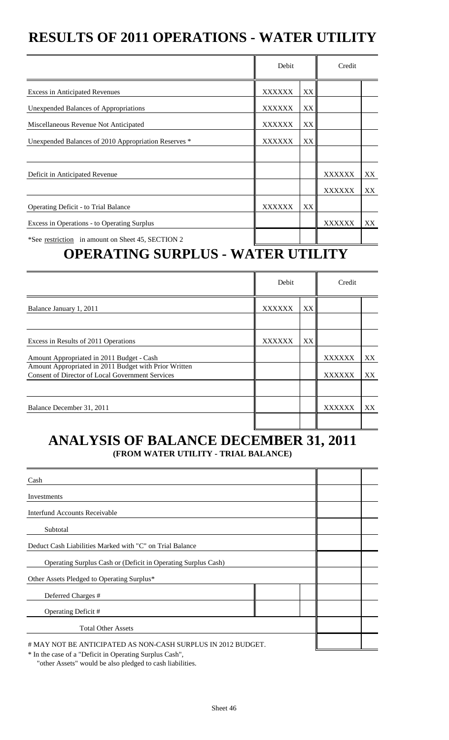# RESULTS OF 2011 OPERATIONS - WATER UTILITY

| | Debit | | Credit | |
|---|---|---|---|---|
| Excess in Anticipated Revenues | XXXXXX | XX | | |
| Unexpended Balances of Appropriations | XXXXXX | XX | | |
| Miscellaneous Revenue Not Anticipated | XXXXXX | XX | | |
| Unexpended Balances of 2010 Appropriation Reserves * | XXXXXX | XX | | |
| | | | | |
| Deficit in Anticipated Revenue | | | XXXXXX | XX |
| | | | XXXXXX | XX |
| Operating Deficit - to Trial Balance | XXXXXX | XX | | |
| Excess in Operations - to Operating Surplus | | | XXXXXX | XX |
| *See restriction in amount on Sheet 45, SECTION 2 | | | | |

# OPERATING SURPLUS - WATER UTILITY

| | Debit | | Credit | |
|---|---|---|---|---|
| Balance January 1, 2011 | XXXXXX | XX | | |
| | | | | |
| Excess in Results of 2011 Operations | XXXXXX | XX | | |
| Amount Appropriated in 2011 Budget - Cash | | | XXXXXX | XX |
| Amount Appropriated in 2011 Budget with Prior Written Consent of Director of Local Government Services | | | XXXXXX | XX |
| | | | | |
| Balance December 31, 2011 | | | XXXXXX | XX |
| | | | | |

# ANALYSIS OF BALANCE DECEMBER 31, 2011

**(FROM WATER UTILITY - TRIAL BALANCE)**

| | | | | |
|---|---|---|---|---|
| Cash | | | | |
| Investments | | | | |
| Interfund Accounts Receivable | | | | |
| Subtotal | | | | |
| Deduct Cash Liabilities Marked with "C" on Trial Balance | | | | |
| Operating Surplus Cash or (Deficit in Operating Surplus Cash) | | | | |
| Other Assets Pledged to Operating Surplus* | | | | |
| Deferred Charges # | | | | |
| Operating Deficit # | | | | |
| Total Other Assets | | | | |
| # MAY NOT BE ANTICIPATED AS NON-CASH SURPLUS IN 2012 BUDGET. | | | | |

* In the case of a "Deficit in Operating Surplus Cash", "other Assets" would be also pledged to cash liabilities.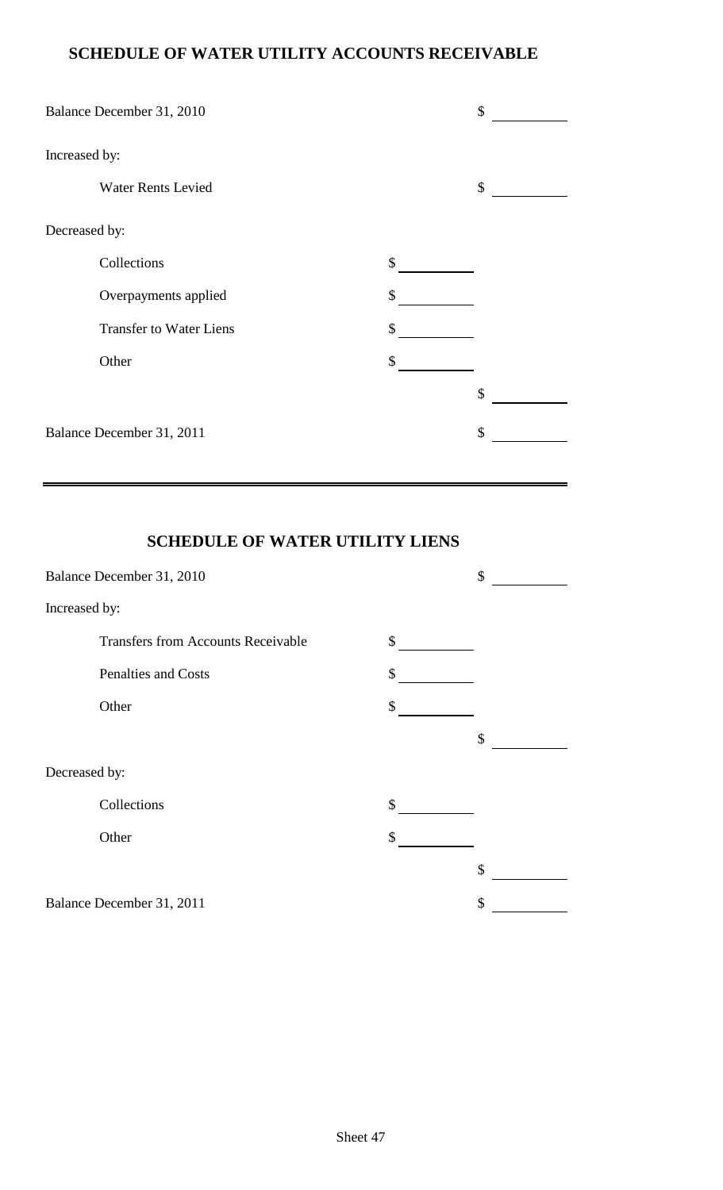## SCHEDULE OF WATER UTILITY ACCOUNTS RECEIVABLE

| | | |
|---|---|---|
| Balance December 31, 2010 | | $ |
| Increased by: | | |
| Water Rents Levied | | $ |
| Decreased by: | | |
| Collections | $ | |
| Overpayments applied | $ | |
| Transfer to Water Liens | $ | |
| Other | $ | |
| | | $ |
| Balance December 31, 2011 | | $ |

## SCHEDULE OF WATER UTILITY LIENS

| | | |
|---|---|---|
| Balance December 31, 2010 | | $ |
| Increased by: | | |
| Transfers from Accounts Receivable | $ | |
| Penalties and Costs | $ | |
| Other | $ | |
| | | $ |
| Decreased by: | | |
| Collections | $ | |
| Other | $ | |
| | | $ |
| Balance December 31, 2011 | | $ |

Sheet 47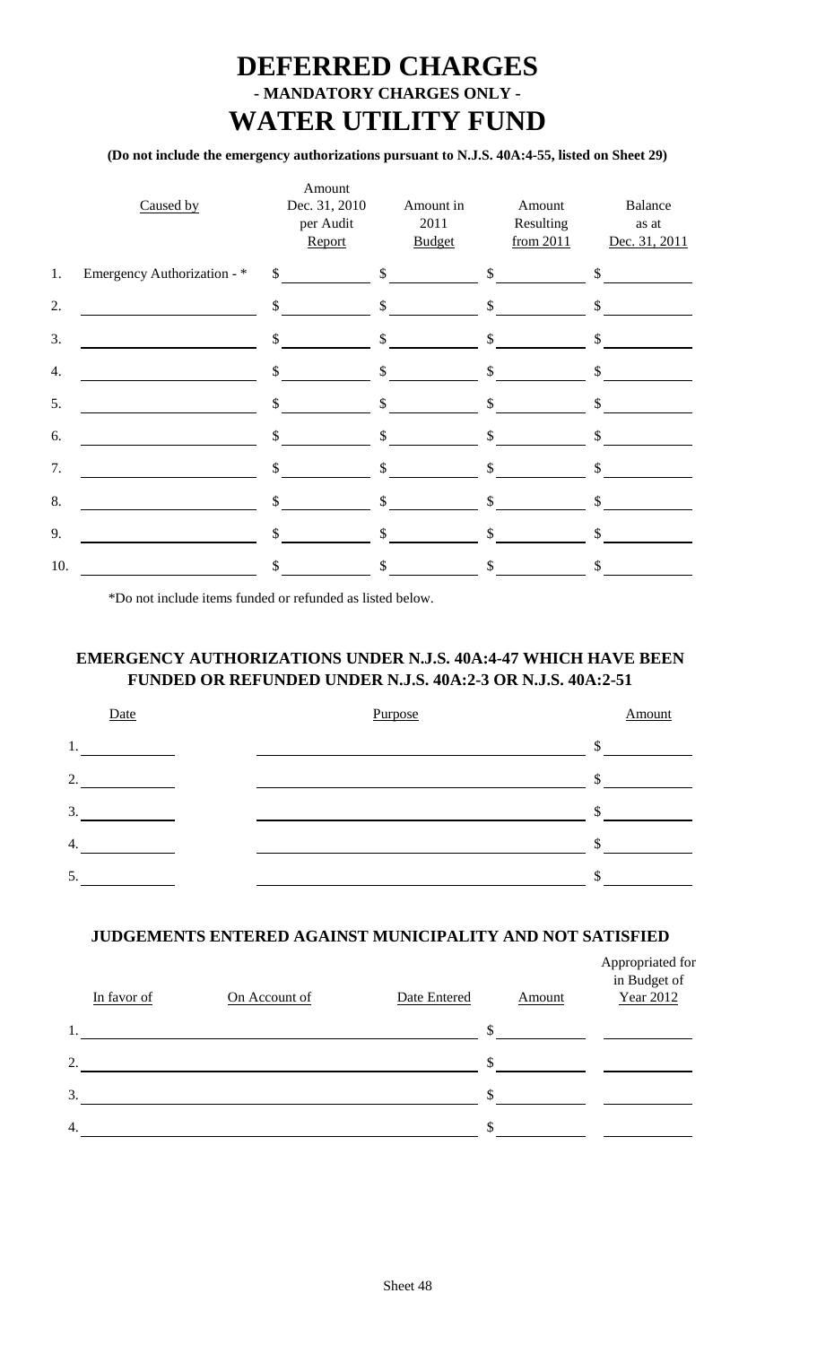# DEFERRED CHARGES

## - MANDATORY CHARGES ONLY -

# WATER UTILITY FUND

**(Do not include the emergency authorizations pursuant to N.J.S. 40A:4-55, listed on Sheet 29)**

| | Caused by | Amount Dec. 31, 2010 per Audit Report | Amount in 2011 Budget | Amount Resulting from 2011 | Balance as at Dec. 31, 2011 |
|---|---|---|---|---|---|
| 1. | Emergency Authorization - * | $ | $ | $ | $ |
| 2. | | $ | $ | $ | $ |
| 3. | | $ | $ | $ | $ |
| 4. | | $ | $ | $ | $ |
| 5. | | $ | $ | $ | $ |
| 6. | | $ | $ | $ | $ |
| 7. | | $ | $ | $ | $ |
| 8. | | $ | $ | $ | $ |
| 9. | | $ | $ | $ | $ |
| 10. | | $ | $ | $ | $ |

*Do not include items funded or refunded as listed below.

### EMERGENCY AUTHORIZATIONS UNDER N.J.S. 40A:4-47 WHICH HAVE BEEN FUNDED OR REFUNDED UNDER N.J.S. 40A:2-3 OR N.J.S. 40A:2-51

| | Date | Purpose | Amount |
|---|---|---|---|
| 1. | | | $ |
| 2. | | | $ |
| 3. | | | $ |
| 4. | | | $ |
| 5. | | | $ |

### JUDGEMENTS ENTERED AGAINST MUNICIPALITY AND NOT SATISFIED

| | In favor of | On Account of | Date Entered | Amount | Appropriated for in Budget of Year 2012 |
|---|---|---|---|---|---|
| 1. | | | | $ | |
| 2. | | | | $ | |
| 3. | | | | $ | |
| 4. | | | | $ | |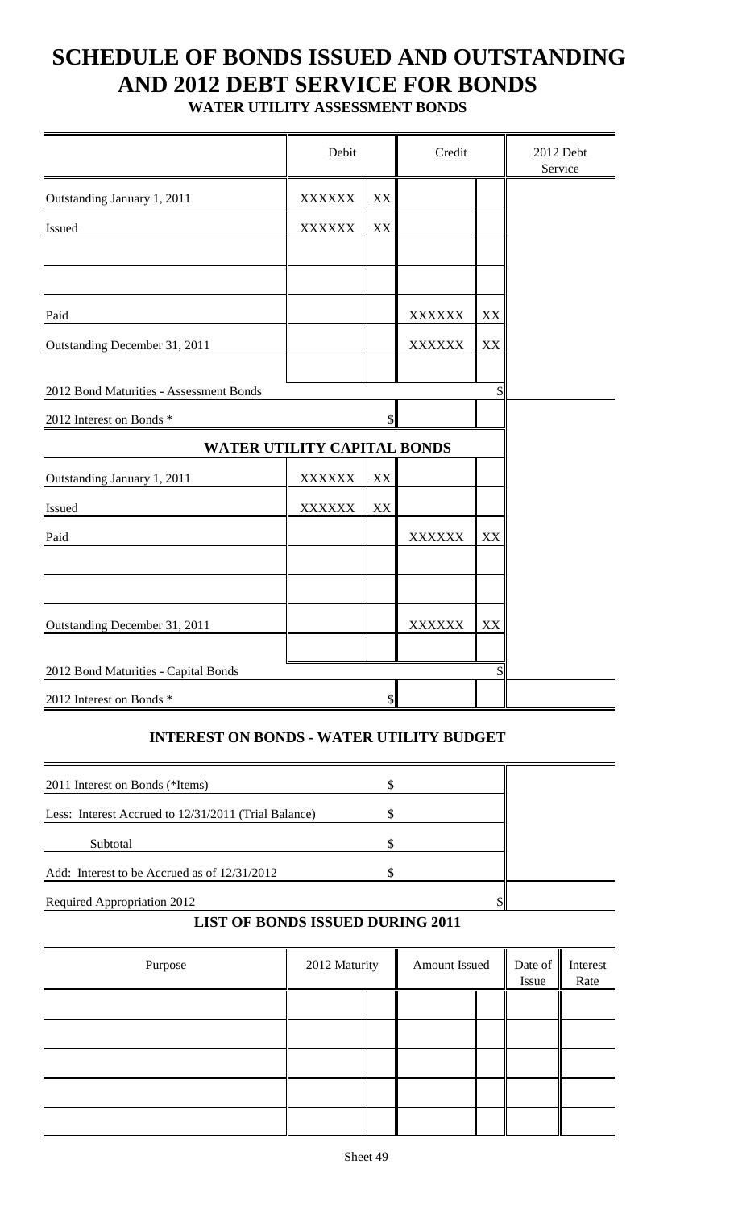# SCHEDULE OF BONDS ISSUED AND OUTSTANDING AND 2012 DEBT SERVICE FOR BONDS

## WATER UTILITY ASSESSMENT BONDS

| | Debit | | Credit | | 2012 Debt Service |
|---|---|---|---|---|---|
| Outstanding January 1, 2011 | XXXXXX | XX | | | |
| Issued | XXXXXX | XX | | | |
| | | | | | |
| | | | | | |
| Paid | | | XXXXXX | XX | |
| Outstanding December 31, 2011 | | | XXXXXX | XX | |
| | | | | | |
| 2012 Bond Maturities - Assessment Bonds | | | | $ | |
| 2012 Interest on Bonds * | | $ | | | |
| **WATER UTILITY CAPITAL BONDS** | | | | | |
| Outstanding January 1, 2011 | XXXXXX | XX | | | |
| Issued | XXXXXX | XX | | | |
| Paid | | | XXXXXX | XX | |
| | | | | | |
| | | | | | |
| Outstanding December 31, 2011 | | | XXXXXX | XX | |
| | | | | | |
| 2012 Bond Maturities - Capital Bonds | | | | $ | |
| 2012 Interest on Bonds * | | $ | | | |

## INTEREST ON BONDS - WATER UTILITY BUDGET

| | | |
|---|---|---|
| 2011 Interest on Bonds (*Items) | $ | |
| Less: Interest Accrued to 12/31/2011 (Trial Balance) | $ | |
| Subtotal | $ | |
| Add: Interest to be Accrued as of 12/31/2012 | $ | |
| Required Appropriation 2012 | $ | |

## LIST OF BONDS ISSUED DURING 2011

| Purpose | 2012 Maturity | | Amount Issued | | Date of Issue | Interest Rate |
|---|---|---|---|---|---|---|
| | | | | | | |
| | | | | | | |
| | | | | | | |
| | | | | | | |
| | | | | | | |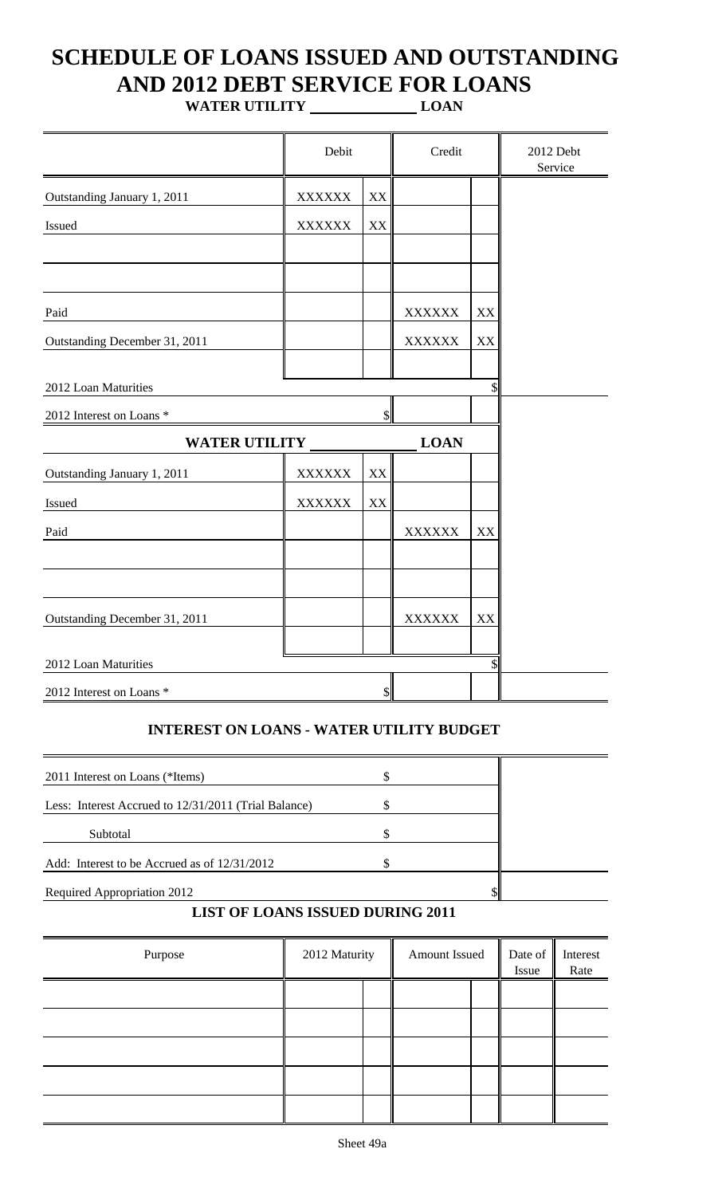# SCHEDULE OF LOANS ISSUED AND OUTSTANDING AND 2012 DEBT SERVICE FOR LOANS

**WATER UTILITY \_\_\_\_\_\_\_\_\_\_\_\_\_\_ LOAN**

| | Debit | | Credit | | 2012 Debt Service |
|---|---|---|---|---|---|
| Outstanding January 1, 2011 | XXXXXX | XX | | | |
| Issued | XXXXXX | XX | | | |
| | | | | | |
| | | | | | |
| Paid | | | XXXXXX | XX | |
| Outstanding December 31, 2011 | | | XXXXXX | XX | |
| | | | | | |
| 2012 Loan Maturities | | | | $ | |
| 2012 Interest on Loans * | | $ | | | |
| **WATER UTILITY \_\_\_\_\_\_\_\_\_\_\_\_\_\_ LOAN** | | | | | |
| Outstanding January 1, 2011 | XXXXXX | XX | | | |
| Issued | XXXXXX | XX | | | |
| Paid | | | XXXXXX | XX | |
| | | | | | |
| | | | | | |
| Outstanding December 31, 2011 | | | XXXXXX | XX | |
| | | | | | |
| 2012 Loan Maturities | | | | $ | |
| 2012 Interest on Loans * | | $ | | | |

### INTEREST ON LOANS - WATER UTILITY BUDGET

| | | | |
|---|---|---|---|
| 2011 Interest on Loans (*Items) | $ | | |
| Less: Interest Accrued to 12/31/2011 (Trial Balance) | $ | | |
| Subtotal | $ | | |
| Add: Interest to be Accrued as of 12/31/2012 | $ | | |
| Required Appropriation 2012 | | $ | |

### LIST OF LOANS ISSUED DURING 2011

| Purpose | 2012 Maturity | | Amount Issued | | Date of Issue | Interest Rate |
|---|---|---|---|---|---|---|
| | | | | | | |
| | | | | | | |
| | | | | | | |
| | | | | | | |
| | | | | | | |

Sheet 49a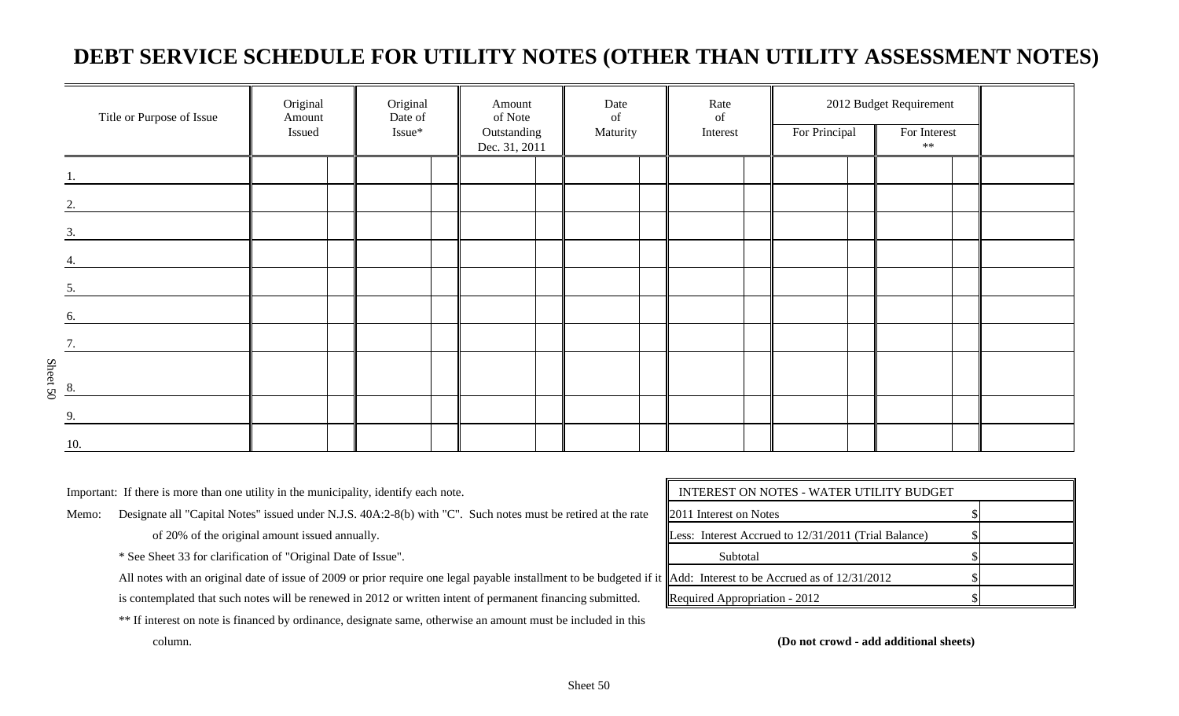# DEBT SERVICE SCHEDULE FOR UTILITY NOTES (OTHER THAN UTILITY ASSESSMENT NOTES)

| Title or Purpose of Issue | Original Amount Issued | Original Date of Issue* | Amount of Note Outstanding Dec. 31, 2011 | Date of Maturity | Rate of Interest | 2012 Budget Requirement | | |
|---|---|---|---|---|---|---|---|---|
| | | | | | | For Principal | For Interest ** | |
| 1. | | | | | | | | |
| 2. | | | | | | | | |
| 3. | | | | | | | | |
| 4. | | | | | | | | |
| 5. | | | | | | | | |
| 6. | | | | | | | | |
| 7. | | | | | | | | |
| 8. | | | | | | | | |
| 9. | | | | | | | | |
| 10. | | | | | | | | |

Important: If there is more than one utility in the municipality, identify each note.

Memo: Designate all "Capital Notes" issued under N.J.S. 40A:2-8(b) with "C". Such notes must be retired at the rate of 20% of the original amount issued annually.

\* See Sheet 33 for clarification of "Original Date of Issue".

All notes with an original date of issue of 2009 or prior require one legal payable installment to be budgeted if it is contemplated that such notes will be renewed in 2012 or written intent of permanent financing submitted.

** If interest on note is financed by ordinance, designate same, otherwise an amount must be included in this column.

| INTEREST ON NOTES - WATER UTILITY BUDGET | |
|---|---|
| 2011 Interest on Notes | $ |
| Less: Interest Accrued to 12/31/2011 (Trial Balance) | $ |
| Subtotal | $ |
| Add: Interest to be Accrued as of 12/31/2012 | $ |
| Required Appropriation - 2012 | $ |

**(Do not crowd - add additional sheets)**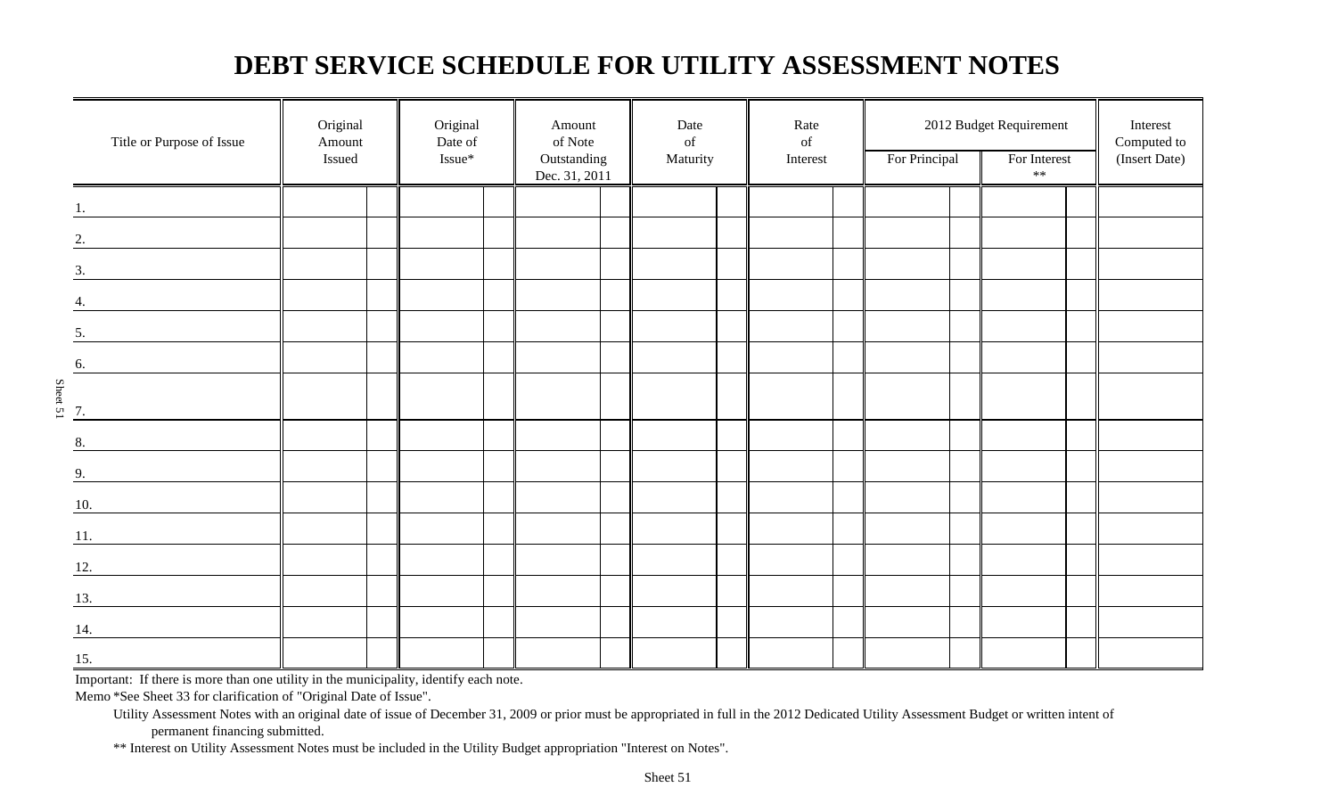# DEBT SERVICE SCHEDULE FOR UTILITY ASSESSMENT NOTES

| Title or Purpose of Issue | Original Amount Issued | Original Date of Issue* | Amount of Note Outstanding Dec. 31, 2011 | Date of Maturity | Rate of Interest | 2012 Budget Requirement | | Interest Computed to (Insert Date) |
|---|---|---|---|---|---|---|---|---|
| | | | | | | For Principal | For Interest ** | |
| 1. | | | | | | | | |
| 2. | | | | | | | | |
| 3. | | | | | | | | |
| 4. | | | | | | | | |
| 5. | | | | | | | | |
| 6. | | | | | | | | |
| 7. | | | | | | | | |
| 8. | | | | | | | | |
| 9. | | | | | | | | |
| 10. | | | | | | | | |
| 11. | | | | | | | | |
| 12. | | | | | | | | |
| 13. | | | | | | | | |
| 14. | | | | | | | | |
| 15. | | | | | | | | |

Important: If there is more than one utility in the municipality, identify each note.

Memo *See Sheet 33 for clarification of "Original Date of Issue".

Utility Assessment Notes with an original date of issue of December 31, 2009 or prior must be appropriated in full in the 2012 Dedicated Utility Assessment Budget or written intent of permanent financing submitted.

** Interest on Utility Assessment Notes must be included in the Utility Budget appropriation "Interest on Notes".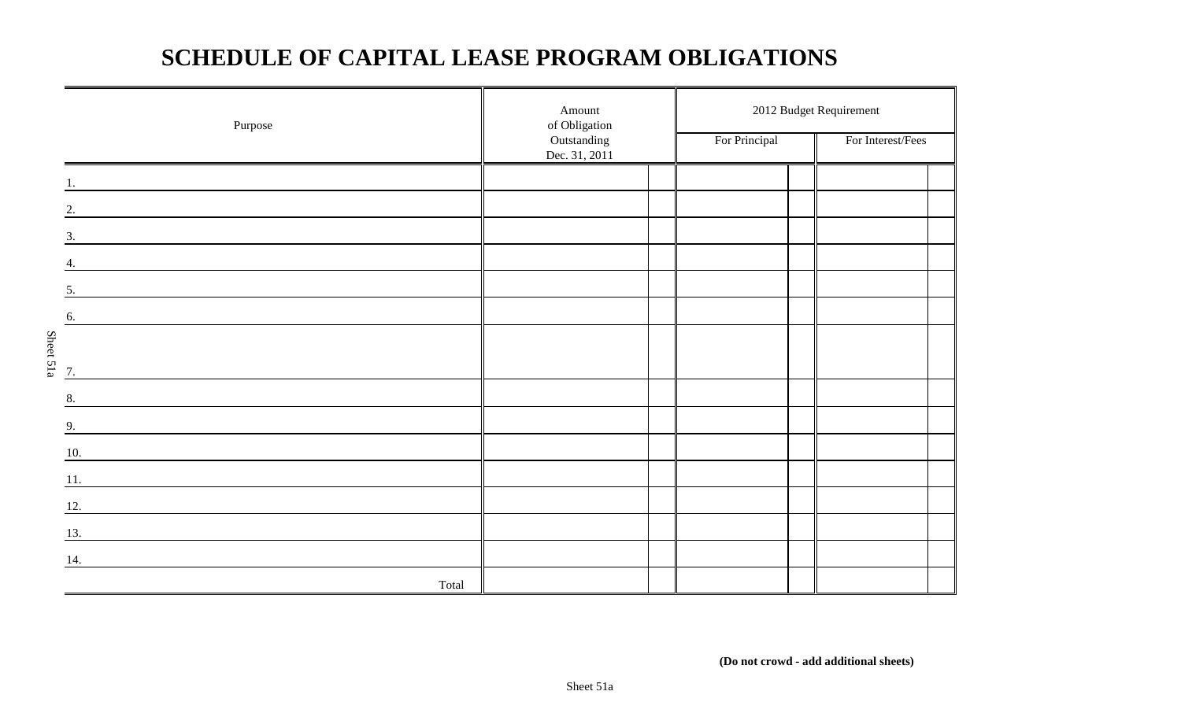# SCHEDULE OF CAPITAL LEASE PROGRAM OBLIGATIONS

| Purpose | Amount of Obligation Outstanding Dec. 31, 2011 | | 2012 Budget Requirement | | | |
|---|---|---|---|---|---|---|
| | | | For Principal | | For Interest/Fees | |
| 1. | | | | | | |
| 2. | | | | | | |
| 3. | | | | | | |
| 4. | | | | | | |
| 5. | | | | | | |
| 6. | | | | | | |
| 7. | | | | | | |
| 8. | | | | | | |
| 9. | | | | | | |
| 10. | | | | | | |
| 11. | | | | | | |
| 12. | | | | | | |
| 13. | | | | | | |
| 14. | | | | | | |
| Total | | | | | | |

**(Do not crowd - add additional sheets)**

Sheet 51a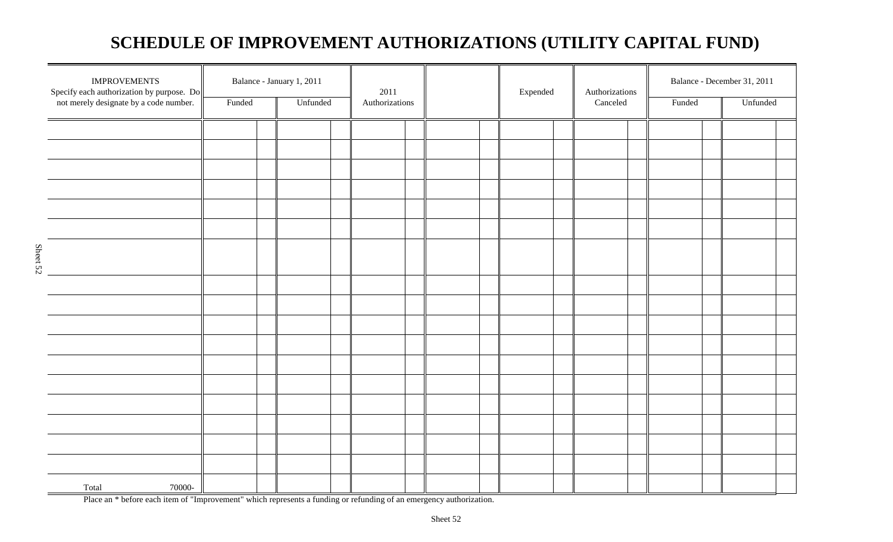# SCHEDULE OF IMPROVEMENT AUTHORIZATIONS (UTILITY CAPITAL FUND)

| IMPROVEMENTS Specify each authorization by purpose. Do not merely designate by a code number. | Balance - January 1, 2011 | | 2011 Authorizations | | Expended | Authorizations Canceled | Balance - December 31, 2011 | |
|---|---|---|---|---|---|---|---|---|
| | Funded | Unfunded | | | | | Funded | Unfunded |
| | | | | | | | | |
| | | | | | | | | |
| | | | | | | | | |
| | | | | | | | | |
| | | | | | | | | |
| | | | | | | | | |
| | | | | | | | | |
| | | | | | | | | |
| | | | | | | | | |
| | | | | | | | | |
| | | | | | | | | |
| | | | | | | | | |
| | | | | | | | | |
| | | | | | | | | |
| | | | | | | | | |
| | | | | | | | | |
| | | | | | | | | |
| Total 70000- | | | | | | | | |

Place an * before each item of "Improvement" which represents a funding or refunding of an emergency authorization.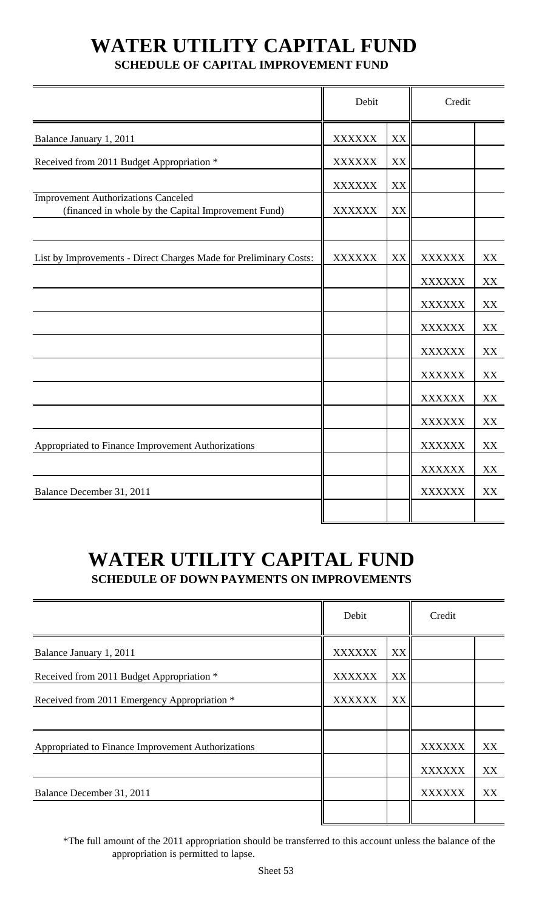# WATER UTILITY CAPITAL FUND

## SCHEDULE OF CAPITAL IMPROVEMENT FUND

| | Debit | | Credit | |
|---|---|---|---|---|
| Balance January 1, 2011 | XXXXXX | XX | | |
| Received from 2011 Budget Appropriation * | XXXXXX | XX | | |
| | XXXXXX | XX | | |
| Improvement Authorizations Canceled (financed in whole by the Capital Improvement Fund) | XXXXXX | XX | | |
| | | | | |
| List by Improvements - Direct Charges Made for Preliminary Costs: | XXXXXX | XX | XXXXXX | XX |
| | | | XXXXXX | XX |
| | | | XXXXXX | XX |
| | | | XXXXXX | XX |
| | | | XXXXXX | XX |
| | | | XXXXXX | XX |
| | | | XXXXXX | XX |
| | | | XXXXXX | XX |
| Appropriated to Finance Improvement Authorizations | | | XXXXXX | XX |
| | | | XXXXXX | XX |
| Balance December 31, 2011 | | | XXXXXX | XX |
| | | | | |

# WATER UTILITY CAPITAL FUND

## SCHEDULE OF DOWN PAYMENTS ON IMPROVEMENTS

| | Debit | | Credit | |
|---|---|---|---|---|
| Balance January 1, 2011 | XXXXXX | XX | | |
| Received from 2011 Budget Appropriation * | XXXXXX | XX | | |
| Received from 2011 Emergency Appropriation * | XXXXXX | XX | | |
| | | | | |
| Appropriated to Finance Improvement Authorizations | | | XXXXXX | XX |
| | | | XXXXXX | XX |
| Balance December 31, 2011 | | | XXXXXX | XX |
| | | | | |

*The full amount of the 2011 appropriation should be transferred to this account unless the balance of the appropriation is permitted to lapse.

Sheet 53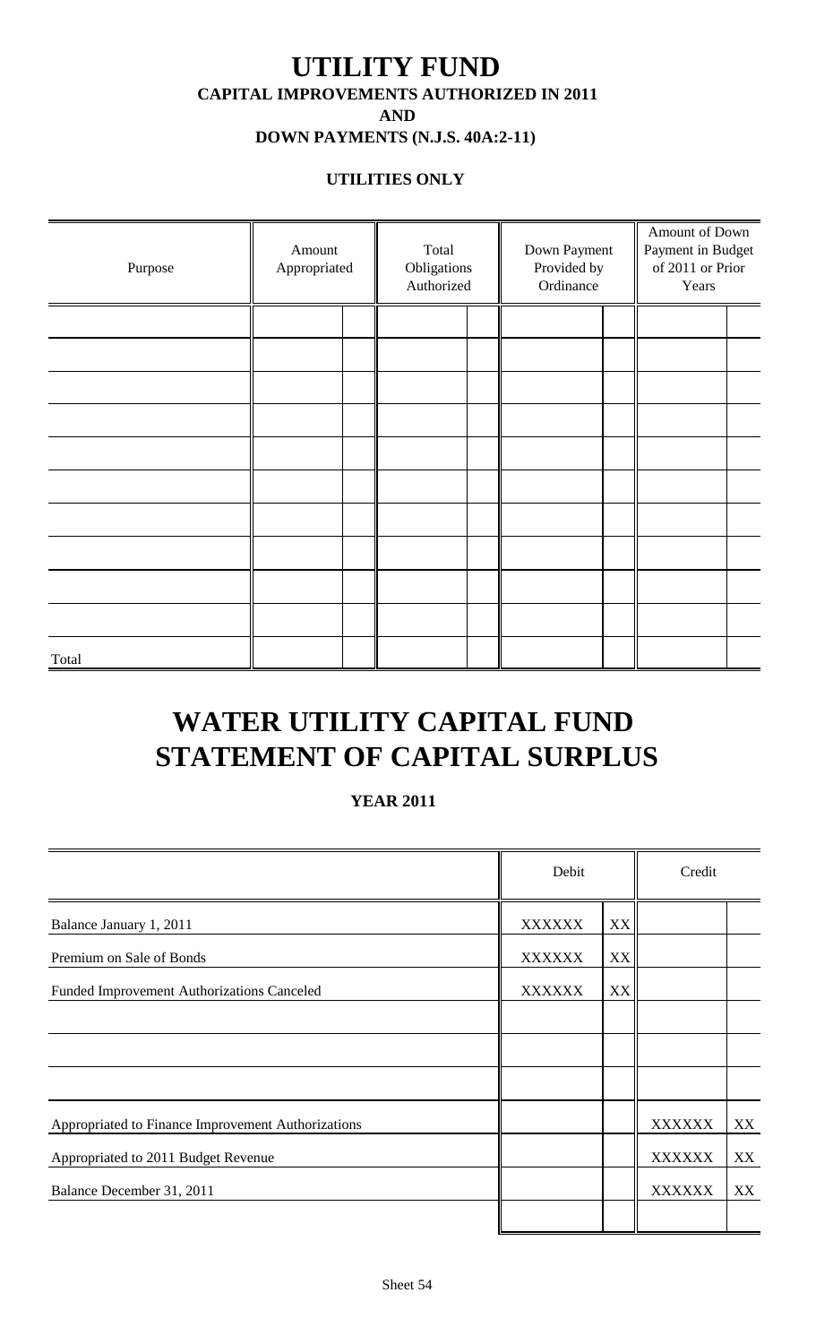# UTILITY FUND

**CAPITAL IMPROVEMENTS AUTHORIZED IN 2011**

**AND**

**DOWN PAYMENTS (N.J.S. 40A:2-11)**

**UTILITIES ONLY**

| Purpose | Amount Appropriated | | Total Obligations Authorized | | Down Payment Provided by Ordinance | | Amount of Down Payment in Budget of 2011 or Prior Years | |
|---|---|---|---|---|---|---|---|---|
| | | | | | | | | |
| | | | | | | | | |
| | | | | | | | | |
| | | | | | | | | |
| | | | | | | | | |
| | | | | | | | | |
| | | | | | | | | |
| | | | | | | | | |
| | | | | | | | | |
| | | | | | | | | |
| Total | | | | | | | | |

# WATER UTILITY CAPITAL FUND STATEMENT OF CAPITAL SURPLUS

**YEAR 2011**

| | Debit | | Credit | |
|---|---|---|---|---|
| Balance January 1, 2011 | XXXXXX | XX | | |
| Premium on Sale of Bonds | XXXXXX | XX | | |
| Funded Improvement Authorizations Canceled | XXXXXX | XX | | |
| | | | | |
| | | | | |
| | | | | |
| Appropriated to Finance Improvement Authorizations | | | XXXXXX | XX |
| Appropriated to 2011 Budget Revenue | | | XXXXXX | XX |
| Balance December 31, 2011 | | | XXXXXX | XX |
| | | | | |

Sheet 54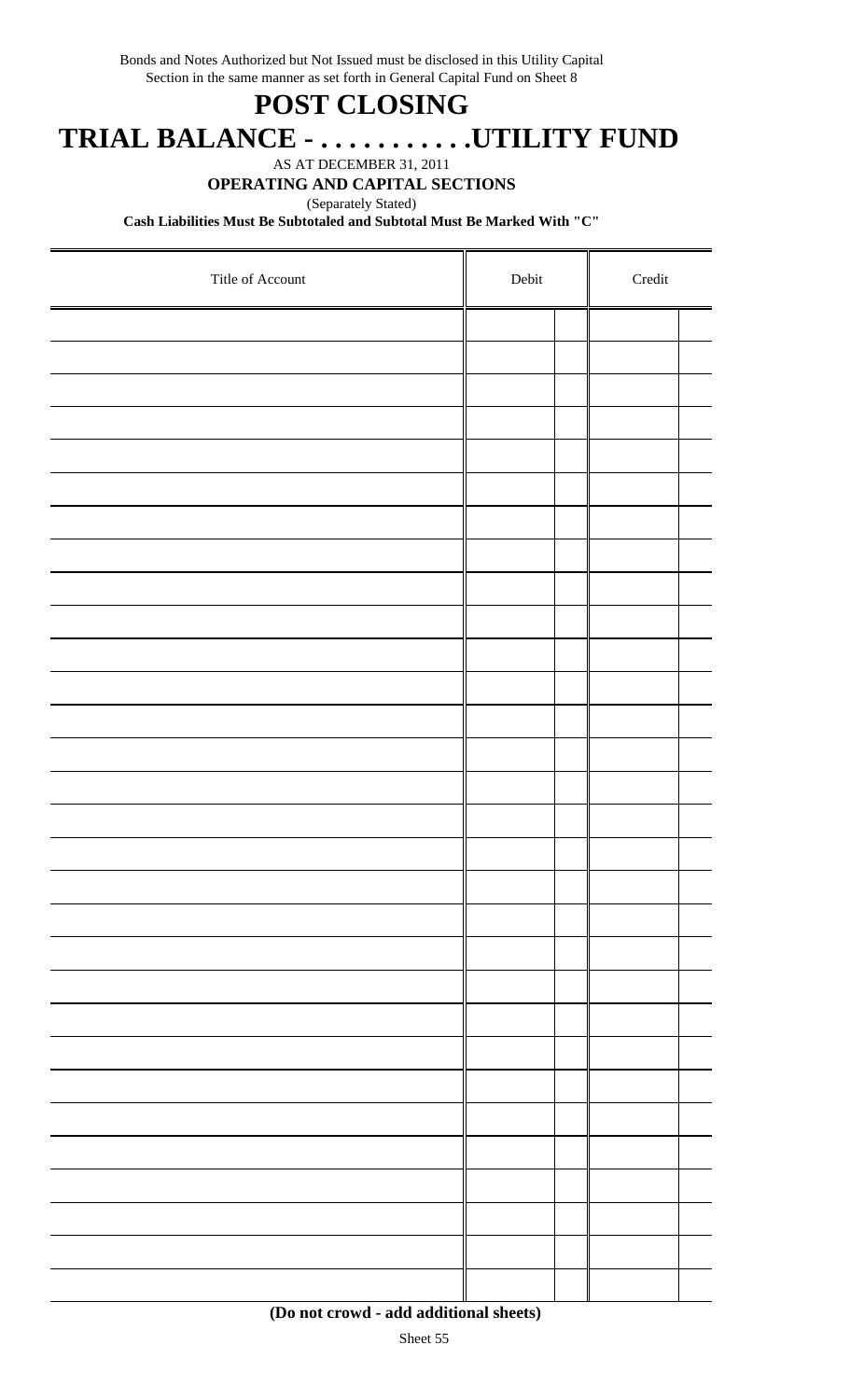Bonds and Notes Authorized but Not Issued must be disclosed in this Utility Capital Section in the same manner as set forth in General Capital Fund on Sheet 8

# POST CLOSING

# TRIAL BALANCE - . . . . . . . . . . .UTILITY FUND

AS AT DECEMBER 31, 2011

**OPERATING AND CAPITAL SECTIONS**

(Separately Stated)

**Cash Liabilities Must Be Subtotaled and Subtotal Must Be Marked With "C"**

| Title of Account | Debit | | Credit | |
|---|---|---|---|---|
| | | | | |
| | | | | |
| | | | | |
| | | | | |
| | | | | |
| | | | | |
| | | | | |
| | | | | |
| | | | | |
| | | | | |
| | | | | |
| | | | | |
| | | | | |
| | | | | |
| | | | | |
| | | | | |
| | | | | |
| | | | | |
| | | | | |
| | | | | |
| | | | | |
| | | | | |
| | | | | |
| | | | | |
| | | | | |
| | | | | |
| | | | | |
| | | | | |
| | | | | |
| | | | | |
| | | | | |

**(Do not crowd - add additional sheets)**

Sheet 55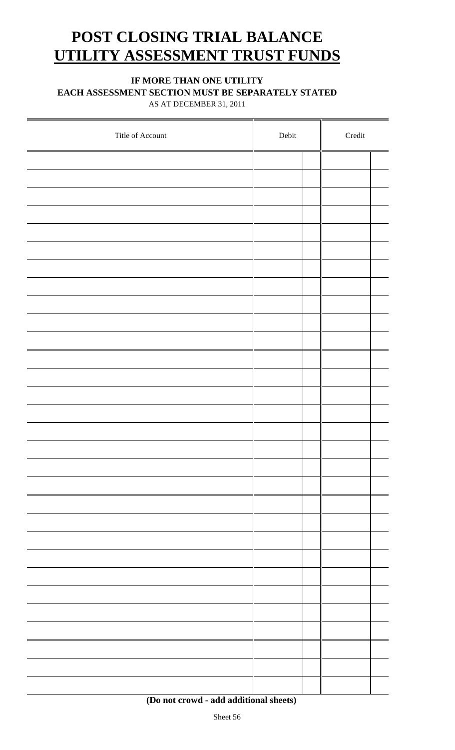# POST CLOSING TRIAL BALANCE
# UTILITY ASSESSMENT TRUST FUNDS

**IF MORE THAN ONE UTILITY**
**EACH ASSESSMENT SECTION MUST BE SEPARATELY STATED**
AS AT DECEMBER 31, 2011

| Title of Account | Debit | | Credit | |
|---|---|---|---|---|
| | | | | |
| | | | | |
| | | | | |
| | | | | |
| | | | | |
| | | | | |
| | | | | |
| | | | | |
| | | | | |
| | | | | |
| | | | | |
| | | | | |
| | | | | |
| | | | | |
| | | | | |
| | | | | |
| | | | | |
| | | | | |
| | | | | |
| | | | | |
| | | | | |
| | | | | |
| | | | | |
| | | | | |
| | | | | |
| | | | | |
| | | | | |
| | | | | |
| | | | | |
| | | | | |

**(Do not crowd - add additional sheets)**

Sheet 56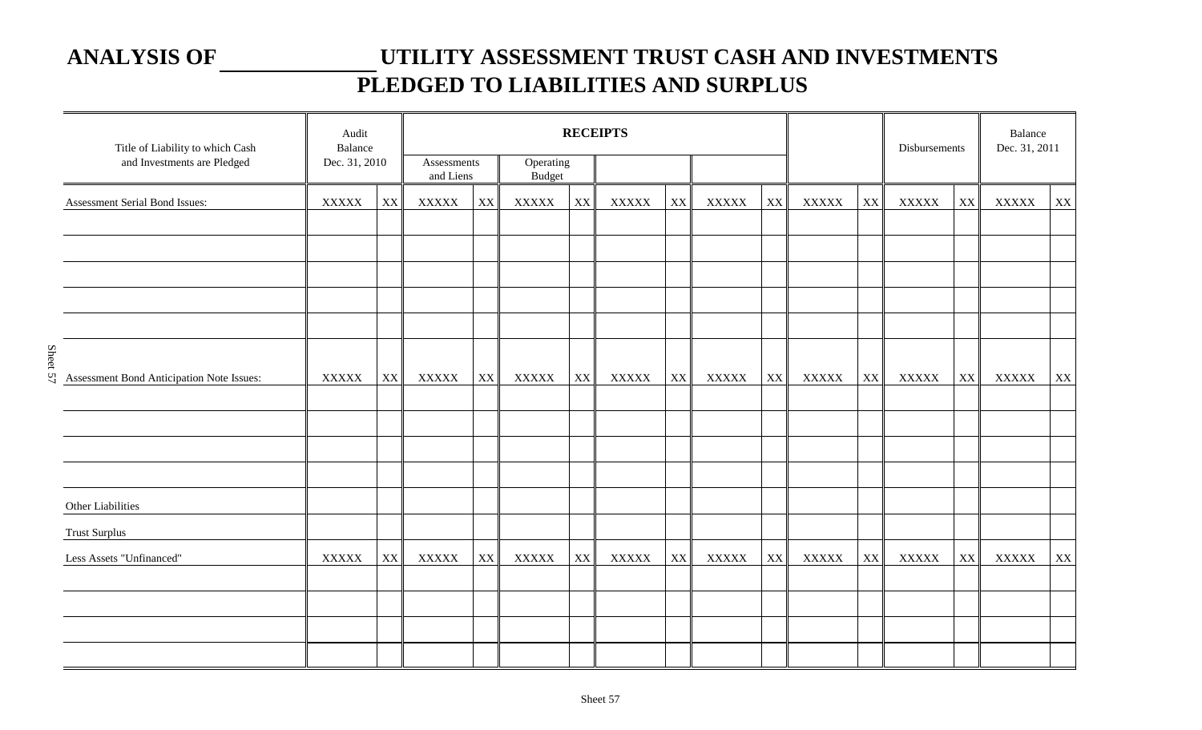# ANALYSIS OF ______________ UTILITY ASSESSMENT TRUST CASH AND INVESTMENTS PLEDGED TO LIABILITIES AND SURPLUS

| Title of Liability to which Cash and Investments are Pledged | Audit Balance Dec. 31, 2010 | | RECEIPTS | | | | | | | | | | | | Disbursements | | Balance Dec. 31, 2011 | |
|---|---|---|---|---|---|---|---|---|---|---|---|---|---|---|---|---|---|---|
| | | | Assessments and Liens | | Operating Budget | | | | | | | | | | | | | |
| Assessment Serial Bond Issues: | XXXXX | XX | XXXXX | XX | XXXXX | XX | XXXXX | XX | XXXXX | XX | | | XXXXX | XX | XXXXX | XX | XXXXX | XX |
| | | | | | | | | | | | | | | | | | | |
| | | | | | | | | | | | | | | | | | | |
| | | | | | | | | | | | | | | | | | | |
| | | | | | | | | | | | | | | | | | | |
| | | | | | | | | | | | | | | | | | | |
| Assessment Bond Anticipation Note Issues: | XXXXX | XX | XXXXX | XX | XXXXX | XX | XXXXX | XX | XXXXX | XX | | | XXXXX | XX | XXXXX | XX | XXXXX | XX |
| | | | | | | | | | | | | | | | | | | |
| | | | | | | | | | | | | | | | | | | |
| | | | | | | | | | | | | | | | | | | |
| | | | | | | | | | | | | | | | | | | |
| Other Liabilities | | | | | | | | | | | | | | | | | | |
| Trust Surplus | | | | | | | | | | | | | | | | | | |
| Less Assets "Unfinanced" | XXXXX | XX | XXXXX | XX | XXXXX | XX | XXXXX | XX | XXXXX | XX | | | XXXXX | XX | XXXXX | XX | XXXXX | XX |
| | | | | | | | | | | | | | | | | | | |
| | | | | | | | | | | | | | | | | | | |
| | | | | | | | | | | | | | | | | | | |
| | | | | | | | | | | | | | | | | | | |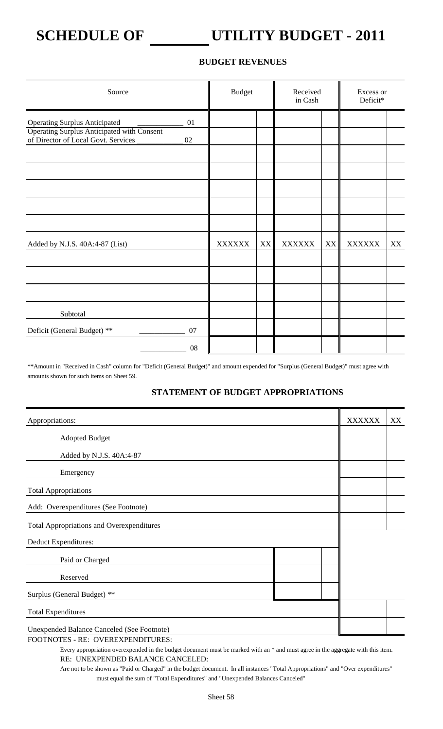# SCHEDULE OF ________ UTILITY BUDGET - 2011

## BUDGET REVENUES

| Source | Budget | | Received in Cash | | Excess or Deficit* | |
|---|---|---|---|---|---|---|
| Operating Surplus Anticipated ____________ 01 | | | | | | |
| Operating Surplus Anticipated with Consent of Director of Local Govt. Services ____________ 02 | | | | | | |
| | | | | | | |
| | | | | | | |
| | | | | | | |
| | | | | | | |
| | | | | | | |
| Added by N.J.S. 40A:4-87 (List) | XXXXXX | XX | XXXXXX | XX | XXXXXX | XX |
| | | | | | | |
| | | | | | | |
| | | | | | | |
| Subtotal | | | | | | |
| Deficit (General Budget) ** ____________ 07 | | | | | | |
| ____________ 08 | | | | | | |

**Amount in "Received in Cash" column for "Deficit (General Budget)" and amount expended for "Surplus (General Budget)" must agree with amounts shown for such items on Sheet 59.

## STATEMENT OF BUDGET APPROPRIATIONS

| | | | | |
|---|---|---|---|---|
| Appropriations: | | | XXXXXX | XX |
| Adopted Budget | | | | |
| Added by N.J.S. 40A:4-87 | | | | |
| Emergency | | | | |
| Total Appropriations | | | | |
| Add: Overexpenditures (See Footnote) | | | | |
| Total Appropriations and Overexpenditures | | | | |
| Deduct Expenditures: | | | | |
| Paid or Charged | | | | |
| Reserved | | | | |
| Surplus (General Budget) ** | | | | |
| Total Expenditures | | | | |
| Unexpended Balance Canceled (See Footnote) | | | | |

FOOTNOTES - RE: OVEREXPENDITURES:

Every appropriation overexpended in the budget document must be marked with an * and must agree in the aggregate with this item.

RE: UNEXPENDED BALANCE CANCELED:

Are not to be shown as "Paid or Charged" in the budget document. In all instances "Total Appropriations" and "Over expenditures" must equal the sum of "Total Expenditures" and "Unexpended Balances Canceled"

Sheet 58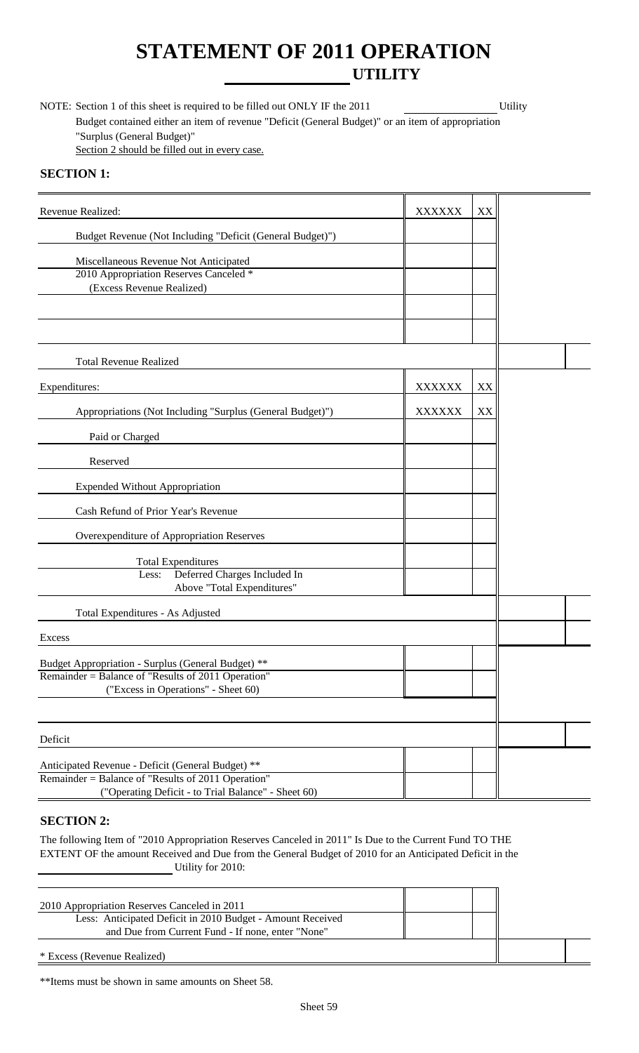# STATEMENT OF 2011 OPERATION

## ______________ UTILITY

NOTE: Section 1 of this sheet is required to be filled out ONLY IF the 2011 ______________ Utility Budget contained either an item of revenue "Deficit (General Budget)" or an item of appropriation "Surplus (General Budget)"
Section 2 should be filled out in every case.

**SECTION 1:**

| | | | | |
|---|---|---|---|---|
| Revenue Realized: | XXXXXX | XX | | |
| Budget Revenue (Not Including "Deficit (General Budget)") | | | | |
| Miscellaneous Revenue Not Anticipated | | | | |
| 2010 Appropriation Reserves Canceled * (Excess Revenue Realized) | | | | |
| | | | | |
| | | | | |
| Total Revenue Realized | | | | |
| Expenditures: | XXXXXX | XX | | |
| Appropriations (Not Including "Surplus (General Budget)") | XXXXXX | XX | | |
| Paid or Charged | | | | |
| Reserved | | | | |
| Expended Without Appropriation | | | | |
| Cash Refund of Prior Year's Revenue | | | | |
| Overexpenditure of Appropriation Reserves | | | | |
| Total Expenditures | | | | |
| Less: Deferred Charges Included In Above "Total Expenditures" | | | | |
| Total Expenditures - As Adjusted | | | | |
| Excess | | | | |
| Budget Appropriation - Surplus (General Budget) ** | | | | |
| Remainder = Balance of "Results of 2011 Operation" ("Excess in Operations" - Sheet 60) | | | | |
| | | | | |
| Deficit | | | | |
| Anticipated Revenue - Deficit (General Budget) ** | | | | |
| Remainder = Balance of "Results of 2011 Operation" ("Operating Deficit - to Trial Balance" - Sheet 60) | | | | |

**SECTION 2:**

The following Item of "2010 Appropriation Reserves Canceled in 2011" Is Due to the Current Fund TO THE EXTENT OF the amount Received and Due from the General Budget of 2010 for an Anticipated Deficit in the ______________ Utility for 2010:

| | | | | |
|---|---|---|---|---|
| 2010 Appropriation Reserves Canceled in 2011 | | | | |
| Less: Anticipated Deficit in 2010 Budget - Amount Received and Due from Current Fund - If none, enter "None" | | | | |
| * Excess (Revenue Realized) | | | | |

**Items must be shown in same amounts on Sheet 58.

Sheet 59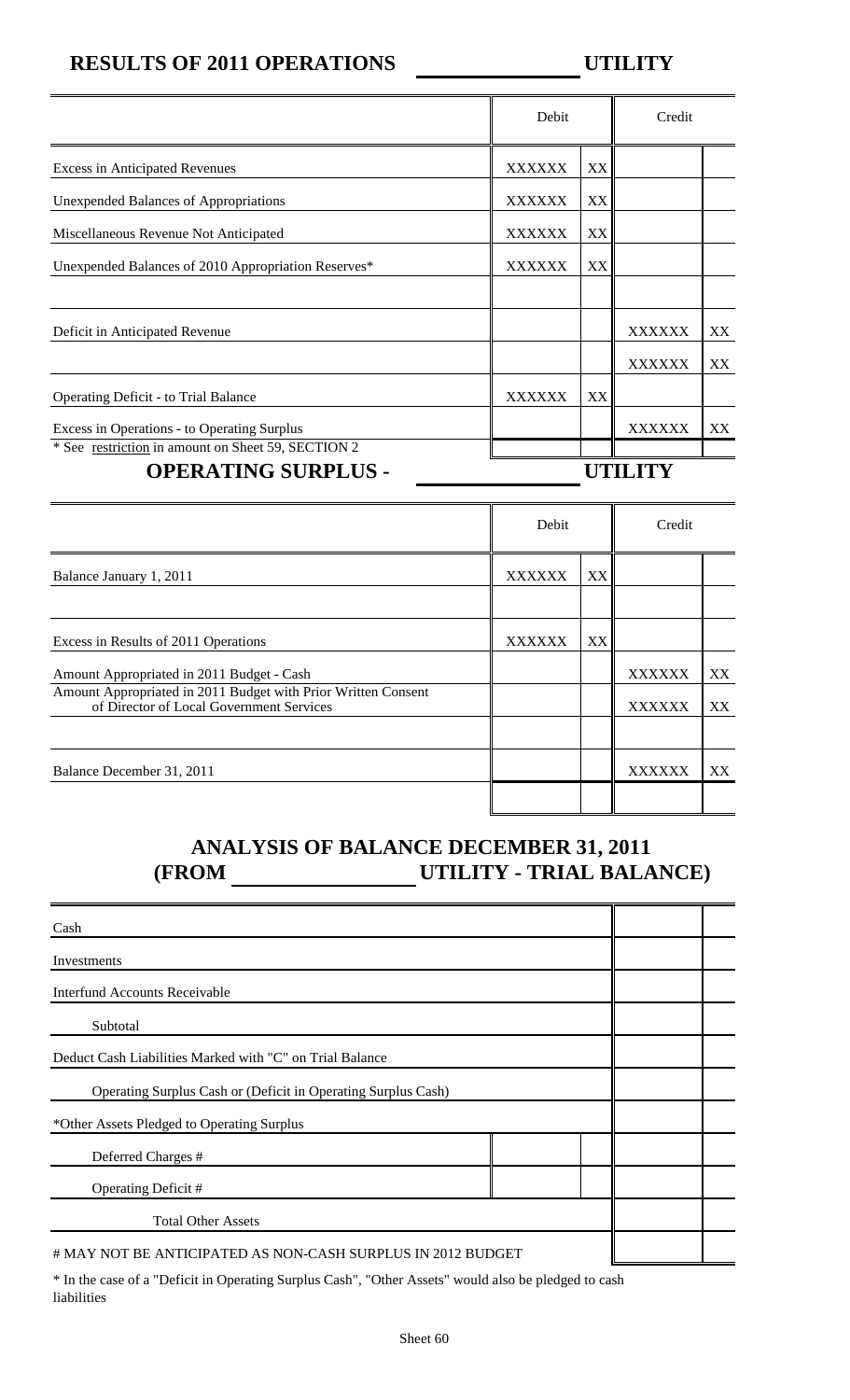## RESULTS OF 2011 OPERATIONS \_\_\_\_\_\_\_\_\_\_\_\_\_\_ UTILITY

| | Debit | | Credit | |
|---|---|---|---|---|
| Excess in Anticipated Revenues | XXXXXX | XX | | |
| Unexpended Balances of Appropriations | XXXXXX | XX | | |
| Miscellaneous Revenue Not Anticipated | XXXXXX | XX | | |
| Unexpended Balances of 2010 Appropriation Reserves* | XXXXXX | XX | | |
| | | | | |
| Deficit in Anticipated Revenue | | | XXXXXX | XX |
| | | | XXXXXX | XX |
| Operating Deficit - to Trial Balance | XXXXXX | XX | | |
| Excess in Operations - to Operating Surplus | | | XXXXXX | XX |

\* See restriction in amount on Sheet 59, SECTION 2

## OPERATING SURPLUS - \_\_\_\_\_\_\_\_\_\_\_\_\_\_ UTILITY

| | Debit | | Credit | |
|---|---|---|---|---|
| Balance January 1, 2011 | XXXXXX | XX | | |
| | | | | |
| Excess in Results of 2011 Operations | XXXXXX | XX | | |
| Amount Appropriated in 2011 Budget - Cash | | | XXXXXX | XX |
| Amount Appropriated in 2011 Budget with Prior Written Consent of Director of Local Government Services | | | XXXXXX | XX |
| | | | | |
| Balance December 31, 2011 | | | XXXXXX | XX |
| | | | | |

## ANALYSIS OF BALANCE DECEMBER 31, 2011
## (FROM \_\_\_\_\_\_\_\_\_\_\_\_\_\_ UTILITY - TRIAL BALANCE)

| | | | | |
|---|---|---|---|---|
| Cash | | | | |
| Investments | | | | |
| Interfund Accounts Receivable | | | | |
| Subtotal | | | | |
| Deduct Cash Liabilities Marked with "C" on Trial Balance | | | | |
| Operating Surplus Cash or (Deficit in Operating Surplus Cash) | | | | |
| *Other Assets Pledged to Operating Surplus | | | | |
| Deferred Charges # | | | | |
| Operating Deficit # | | | | |
| Total Other Assets | | | | |
| # MAY NOT BE ANTICIPATED AS NON-CASH SURPLUS IN 2012 BUDGET | | | | |

\* In the case of a "Deficit in Operating Surplus Cash", "Other Assets" would also be pledged to cash liabilities

Sheet 60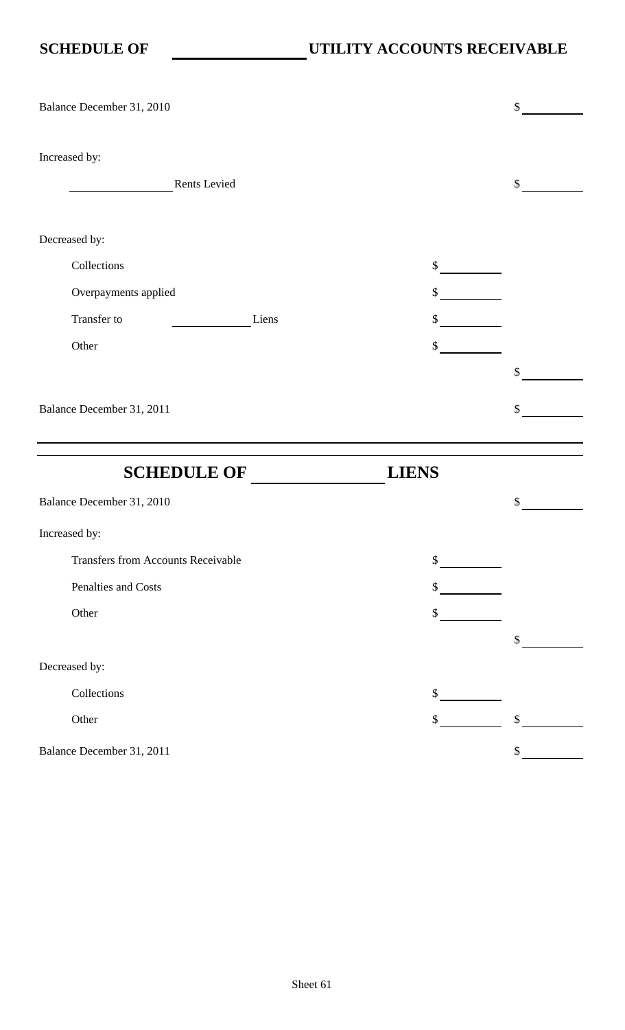## SCHEDULE OF ________________ UTILITY ACCOUNTS RECEIVABLE

| | | |
|---|---|---|
| Balance December 31, 2010 | | $ ________ |
| Increased by: | | |
| ________________ Rents Levied | | $ ________ |
| Decreased by: | | |
| Collections | $ ________ | |
| Overpayments applied | $ ________ | |
| Transfer to ____________ Liens | $ ________ | |
| Other | $ ________ | |
| | | $ ________ |
| Balance December 31, 2011 | | $ ________ |

## SCHEDULE OF ________________ LIENS

| | | |
|---|---|---|
| Balance December 31, 2010 | | $ ________ |
| Increased by: | | |
| Transfers from Accounts Receivable | $ ________ | |
| Penalties and Costs | $ ________ | |
| Other | $ ________ | |
| | | $ ________ |
| Decreased by: | | |
| Collections | $ ________ | |
| Other | $ ________ | $ ________ |
| Balance December 31, 2011 | | $ ________ |

Sheet 61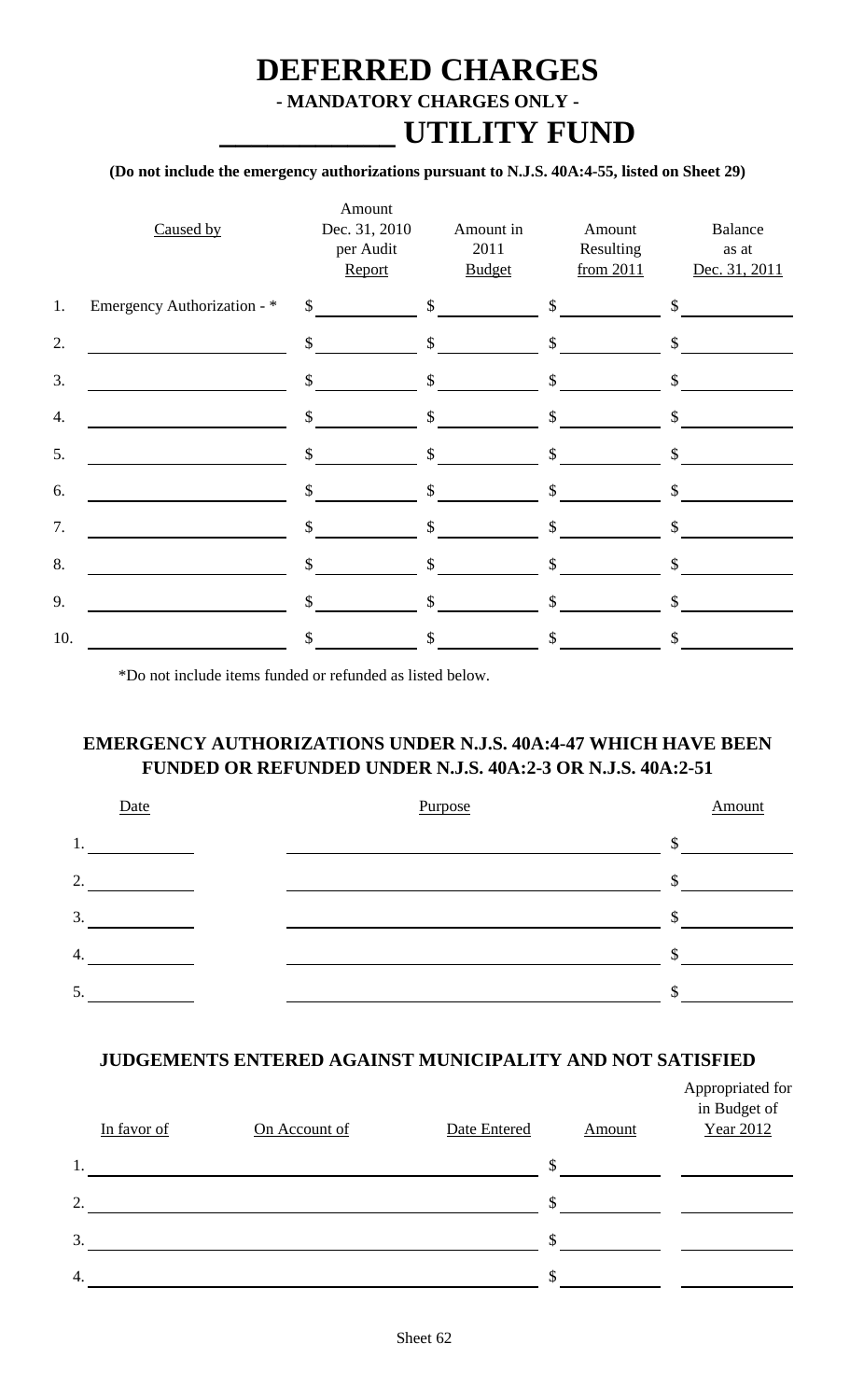# DEFERRED CHARGES

### - MANDATORY CHARGES ONLY -

# ____________ UTILITY FUND

**(Do not include the emergency authorizations pursuant to N.J.S. 40A:4-55, listed on Sheet 29)**

| | Caused by | Amount Dec. 31, 2010 per Audit Report | Amount in 2011 Budget | Amount Resulting from 2011 | Balance as at Dec. 31, 2011 |
|---|---|---|---|---|---|
| 1. | Emergency Authorization - * | $ | $ | $ | $ |
| 2. | | $ | $ | $ | $ |
| 3. | | $ | $ | $ | $ |
| 4. | | $ | $ | $ | $ |
| 5. | | $ | $ | $ | $ |
| 6. | | $ | $ | $ | $ |
| 7. | | $ | $ | $ | $ |
| 8. | | $ | $ | $ | $ |
| 9. | | $ | $ | $ | $ |
| 10. | | $ | $ | $ | $ |

*Do not include items funded or refunded as listed below.

### EMERGENCY AUTHORIZATIONS UNDER N.J.S. 40A:4-47 WHICH HAVE BEEN FUNDED OR REFUNDED UNDER N.J.S. 40A:2-3 OR N.J.S. 40A:2-51

| | Date | Purpose | Amount |
|---|---|---|---|
| 1. | | | $ |
| 2. | | | $ |
| 3. | | | $ |
| 4. | | | $ |
| 5. | | | $ |

### JUDGEMENTS ENTERED AGAINST MUNICIPALITY AND NOT SATISFIED

| | In favor of | On Account of | Date Entered | Amount | Appropriated for in Budget of Year 2012 |
|---|---|---|---|---|---|
| 1. | | | | $ | |
| 2. | | | | $ | |
| 3. | | | | $ | |
| 4. | | | | $ | |

Sheet 62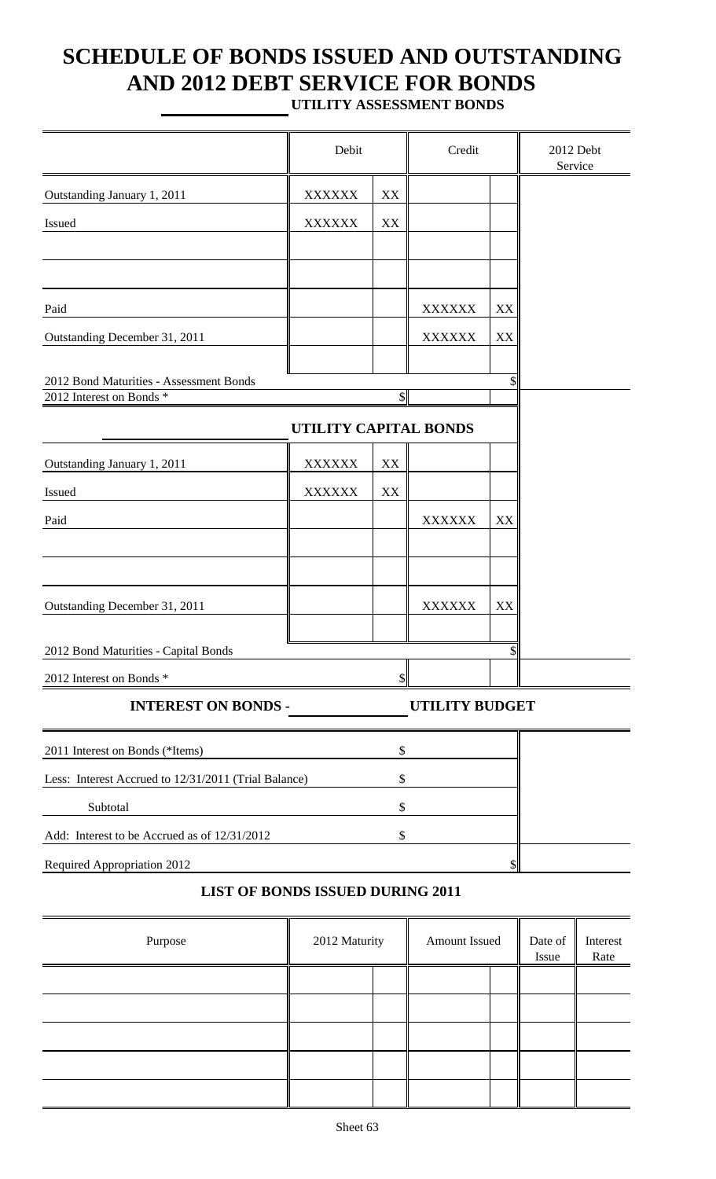# SCHEDULE OF BONDS ISSUED AND OUTSTANDING AND 2012 DEBT SERVICE FOR BONDS

**UTILITY ASSESSMENT BONDS**

| | Debit | | Credit | | 2012 Debt Service |
|---|---|---|---|---|---|
| Outstanding January 1, 2011 | XXXXXX | XX | | | |
| Issued | XXXXXX | XX | | | |
| | | | | | |
| | | | | | |
| Paid | | | XXXXXX | XX | |
| Outstanding December 31, 2011 | | | XXXXXX | XX | |
| | | | | | |
| 2012 Bond Maturities - Assessment Bonds | | | | $ | |
| 2012 Interest on Bonds * | | $ | | | |

**UTILITY CAPITAL BONDS**

| | Debit | | Credit | | 2012 Debt Service |
|---|---|---|---|---|---|
| Outstanding January 1, 2011 | XXXXXX | XX | | | |
| Issued | XXXXXX | XX | | | |
| Paid | | | XXXXXX | XX | |
| | | | | | |
| | | | | | |
| Outstanding December 31, 2011 | | | XXXXXX | XX | |
| | | | | | |
| 2012 Bond Maturities - Capital Bonds | | | | $ | |
| 2012 Interest on Bonds * | | $ | | | |

**INTEREST ON BONDS - UTILITY BUDGET**

| | | |
|---|---|---|
| 2011 Interest on Bonds (*Items) | $ | |
| Less: Interest Accrued to 12/31/2011 (Trial Balance) | $ | |
| Subtotal | $ | |
| Add: Interest to be Accrued as of 12/31/2012 | $ | |
| Required Appropriation 2012 | | $ |

**LIST OF BONDS ISSUED DURING 2011**

| Purpose | 2012 Maturity | | Amount Issued | | Date of Issue | Interest Rate |
|---|---|---|---|---|---|---|
| | | | | | | |
| | | | | | | |
| | | | | | | |
| | | | | | | |
| | | | | | | |

Sheet 63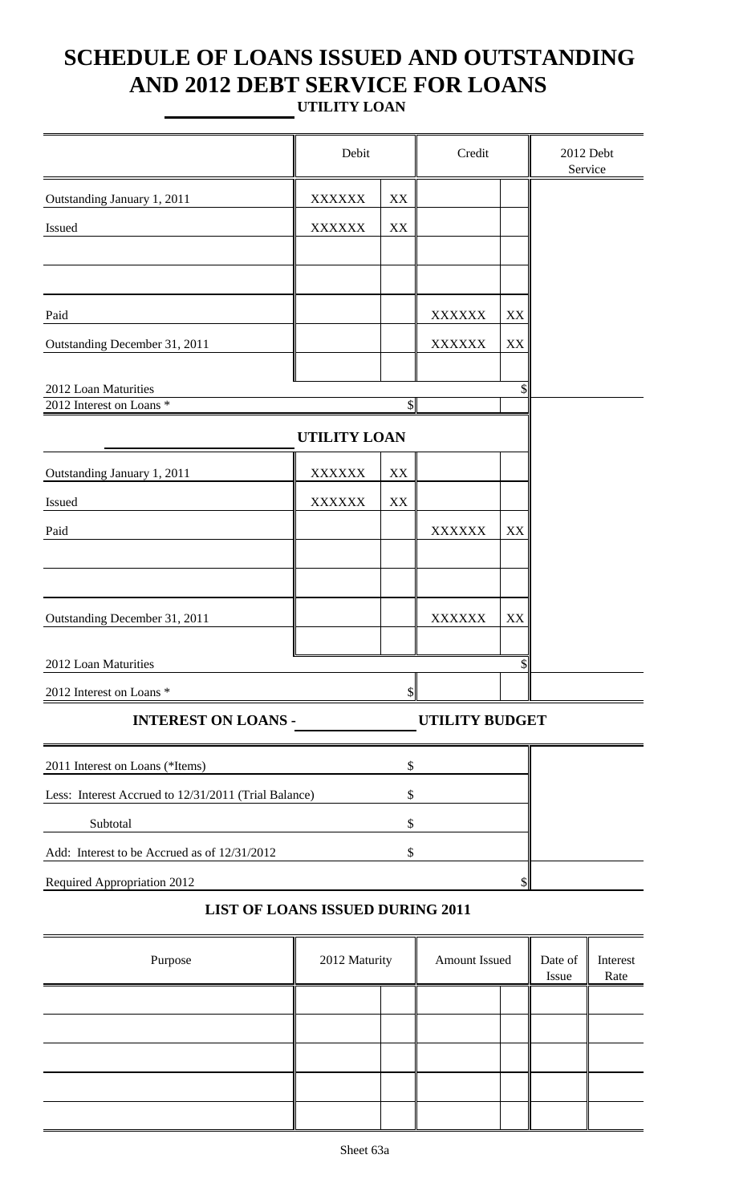# SCHEDULE OF LOANS ISSUED AND OUTSTANDING AND 2012 DEBT SERVICE FOR LOANS

**UTILITY LOAN**

| | Debit | | Credit | | 2012 Debt Service |
|---|---|---|---|---|---|
| Outstanding January 1, 2011 | XXXXXX | XX | | | |
| Issued | XXXXXX | XX | | | |
| | | | | | |
| | | | | | |
| Paid | | | XXXXXX | XX | |
| Outstanding December 31, 2011 | | | XXXXXX | XX | |
| | | | | | |
| 2012 Loan Maturities | | | | $ | |
| 2012 Interest on Loans * | | $ | | | |

**UTILITY LOAN**

| | Debit | | Credit | | 2012 Debt Service |
|---|---|---|---|---|---|
| Outstanding January 1, 2011 | XXXXXX | XX | | | |
| Issued | XXXXXX | XX | | | |
| Paid | | | XXXXXX | XX | |
| | | | | | |
| | | | | | |
| Outstanding December 31, 2011 | | | XXXXXX | XX | |
| | | | | | |
| 2012 Loan Maturities | | | | $ | |
| 2012 Interest on Loans * | | $ | | | |

**INTEREST ON LOANS - UTILITY BUDGET**

| | | |
|---|---|---|
| 2011 Interest on Loans (*Items) | $ | |
| Less: Interest Accrued to 12/31/2011 (Trial Balance) | $ | |
| Subtotal | $ | |
| Add: Interest to be Accrued as of 12/31/2012 | $ | |
| Required Appropriation 2012 | $ | |

**LIST OF LOANS ISSUED DURING 2011**

| Purpose | 2012 Maturity | | Amount Issued | | Date of Issue | Interest Rate |
|---|---|---|---|---|---|---|
| | | | | | | |
| | | | | | | |
| | | | | | | |
| | | | | | | |
| | | | | | | |

Sheet 63a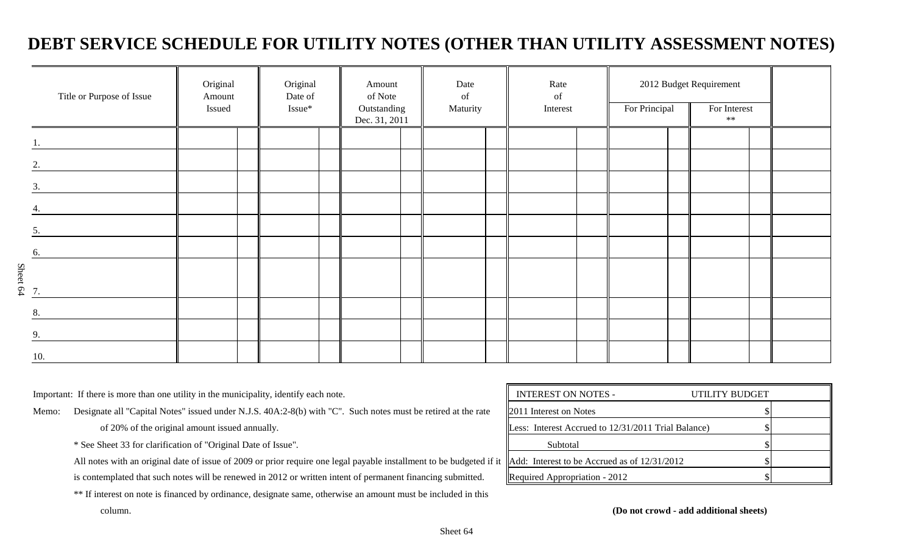# DEBT SERVICE SCHEDULE FOR UTILITY NOTES (OTHER THAN UTILITY ASSESSMENT NOTES)

| Title or Purpose of Issue | Original Amount Issued | Original Date of Issue* | Amount of Note Outstanding Dec. 31, 2011 | Date of Maturity | Rate of Interest | 2012 Budget Requirement | | |
|---|---|---|---|---|---|---|---|---|
| | | | | | | For Principal | For Interest ** | |
| 1. | | | | | | | | |
| 2. | | | | | | | | |
| 3. | | | | | | | | |
| 4. | | | | | | | | |
| 5. | | | | | | | | |
| 6. | | | | | | | | |
| 7. | | | | | | | | |
| 8. | | | | | | | | |
| 9. | | | | | | | | |
| 10. | | | | | | | | |

Important: If there is more than one utility in the municipality, identify each note.

Memo: Designate all "Capital Notes" issued under N.J.S. 40A:2-8(b) with "C". Such notes must be retired at the rate of 20% of the original amount issued annually.

* See Sheet 33 for clarification of "Original Date of Issue".

All notes with an original date of issue of 2009 or prior require one legal payable installment to be budgeted if it is contemplated that such notes will be renewed in 2012 or written intent of permanent financing submitted.

** If interest on note is financed by ordinance, designate same, otherwise an amount must be included in this column.

| INTEREST ON NOTES - UTILITY BUDGET | | |
|---|---|---|
| 2011 Interest on Notes | $ | |
| Less: Interest Accrued to 12/31/2011 Trial Balance) | $ | |
| Subtotal | $ | |
| Add: Interest to be Accrued as of 12/31/2012 | $ | |
| Required Appropriation - 2012 | $ | |

**(Do not crowd - add additional sheets)**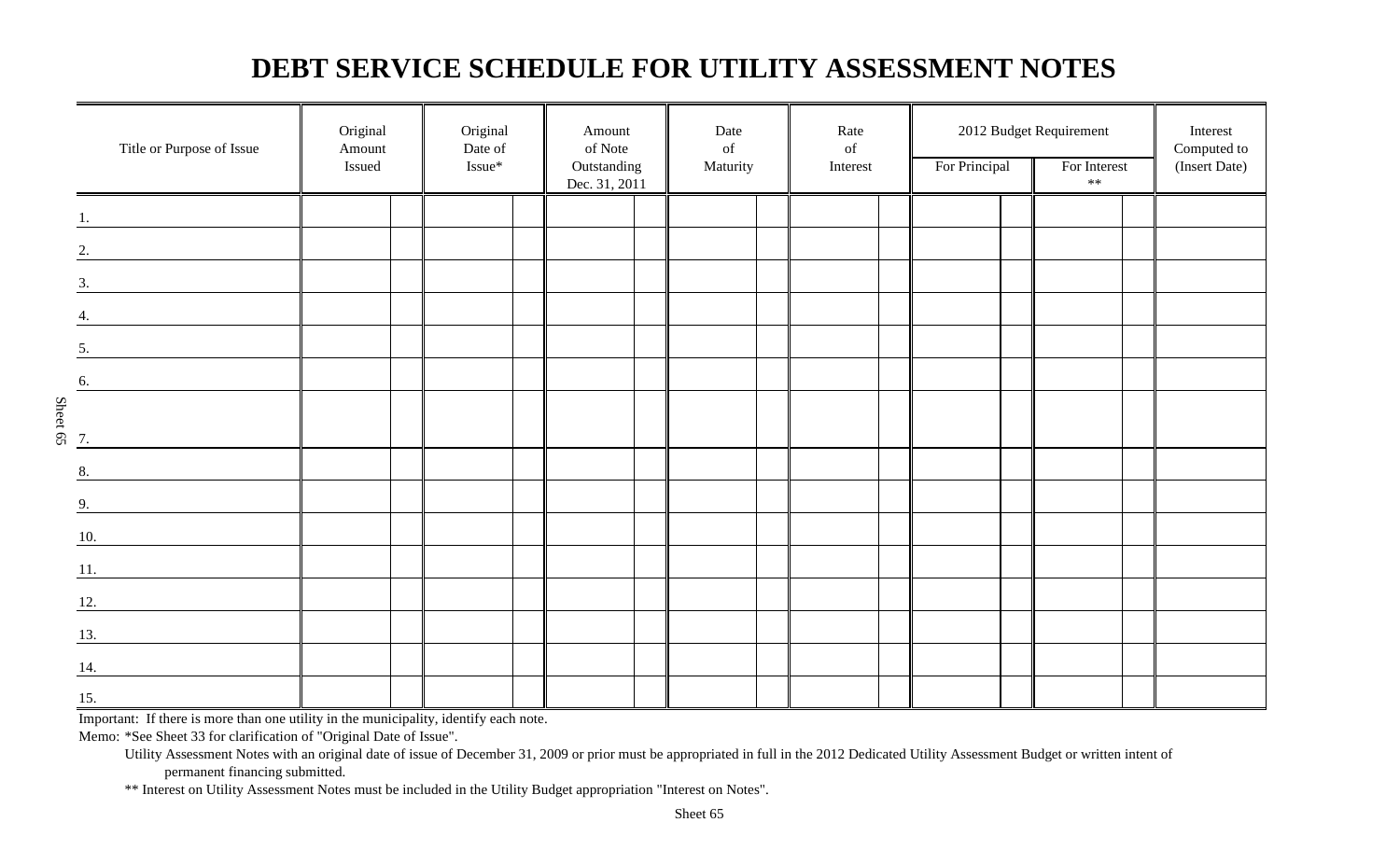# DEBT SERVICE SCHEDULE FOR UTILITY ASSESSMENT NOTES

| Title or Purpose of Issue | Original Amount Issued | Original Date of Issue* | Amount of Note Outstanding Dec. 31, 2011 | Date of Maturity | Rate of Interest | 2012 Budget Requirement | | Interest Computed to (Insert Date) |
|---|---|---|---|---|---|---|---|---|
| | | | | | | For Principal | For Interest ** | |
| 1. | | | | | | | | |
| 2. | | | | | | | | |
| 3. | | | | | | | | |
| 4. | | | | | | | | |
| 5. | | | | | | | | |
| 6. | | | | | | | | |
| 7. | | | | | | | | |
| 8. | | | | | | | | |
| 9. | | | | | | | | |
| 10. | | | | | | | | |
| 11. | | | | | | | | |
| 12. | | | | | | | | |
| 13. | | | | | | | | |
| 14. | | | | | | | | |
| 15. | | | | | | | | |

Important: If there is more than one utility in the municipality, identify each note.

Memo: *See Sheet 33 for clarification of "Original Date of Issue".

Utility Assessment Notes with an original date of issue of December 31, 2009 or prior must be appropriated in full in the 2012 Dedicated Utility Assessment Budget or written intent of permanent financing submitted.

** Interest on Utility Assessment Notes must be included in the Utility Budget appropriation "Interest on Notes".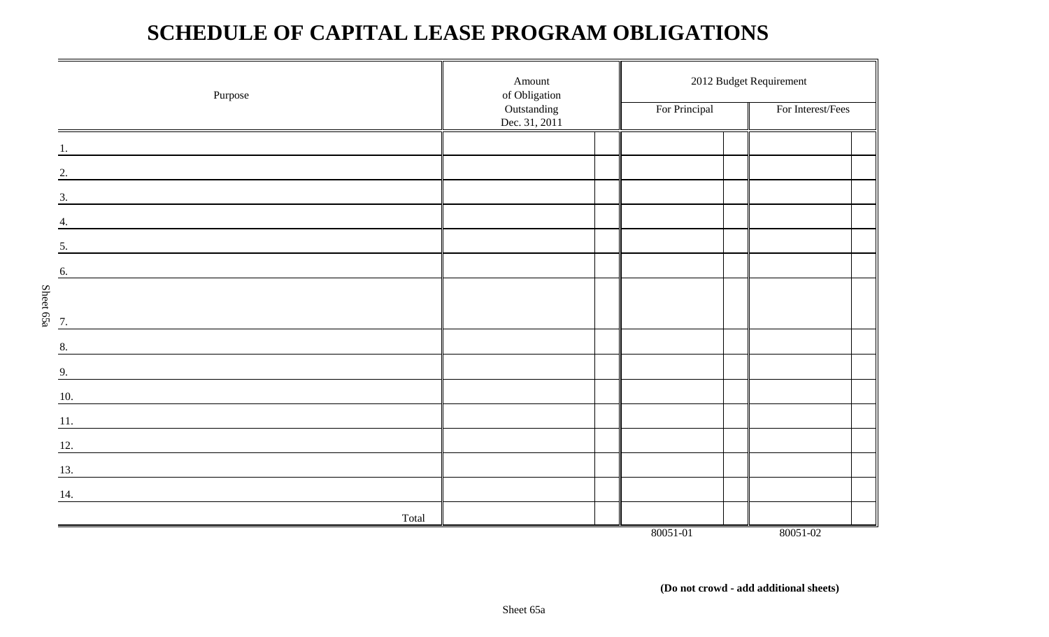# SCHEDULE OF CAPITAL LEASE PROGRAM OBLIGATIONS

| Purpose | Amount of Obligation Outstanding Dec. 31, 2011 | 2012 Budget Requirement | |
|---|---|---|---|
| | | For Principal | For Interest/Fees |
| 1. | | | |
| 2. | | | |
| 3. | | | |
| 4. | | | |
| 5. | | | |
| 6. | | | |
| 7. | | | |
| 8. | | | |
| 9. | | | |
| 10. | | | |
| 11. | | | |
| 12. | | | |
| 13. | | | |
| 14. | | | |
| Total | | | |
| | | 80051-01 | 80051-02 |

**(Do not crowd - add additional sheets)**

Sheet 65a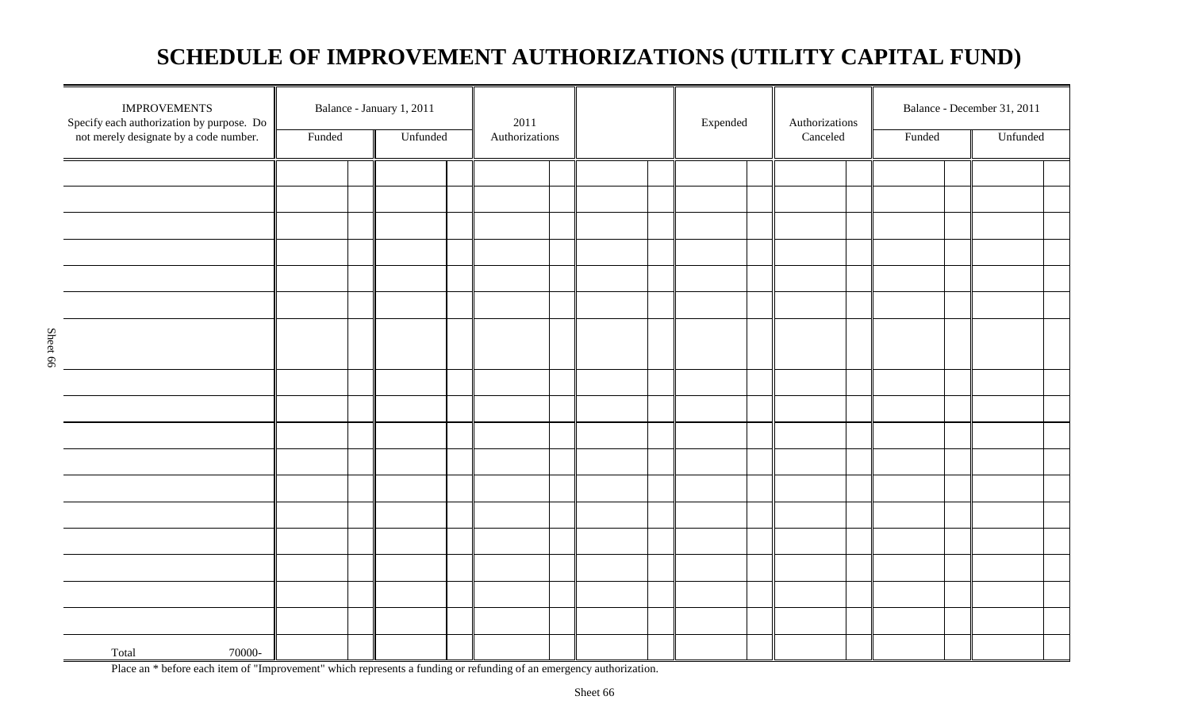# SCHEDULE OF IMPROVEMENT AUTHORIZATIONS (UTILITY CAPITAL FUND)

| IMPROVEMENTS Specify each authorization by purpose. Do not merely designate by a code number. | Balance - January 1, 2011 | | 2011 Authorizations | | Expended | Authorizations Canceled | Balance - December 31, 2011 | |
|---|---|---|---|---|---|---|---|---|
| | Funded | Unfunded | | | | | Funded | Unfunded |
| | | | | | | | | |
| | | | | | | | | |
| | | | | | | | | |
| | | | | | | | | |
| | | | | | | | | |
| | | | | | | | | |
| | | | | | | | | |
| | | | | | | | | |
| | | | | | | | | |
| | | | | | | | | |
| | | | | | | | | |
| | | | | | | | | |
| | | | | | | | | |
| | | | | | | | | |
| | | | | | | | | |
| | | | | | | | | |
| | | | | | | | | |
| Total 70000- | | | | | | | | |

Place an * before each item of "Improvement" which represents a funding or refunding of an emergency authorization.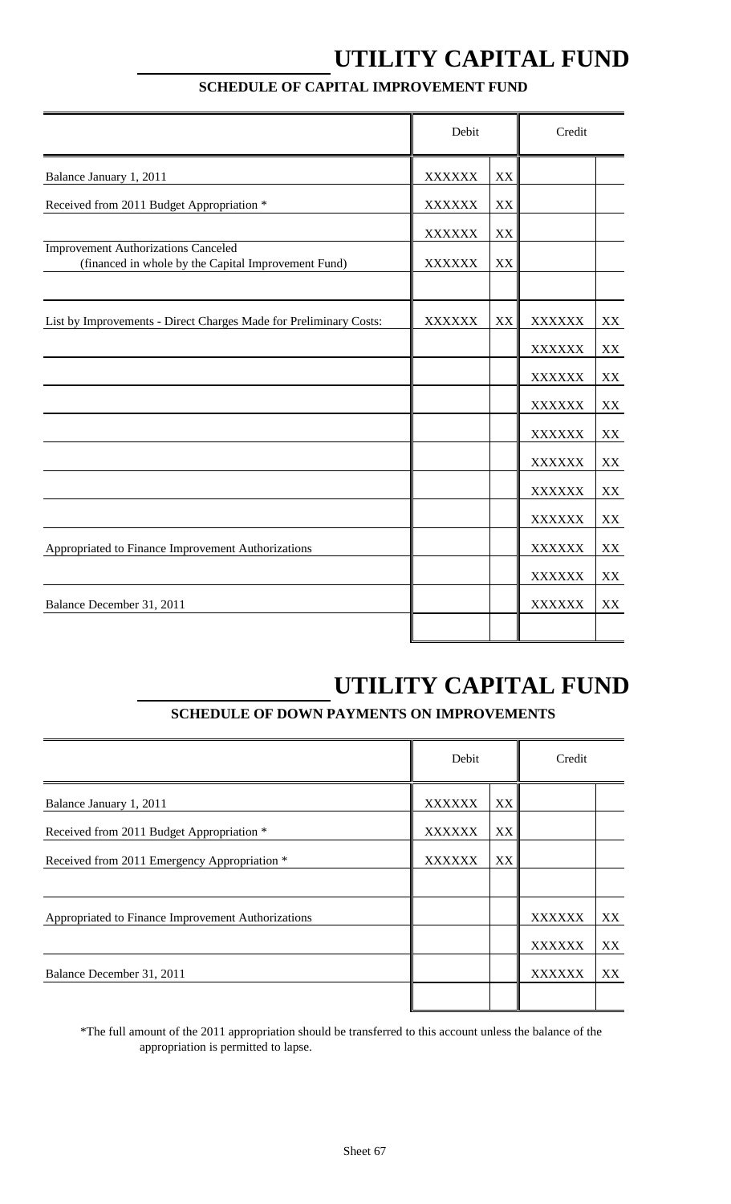# UTILITY CAPITAL FUND

## SCHEDULE OF CAPITAL IMPROVEMENT FUND

| | Debit | | Credit | |
|---|---|---|---|---|
| Balance January 1, 2011 | XXXXXX | XX | | |
| Received from 2011 Budget Appropriation * | XXXXXX | XX | | |
| | XXXXXX | XX | | |
| Improvement Authorizations Canceled (financed in whole by the Capital Improvement Fund) | XXXXXX | XX | | |
| | | | | |
| List by Improvements - Direct Charges Made for Preliminary Costs: | XXXXXX | XX | XXXXXX | XX |
| | | | XXXXXX | XX |
| | | | XXXXXX | XX |
| | | | XXXXXX | XX |
| | | | XXXXXX | XX |
| | | | XXXXXX | XX |
| | | | XXXXXX | XX |
| | | | XXXXXX | XX |
| Appropriated to Finance Improvement Authorizations | | | XXXXXX | XX |
| | | | XXXXXX | XX |
| Balance December 31, 2011 | | | XXXXXX | XX |
| | | | | |

# UTILITY CAPITAL FUND

## SCHEDULE OF DOWN PAYMENTS ON IMPROVEMENTS

| | Debit | | Credit | |
|---|---|---|---|---|
| Balance January 1, 2011 | XXXXXX | XX | | |
| Received from 2011 Budget Appropriation * | XXXXXX | XX | | |
| Received from 2011 Emergency Appropriation * | XXXXXX | XX | | |
| | | | | |
| Appropriated to Finance Improvement Authorizations | | | XXXXXX | XX |
| | | | XXXXXX | XX |
| Balance December 31, 2011 | | | XXXXXX | XX |
| | | | | |

*The full amount of the 2011 appropriation should be transferred to this account unless the balance of the appropriation is permitted to lapse.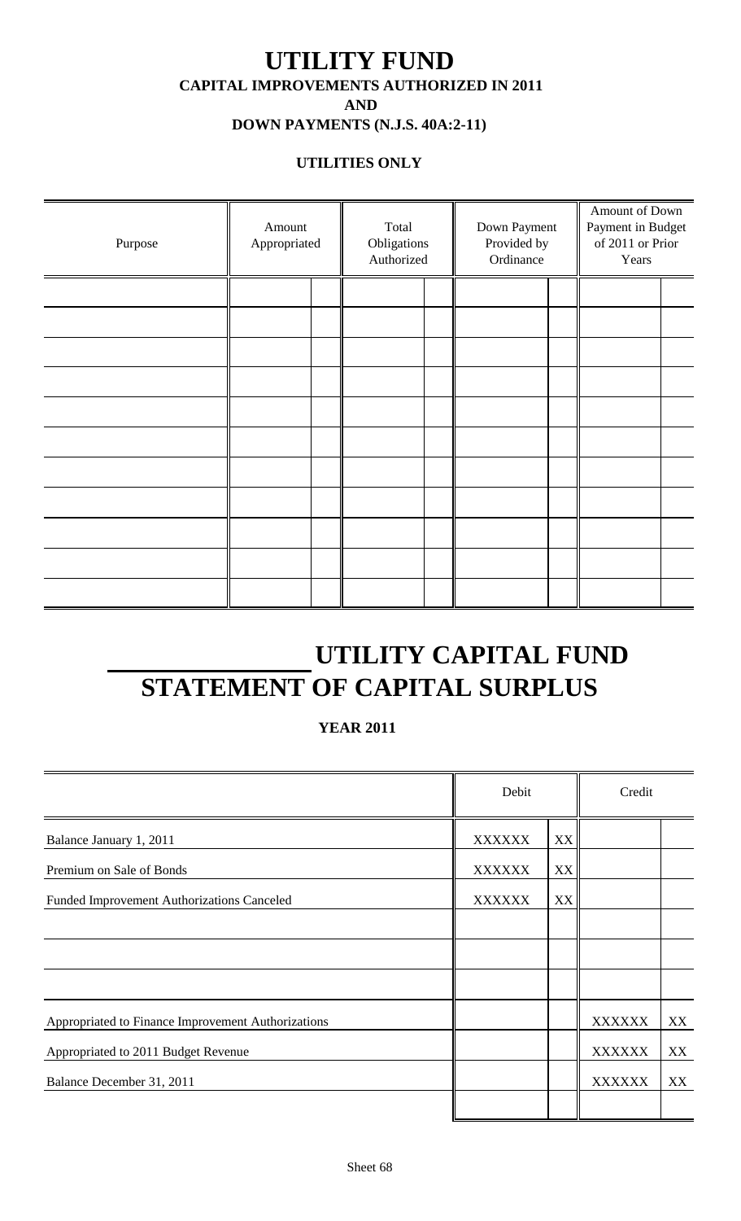# UTILITY FUND

### CAPITAL IMPROVEMENTS AUTHORIZED IN 2011

### AND

### DOWN PAYMENTS (N.J.S. 40A:2-11)

#### UTILITIES ONLY

| Purpose | Amount Appropriated | | Total Obligations Authorized | | Down Payment Provided by Ordinance | | Amount of Down Payment in Budget of 2011 or Prior Years | |
|---|---|---|---|---|---|---|---|---|
| | | | | | | | | |
| | | | | | | | | |
| | | | | | | | | |
| | | | | | | | | |
| | | | | | | | | |
| | | | | | | | | |
| | | | | | | | | |
| | | | | | | | | |
| | | | | | | | | |
| | | | | | | | | |
| | | | | | | | | |

# _______________ UTILITY CAPITAL FUND STATEMENT OF CAPITAL SURPLUS

#### YEAR 2011

| | Debit | | Credit | |
|---|---|---|---|---|
| Balance January 1, 2011 | XXXXXX | XX | | |
| Premium on Sale of Bonds | XXXXXX | XX | | |
| Funded Improvement Authorizations Canceled | XXXXXX | XX | | |
| | | | | |
| | | | | |
| | | | | |
| Appropriated to Finance Improvement Authorizations | | | XXXXXX | XX |
| Appropriated to 2011 Budget Revenue | | | XXXXXX | XX |
| Balance December 31, 2011 | | | XXXXXX | XX |
| | | | | |

Sheet 68